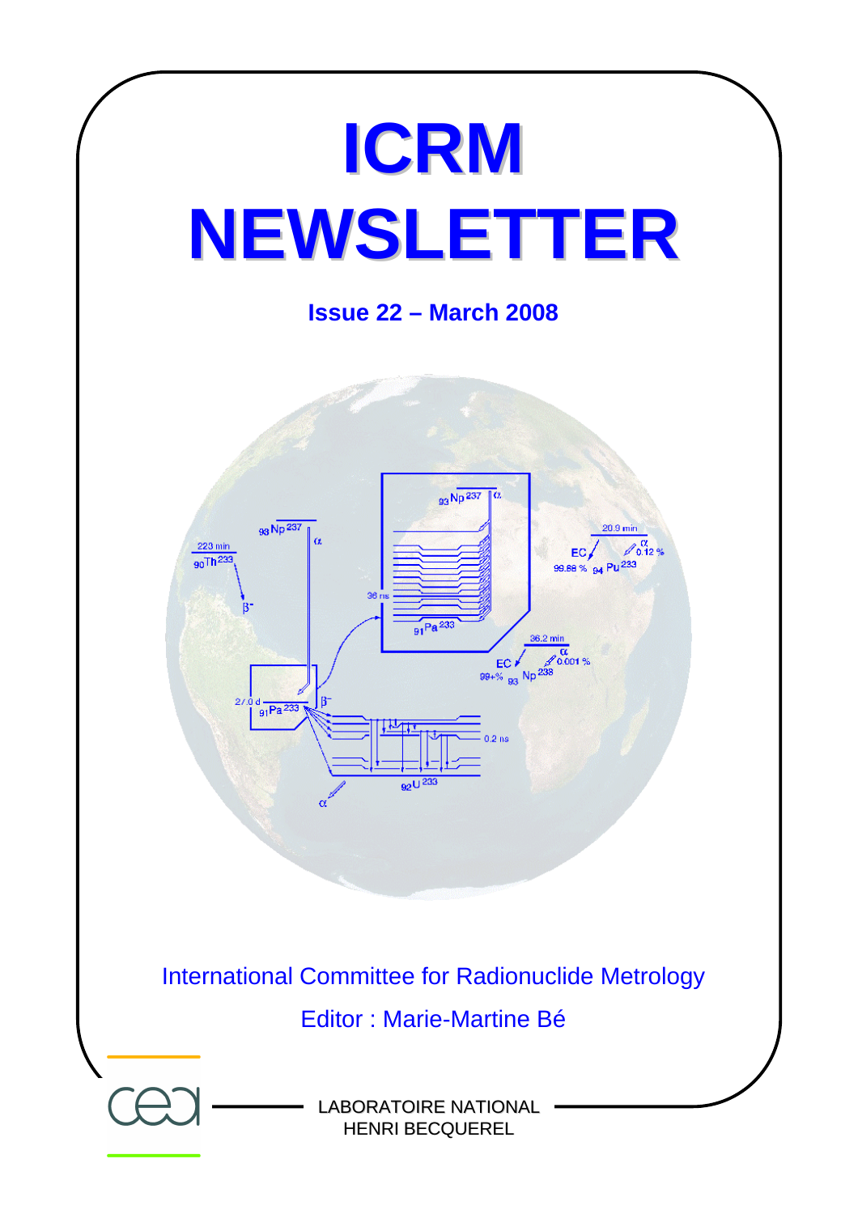# ICRM NEWSLETTER

**Issue 22 – March 2008**

International Committee for Radionuclide Metrology

Editor : Marie-Martine Bé

LABORATOIRE NATIONAL HENRI BECQUEREL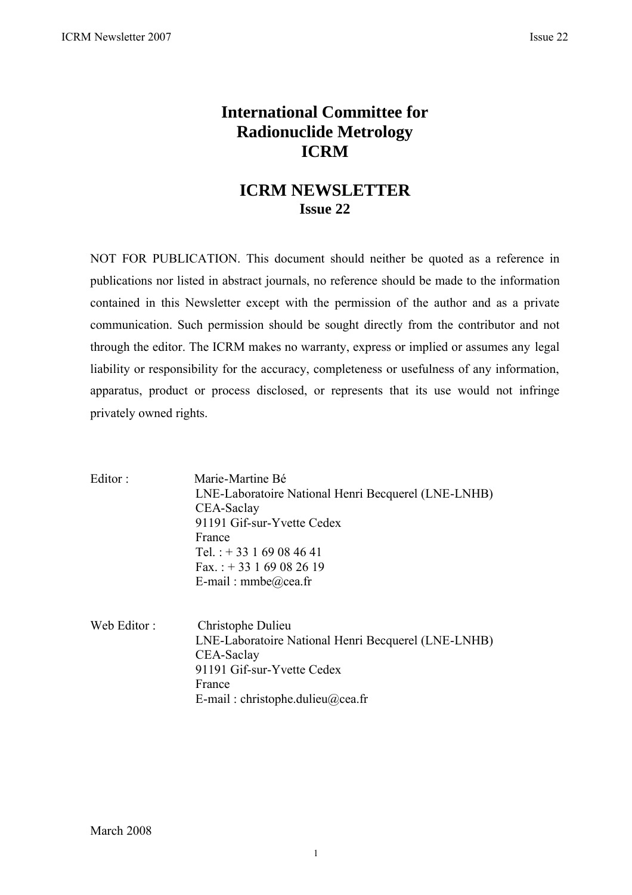# International Committee for Radionuclide Metrology ICRM

## ICRM NEWSLETTER
### Issue 22

NOT FOR PUBLICATION. This document should neither be quoted as a reference in publications nor listed in abstract journals, no reference should be made to the information contained in this Newsletter except with the permission of the author and as a private communication. Such permission should be sought directly from the contributor and not through the editor. The ICRM makes no warranty, express or implied or assumes any legal liability or responsibility for the accuracy, completeness or usefulness of any information, apparatus, product or process disclosed, or represents that its use would not infringe privately owned rights.

Editor : Marie-Martine Bé
LNE-Laboratoire National Henri Becquerel (LNE-LNHB)
CEA-Saclay
91191 Gif-sur-Yvette Cedex
France
Tel. : + 33 1 69 08 46 41
Fax. : + 33 1 69 08 26 19
E-mail : mmbe@cea.fr

Web Editor : Christophe Dulieu
LNE-Laboratoire National Henri Becquerel (LNE-LNHB)
CEA-Saclay
91191 Gif-sur-Yvette Cedex
France
E-mail : christophe.dulieu@cea.fr

March 2008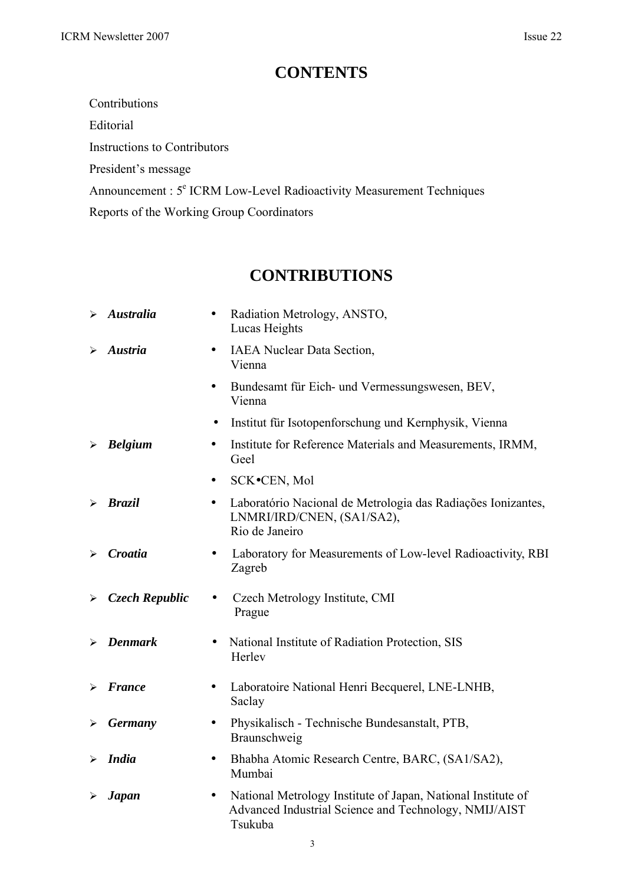# CONTENTS

Contributions

Editorial

Instructions to Contributors

President's message

Announcement : 5[e] ICRM Low-Level Radioactivity Measurement Techniques

Reports of the Working Group Coordinators

# CONTRIBUTIONS

- ***Australia***
  - Radiation Metrology, ANSTO, Lucas Heights
- ***Austria***
  - IAEA Nuclear Data Section, Vienna
  - Bundesamt für Eich- und Vermessungswesen, BEV, Vienna
  - Institut für Isotopenforschung und Kernphysik, Vienna
- ***Belgium***
  - Institute for Reference Materials and Measurements, IRMM, Geel
  - SCK•CEN, Mol
- ***Brazil***
  - Laboratório Nacional de Metrologia das Radiações Ionizantes, LNMRI/IRD/CNEN, (SA1/SA2), Rio de Janeiro
- ***Croatia***
  - Laboratory for Measurements of Low-level Radioactivity, RBI Zagreb
- ***Czech Republic***
  - Czech Metrology Institute, CMI Prague
- ***Denmark***
  - National Institute of Radiation Protection, SIS Herlev
- ***France***
  - Laboratoire National Henri Becquerel, LNE-LNHB, Saclay
- ***Germany***
  - Physikalisch - Technische Bundesanstalt, PTB, Braunschweig
- ***India***
  - Bhabha Atomic Research Centre, BARC, (SA1/SA2), Mumbai
- ***Japan***
  - National Metrology Institute of Japan, National Institute of Advanced Industrial Science and Technology, NMIJ/AIST Tsukuba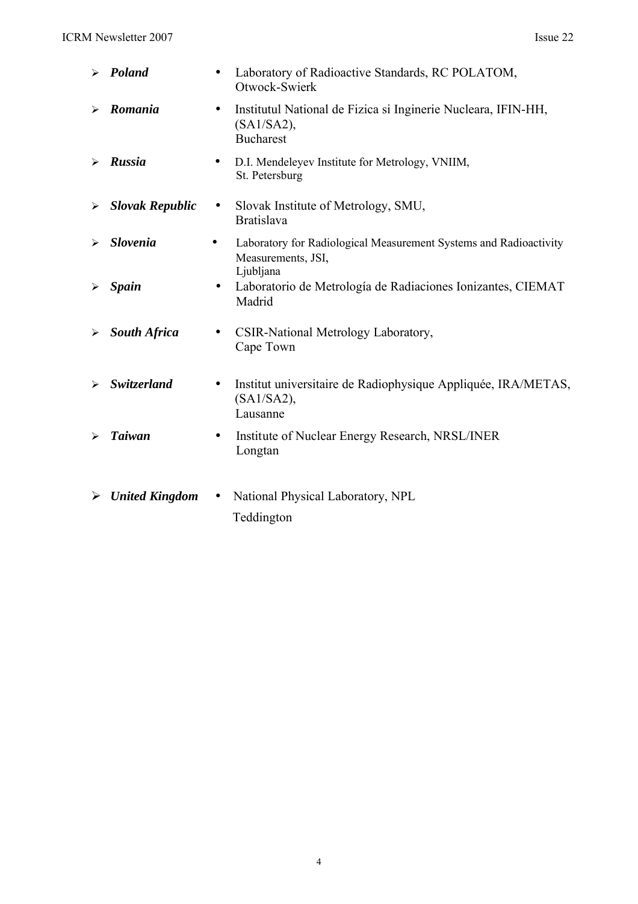- ***Poland***
  - Laboratory of Radioactive Standards, RC POLATOM, Otwock-Swierk
- ***Romania***
  - Institutul National de Fizica si Inginerie Nucleara, IFIN-HH, (SA1/SA2), Bucharest
- ***Russia***
  - D.I. Mendeleyev Institute for Metrology, VNIIM, St. Petersburg
- ***Slovak Republic***
  - Slovak Institute of Metrology, SMU, Bratislava
- ***Slovenia***
  - Laboratory for Radiological Measurement Systems and Radioactivity Measurements, JSI, Ljubljana
- ***Spain***
  - Laboratorio de Metrología de Radiaciones Ionizantes, CIEMAT Madrid
- ***South Africa***
  - CSIR-National Metrology Laboratory, Cape Town
- ***Switzerland***
  - Institut universitaire de Radiophysique Appliquée, IRA/METAS, (SA1/SA2), Lausanne
- ***Taiwan***
  - Institute of Nuclear Energy Research, NRSL/INER Longtan
- ***United Kingdom***
  - National Physical Laboratory, NPL Teddington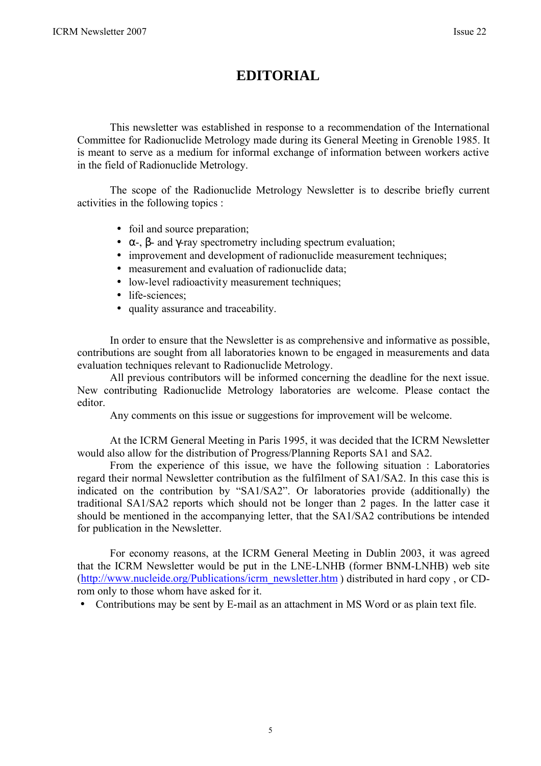# EDITORIAL

This newsletter was established in response to a recommendation of the International Committee for Radionuclide Metrology made during its General Meeting in Grenoble 1985. It is meant to serve as a medium for informal exchange of information between workers active in the field of Radionuclide Metrology.

The scope of the Radionuclide Metrology Newsletter is to describe briefly current activities in the following topics :

- foil and source preparation;
- $\alpha$-, $\beta$- and $\gamma$-ray spectrometry including spectrum evaluation;
- improvement and development of radionuclide measurement techniques;
- measurement and evaluation of radionuclide data;
- low-level radioactivity measurement techniques;
- life-sciences;
- quality assurance and traceability.

In order to ensure that the Newsletter is as comprehensive and informative as possible, contributions are sought from all laboratories known to be engaged in measurements and data evaluation techniques relevant to Radionuclide Metrology.

All previous contributors will be informed concerning the deadline for the next issue. New contributing Radionuclide Metrology laboratories are welcome. Please contact the editor.

Any comments on this issue or suggestions for improvement will be welcome.

At the ICRM General Meeting in Paris 1995, it was decided that the ICRM Newsletter would also allow for the distribution of Progress/Planning Reports SA1 and SA2.

From the experience of this issue, we have the following situation : Laboratories regard their normal Newsletter contribution as the fulfilment of SA1/SA2. In this case this is indicated on the contribution by "SA1/SA2". Or laboratories provide (additionally) the traditional SA1/SA2 reports which should not be longer than 2 pages. In the latter case it should be mentioned in the accompanying letter, that the SA1/SA2 contributions be intended for publication in the Newsletter.

For economy reasons, at the ICRM General Meeting in Dublin 2003, it was agreed that the ICRM Newsletter would be put in the LNE-LNHB (former BNM-LNHB) web site (http://www.nucleide.org/Publications/icrm_newsletter.htm ) distributed in hard copy , or CD-rom only to those whom have asked for it.

- Contributions may be sent by E-mail as an attachment in MS Word or as plain text file.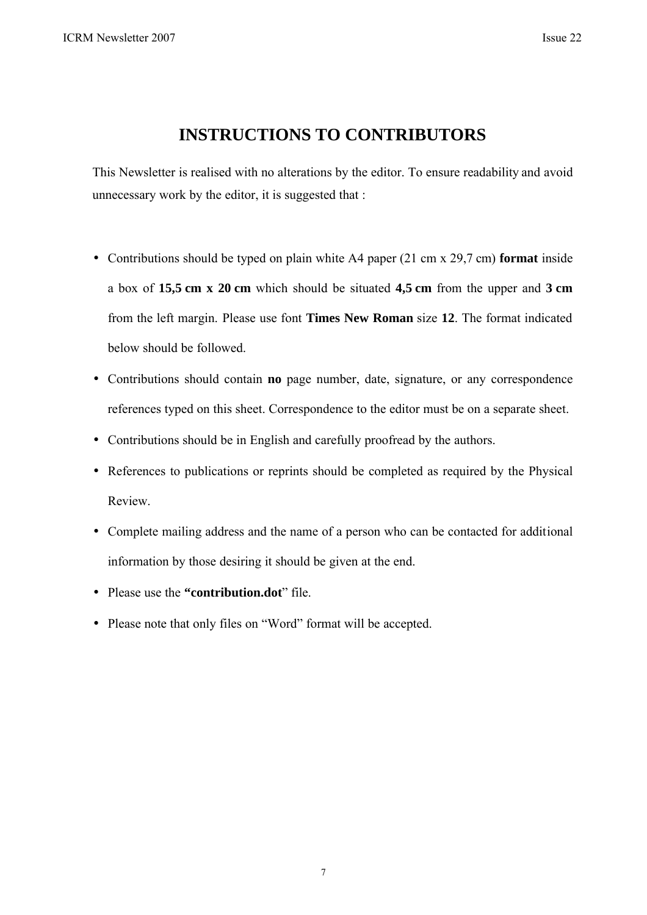# INSTRUCTIONS TO CONTRIBUTORS

This Newsletter is realised with no alterations by the editor. To ensure readability and avoid unnecessary work by the editor, it is suggested that :

- Contributions should be typed on plain white A4 paper (21 cm x 29,7 cm) **format** inside a box of **15,5 cm x 20 cm** which should be situated **4,5 cm** from the upper and **3 cm** from the left margin. Please use font **Times New Roman** size **12**. The format indicated below should be followed.
- Contributions should contain **no** page number, date, signature, or any correspondence references typed on this sheet. Correspondence to the editor must be on a separate sheet.
- Contributions should be in English and carefully proofread by the authors.
- References to publications or reprints should be completed as required by the Physical Review.
- Complete mailing address and the name of a person who can be contacted for additional information by those desiring it should be given at the end.
- Please use the **"contribution.dot"** file.
- Please note that only files on "Word" format will be accepted.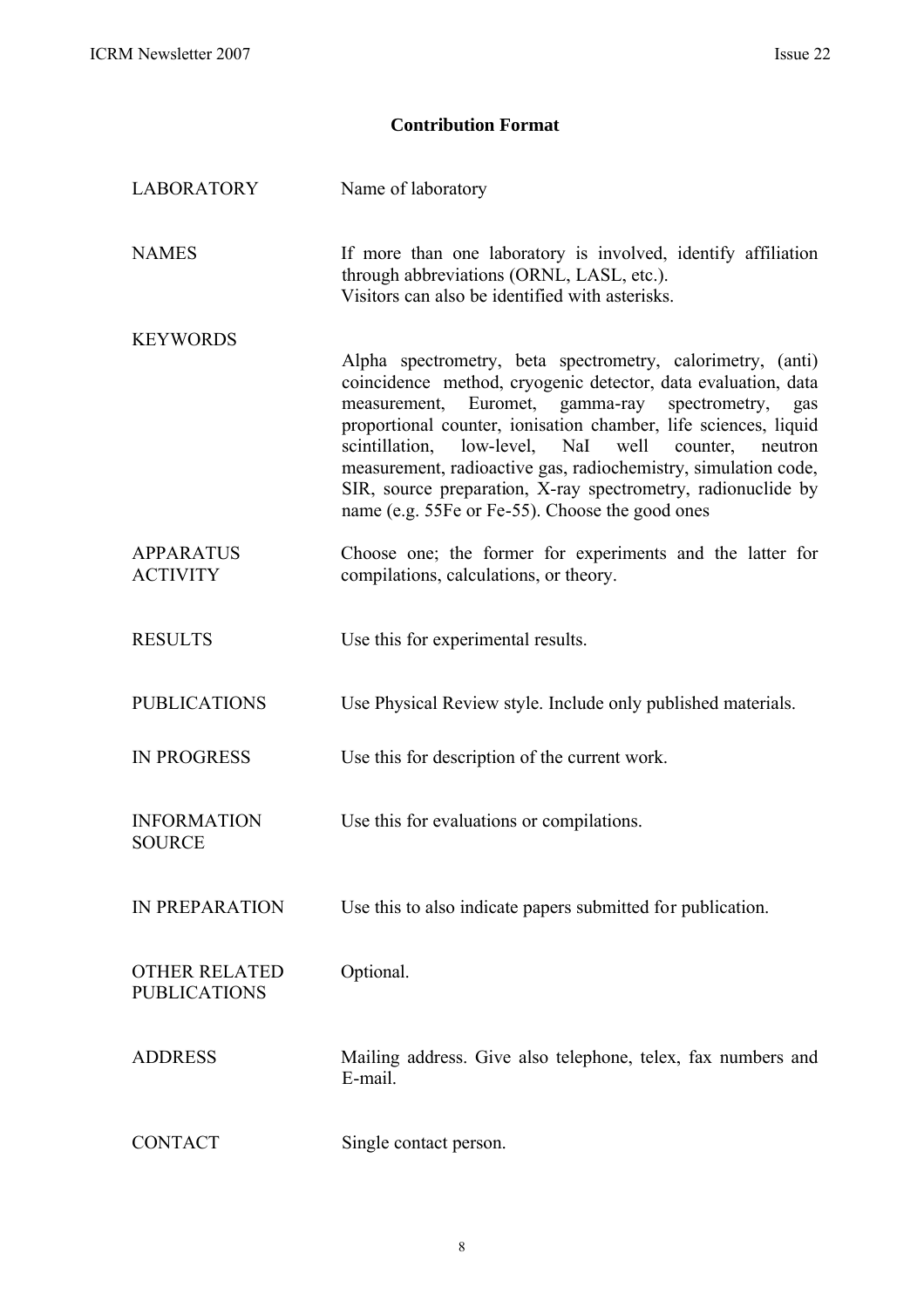## Contribution Format

| | |
|---|---|
| LABORATORY | Name of laboratory |
| NAMES | If more than one laboratory is involved, identify affiliation through abbreviations (ORNL, LASL, etc.). Visitors can also be identified with asterisks. |
| KEYWORDS | Alpha spectrometry, beta spectrometry, calorimetry, (anti) coincidence method, cryogenic detector, data evaluation, data measurement, Euromet, gamma-ray spectrometry, gas proportional counter, ionisation chamber, life sciences, liquid scintillation, low-level, NaI well counter, neutron measurement, radioactive gas, radiochemistry, simulation code, SIR, source preparation, X-ray spectrometry, radionuclide by name (e.g. 55Fe or Fe-55). Choose the good ones |
| APPARATUS ACTIVITY | Choose one; the former for experiments and the latter for compilations, calculations, or theory. |
| RESULTS | Use this for experimental results. |
| PUBLICATIONS | Use Physical Review style. Include only published materials. |
| IN PROGRESS | Use this for description of the current work. |
| INFORMATION SOURCE | Use this for evaluations or compilations. |
| IN PREPARATION | Use this to also indicate papers submitted for publication. |
| OTHER RELATED PUBLICATIONS | Optional. |
| ADDRESS | Mailing address. Give also telephone, telex, fax numbers and E-mail. |
| CONTACT | Single contact person. |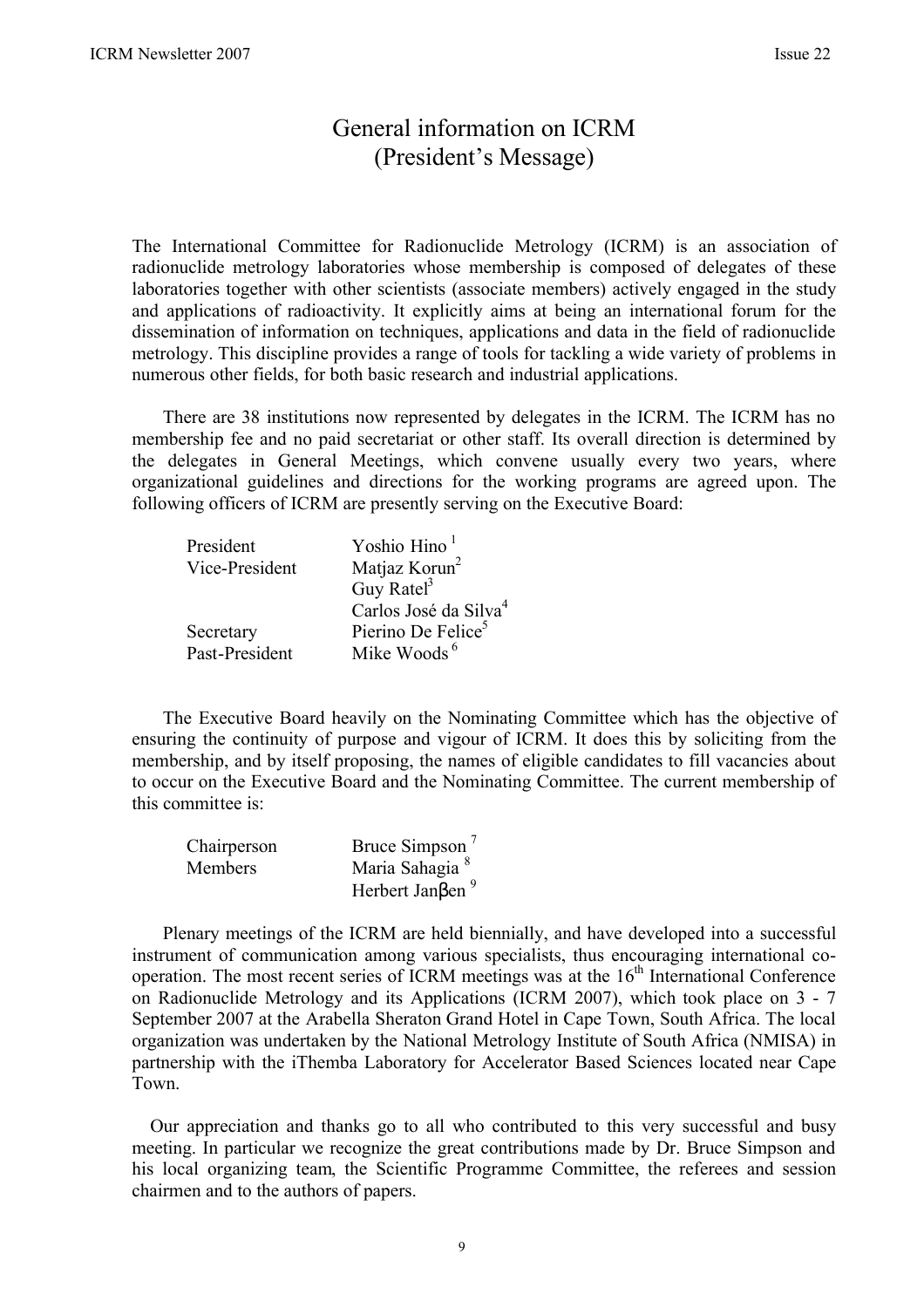# General information on ICRM
# (President's Message)

The International Committee for Radionuclide Metrology (ICRM) is an association of radionuclide metrology laboratories whose membership is composed of delegates of these laboratories together with other scientists (associate members) actively engaged in the study and applications of radioactivity. It explicitly aims at being an international forum for the dissemination of information on techniques, applications and data in the field of radionuclide metrology. This discipline provides a range of tools for tackling a wide variety of problems in numerous other fields, for both basic research and industrial applications.

There are 38 institutions now represented by delegates in the ICRM. The ICRM has no membership fee and no paid secretariat or other staff. Its overall direction is determined by the delegates in General Meetings, which convene usually every two years, where organizational guidelines and directions for the working programs are agreed upon. The following officers of ICRM are presently serving on the Executive Board:

| | |
|---|---|
| President | Yoshio Hino [1] |
| Vice-President | Matjaz Korun[2] |
| | Guy Ratel[3] |
| | Carlos José da Silva[4] |
| Secretary | Pierino De Felice[5] |
| Past-President | Mike Woods [6] |

The Executive Board heavily on the Nominating Committee which has the objective of ensuring the continuity of purpose and vigour of ICRM. It does this by soliciting from the membership, and by itself proposing, the names of eligible candidates to fill vacancies about to occur on the Executive Board and the Nominating Committee. The current membership of this committee is:

| | |
|---|---|
| Chairperson | Bruce Simpson [7] |
| Members | Maria Sahagia [8] |
| | Herbert Janβen [9] |

Plenary meetings of the ICRM are held biennially, and have developed into a successful instrument of communication among various specialists, thus encouraging international co-operation. The most recent series of ICRM meetings was at the 16th International Conference on Radionuclide Metrology and its Applications (ICRM 2007), which took place on 3 - 7 September 2007 at the Arabella Sheraton Grand Hotel in Cape Town, South Africa. The local organization was undertaken by the National Metrology Institute of South Africa (NMISA) in partnership with the iThemba Laboratory for Accelerator Based Sciences located near Cape Town.

Our appreciation and thanks go to all who contributed to this very successful and busy meeting. In particular we recognize the great contributions made by Dr. Bruce Simpson and his local organizing team, the Scientific Programme Committee, the referees and session chairmen and to the authors of papers.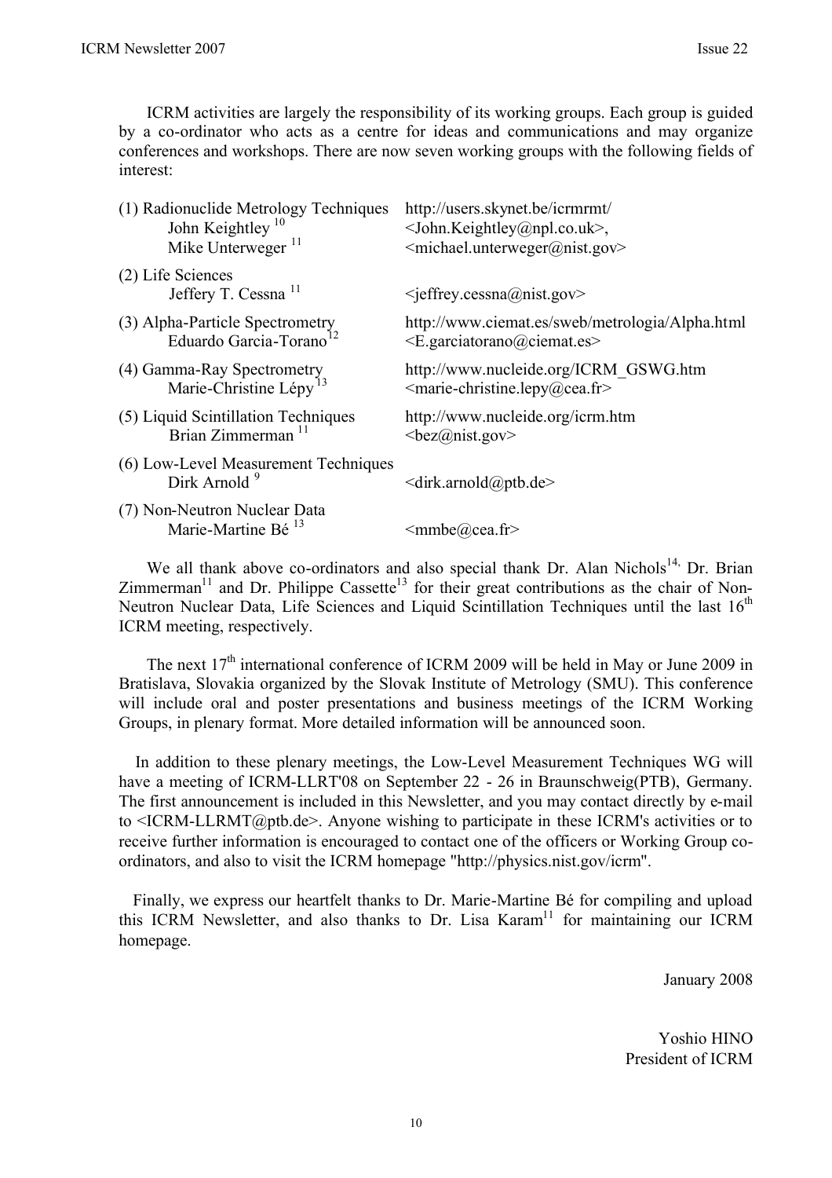ICRM activities are largely the responsibility of its working groups. Each group is guided by a co-ordinator who acts as a centre for ideas and communications and may organize conferences and workshops. There are now seven working groups with the following fields of interest:

| | |
|---|---|
| (1) Radionuclide Metrology Techniques | http://users.skynet.be/icrmrmt/ |
| John Keightley [10] | <John.Keightley@npl.co.uk>, |
| Mike Unterweger [11] | <michael.unterweger@nist.gov> |
| (2) Life Sciences | |
| Jeffery T. Cessna [11] | <jeffrey.cessna@nist.gov> |
| (3) Alpha-Particle Spectrometry | http://www.ciemat.es/sweb/metrologia/Alpha.html |
| Eduardo Garcia-Torano [12] | <E.garciatorano@ciemat.es> |
| (4) Gamma-Ray Spectrometry | http://www.nucleide.org/ICRM_GSWG.htm |
| Marie-Christine Lépy [13] | <marie-christine.lepy@cea.fr> |
| (5) Liquid Scintillation Techniques | http://www.nucleide.org/icrm.htm |
| Brian Zimmerman [11] | <bez@nist.gov> |
| (6) Low-Level Measurement Techniques | |
| Dirk Arnold [9] | <dirk.arnold@ptb.de> |
| (7) Non-Neutron Nuclear Data | |
| Marie-Martine Bé [13] | <mmbe@cea.fr> |

We all thank above co-ordinators and also special thank Dr. Alan Nichols[14], Dr. Brian Zimmerman[11] and Dr. Philippe Cassette[13] for their great contributions as the chair of Non-Neutron Nuclear Data, Life Sciences and Liquid Scintillation Techniques until the last 16th ICRM meeting, respectively.

The next 17th international conference of ICRM 2009 will be held in May or June 2009 in Bratislava, Slovakia organized by the Slovak Institute of Metrology (SMU). This conference will include oral and poster presentations and business meetings of the ICRM Working Groups, in plenary format. More detailed information will be announced soon.

In addition to these plenary meetings, the Low-Level Measurement Techniques WG will have a meeting of ICRM-LLRT'08 on September 22 - 26 in Braunschweig(PTB), Germany. The first announcement is included in this Newsletter, and you may contact directly by e-mail to <ICRM-LLRMT@ptb.de>. Anyone wishing to participate in these ICRM's activities or to receive further information is encouraged to contact one of the officers or Working Group co-ordinators, and also to visit the ICRM homepage "http://physics.nist.gov/icrm".

Finally, we express our heartfelt thanks to Dr. Marie-Martine Bé for compiling and upload this ICRM Newsletter, and also thanks to Dr. Lisa Karam[11] for maintaining our ICRM homepage.

January 2008

Yoshio HINO
President of ICRM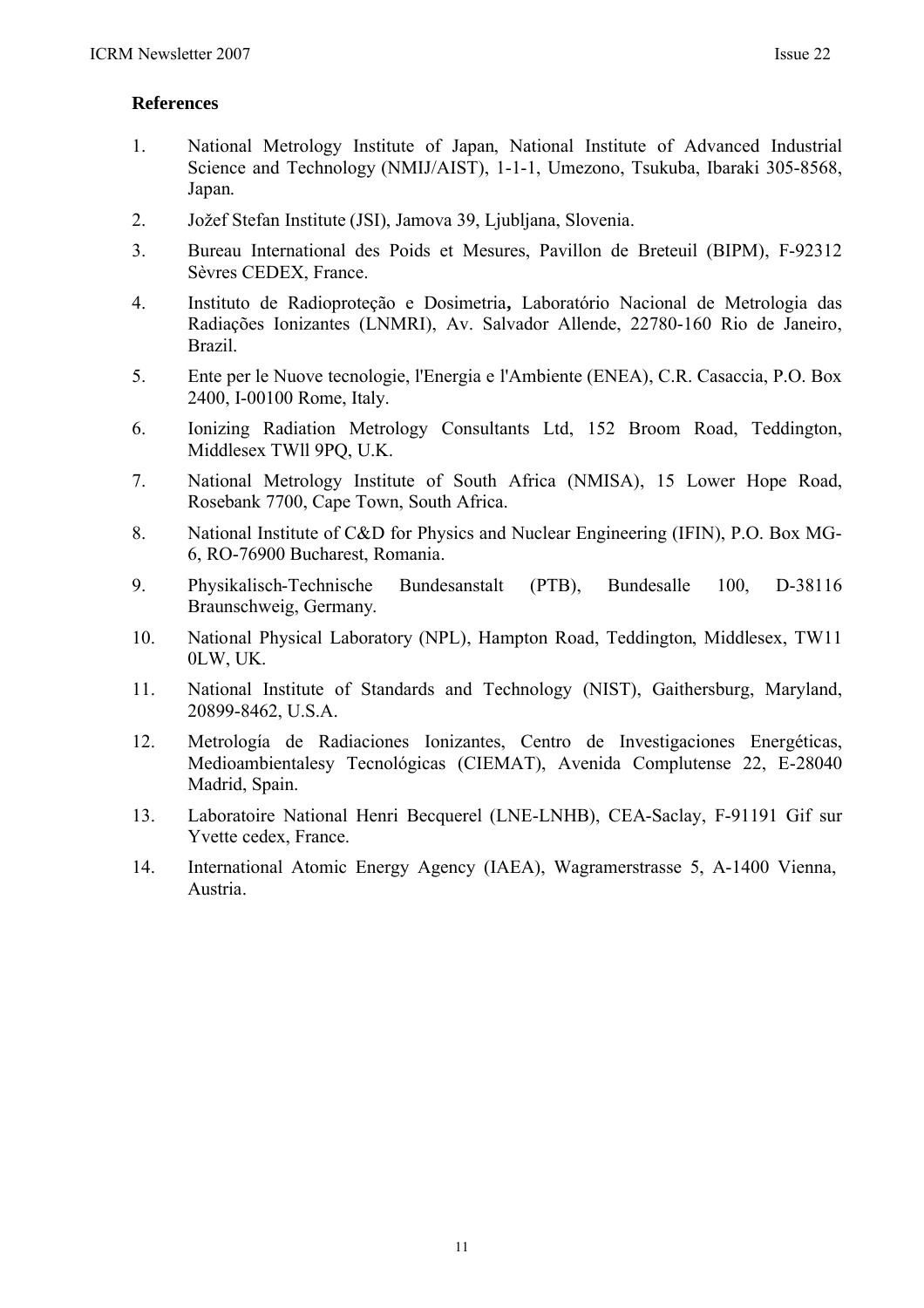**References**

1. National Metrology Institute of Japan, National Institute of Advanced Industrial Science and Technology (NMIJ/AIST), 1-1-1, Umezono, Tsukuba, Ibaraki 305-8568, Japan.
2. Jožef Stefan Institute (JSI), Jamova 39, Ljubljana, Slovenia.
3. Bureau International des Poids et Mesures, Pavillon de Breteuil (BIPM), F-92312 Sèvres CEDEX, France.
4. Instituto de Radioproteção e Dosimetria**,** Laboratório Nacional de Metrologia das Radiações Ionizantes (LNMRI), Av. Salvador Allende, 22780-160 Rio de Janeiro, Brazil.
5. Ente per le Nuove tecnologie, l'Energia e l'Ambiente (ENEA), C.R. Casaccia, P.O. Box 2400, I-00100 Rome, Italy.
6. Ionizing Radiation Metrology Consultants Ltd, 152 Broom Road, Teddington, Middlesex TWll 9PQ, U.K.
7. National Metrology Institute of South Africa (NMISA), 15 Lower Hope Road, Rosebank 7700, Cape Town, South Africa.
8. National Institute of C&D for Physics and Nuclear Engineering (IFIN), P.O. Box MG-6, RO-76900 Bucharest, Romania.
9. Physikalisch-Technische Bundesanstalt (PTB), Bundesalle 100, D-38116 Braunschweig, Germany.
10. National Physical Laboratory (NPL), Hampton Road, Teddington, Middlesex, TW11 0LW, UK.
11. National Institute of Standards and Technology (NIST), Gaithersburg, Maryland, 20899-8462, U.S.A.
12. Metrología de Radiaciones Ionizantes, Centro de Investigaciones Energéticas, Medioambientalesy Tecnológicas (CIEMAT), Avenida Complutense 22, E-28040 Madrid, Spain.
13. Laboratoire National Henri Becquerel (LNE-LNHB), CEA-Saclay, F-91191 Gif sur Yvette cedex, France.
14. International Atomic Energy Agency (IAEA), Wagramerstrasse 5, A-1400 Vienna, Austria.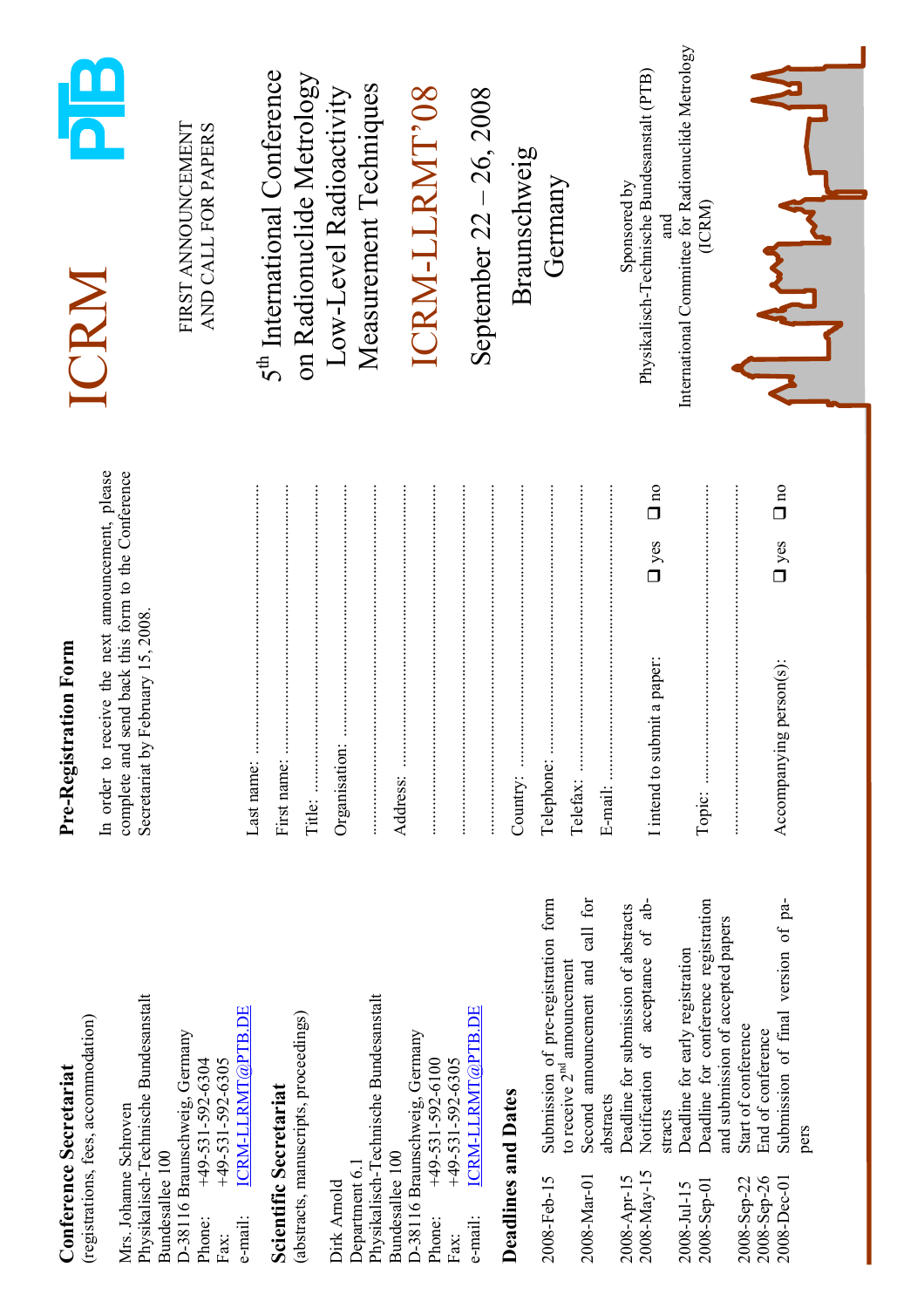# ICRM PTB

FIRST ANNOUNCEMENT
AND CALL FOR PAPERS

## 5th International Conference on Radionuclide Metrology Low-Level Radioactivity Measurement Techniques

## ICRM-LLRMT'08

September 22 – 26, 2008

Braunschweig
Germany

Sponsored by
Physikalisch-Technische Bundesanstalt (PTB)
and
International Committee for Radionuclide Metrology
(ICRM)

## Conference Secretariat

(registrations, fees, accommodation)

Mrs. Johanne Schroven
Physikalisch-Technische Bundesanstalt
Bundesallee 100
D-38116 Braunschweig, Germany
Phone: +49-531-592-6304
Fax: +49-531-592-6305
e-mail: ICRM-LLRMT@PTB.DE

## Scientific Secretariat

(abstracts, manuscripts, proceedings)

Dirk Arnold
Department 6.1
Physikalisch-Technische Bundesanstalt
Bundesallee 100
D-38116 Braunschweig, Germany
Phone: +49-531-592-6100
Fax: +49-531-592-6305
e-mail: ICRM-LLRMT@PTB.DE

## Deadlines and Dates

| Date | Event |
|---|---|
| 2008-Feb-15 | Submission of pre-registration form to receive 2nd announcement |
| 2008-Mar-01 | Second announcement and call for abstracts |
| 2008-Apr-15 | Deadline for submission of abstracts |
| 2008-May-15 | Notification of acceptance of abstracts |
| 2008-Jul-15 | Deadline for early registration |
| 2008-Sep-01 | Deadline for conference registration and submission of accepted papers |
| 2008-Sep-22 | Start of conference |
| 2008-Sep-26 | End of conference |
| 2008-Dec-01 | Submission of final version of papers |

## Pre-Registration Form

In order to receive the next announcement, please complete and send back this form to the Conference Secretariat by February 15, 2008.

Last name: ..........................................................

First name: ..........................................................

Title: ..........................................................

Organisation: ..........................................................

..........................................................

Address: ..........................................................

..........................................................

..........................................................

Country: ..........................................................

Telephone: ..........................................................

Telefax: ..........................................................

E-mail: ..........................................................

I intend to submit a paper: ❑ yes ❑ no

Topic: ..........................................................

..........................................................

Accompanying person(s): ❑ yes ❑ no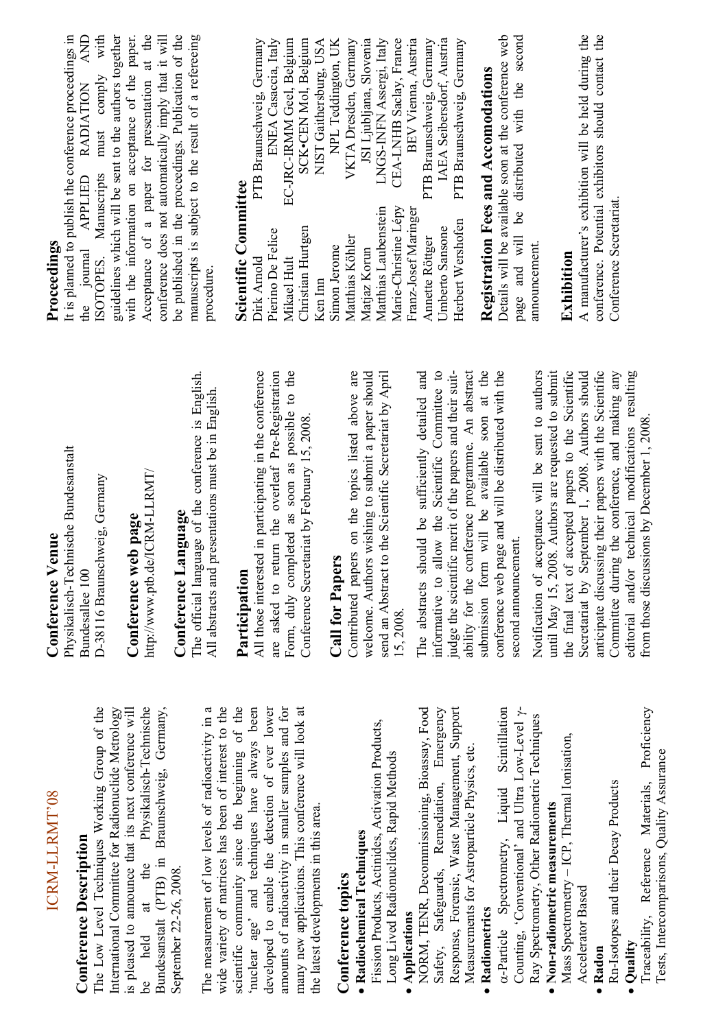# ICRM-LLRMT'08

## Conference Description

The Low Level Techniques Working Group of the International Committee for Radionuclide Metrology is pleased to announce that its next conference will be held at the Physikalisch-Technische Bundesanstalt (PTB) in Braunschweig, Germany, September 22-26, 2008.

The measurement of low levels of radioactivity in a wide variety of matrices has been of interest to the scientific community since the beginning of the 'nuclear age' and techniques have always been developed to enable the detection of ever lower amounts of radioactivity in smaller samples and for many new applications. This conference will look at the latest developments in this area.

## Conference topics

- **Radiochemical Techniques**
  Fission Products, Actinides, Activation Products, Long Lived Radionuclides, Rapid Methods
- **Applications**
  NORM, TENR, Decommissioning, Bioassay, Food Safety, Safeguards, Remediation, Emergency Response, Forensic, Waste Management, Support Measurements for Astroparticle Physics, etc.
- **Radiometrics**
  α-Particle Spectrometry, Liquid Scintillation Counting, 'Conventional' and Ultra Low-Level γ-Ray Spectrometry, Other Radiometric Techniques
- **Non-radiometric measurements**
  Mass Spectrometry – ICP, Thermal Ionisation, Accelerator Based
- **Radon**
  Rn-Isotopes and their Decay Products
- **Quality**
  Traceability, Reference Materials, Proficiency Tests, Intercomparisons, Quality Assurance

## Conference Venue

Physikalisch-Technische Bundesanstalt
Bundesallee 100
D-38116 Braunschweig, Germany

## Conference web page

http://www.ptb.de/ICRM-LLRMT/

## Conference Language

The official language of the conference is English. All abstracts and presentations must be in English.

## Participation

All those interested in participating in the conference are asked to return the overleaf Pre-Registration Form, duly completed as soon as possible to the Conference Secretariat by February 15, 2008.

## Call for Papers

Contributed papers on the topics listed above are welcome. Authors wishing to submit a paper should send an Abstract to the Scientific Secretariat by April 15, 2008.

The abstracts should be sufficiently detailed and informative to allow the Scientific Committee to judge the scientific merit of the papers and their suitability for the conference programme. An abstract submission form will be available soon at the conference web page and will be distributed with the second announcement.

Notification of acceptance will be sent to authors until May 15, 2008. Authors are requested to submit the final text of accepted papers to the Scientific Secretariat by September 1, 2008. Authors should anticipate discussing their papers with the Scientific Committee during the conference, and making any editorial and/or technical modifications resulting from those discussions by December 1, 2008.

## Proceedings

It is planned to publish the conference proceedings in the journal APPLIED RADIATION AND ISOTOPES. Manuscripts must comply with guidelines which will be sent to the authors together with the information on acceptance of the paper. Acceptance of a paper for presentation at the conference does not automatically imply that it will be published in the proceedings. Publication of the manuscripts is subject to the result of a refereeing procedure.

## Scientific Committee

| | |
|---|---|
| Dirk Arnold | PTB Braunschweig, Germany |
| Pierino De Felice | ENEA Casaccia, Italy |
| Mikael Hult | EC-JRC-IRMM Geel, Belgium |
| Christian Hurtgen | SCK•CEN Mol, Belgium |
| Ken Inn | NIST Gaithersburg, USA |
| Simon Jerome | NPL Teddington, UK |
| Matthias Köhler | VKTA Dresden, Germany |
| Matjaz Korun | JSI Ljubljana, Slovenia |
| Matthias Laubenstein | LNGS-INFN Assergi, Italy |
| Marie-Christine Lépy | CEA-LNHB Saclay, France |
| Franz-Josef Maringer | BEV Vienna, Austria |
| Annette Röttger | PTB Braunschweig, Germany |
| Umberto Sansone | IAEA Seibersdorf, Austria |
| Herbert Wershofen | PTB Braunschweig, Germany |

## Registration Fees and Accomodations

Details will be available soon at the conference web page and will be distributed with the second announcement.

## Exhibition

A manufacturer's exhibition will be held during the conference. Potential exhibitors should contact the Conference Secretariat.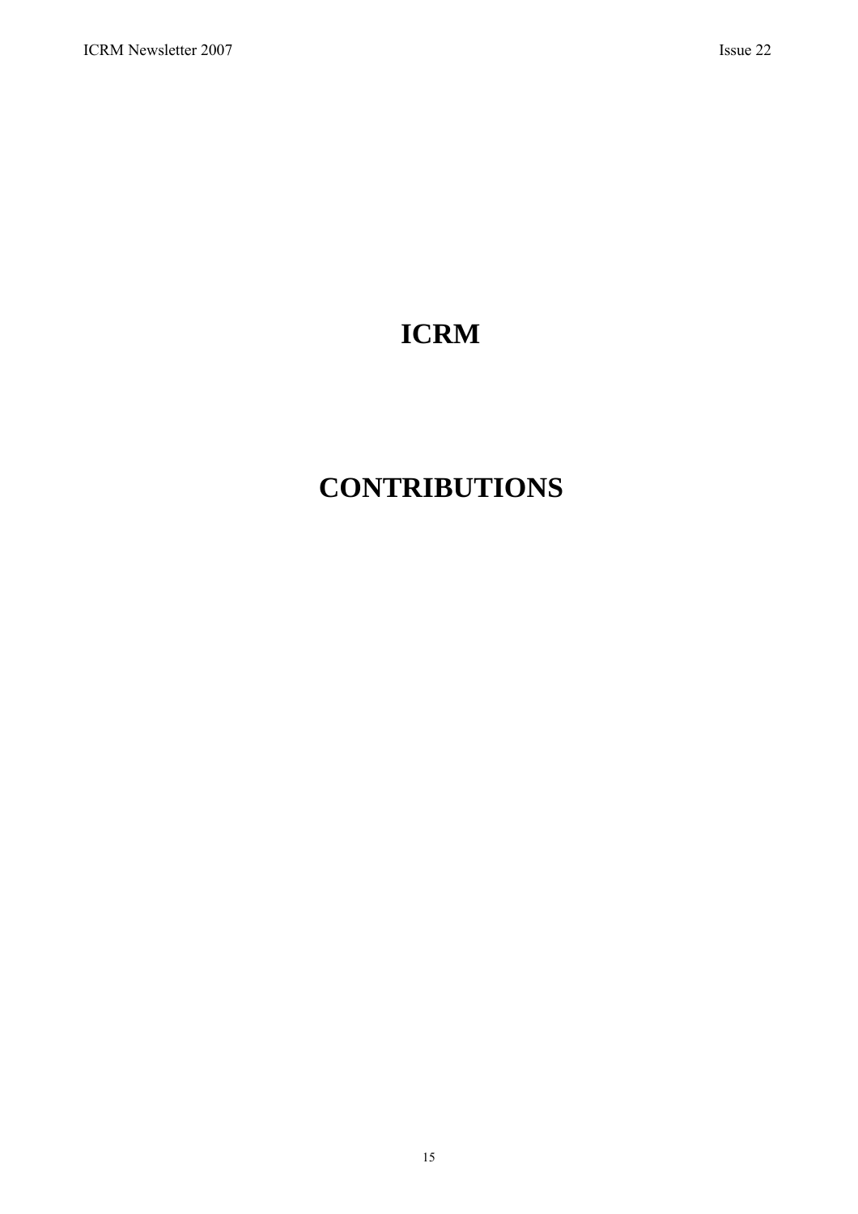# ICRM

# CONTRIBUTIONS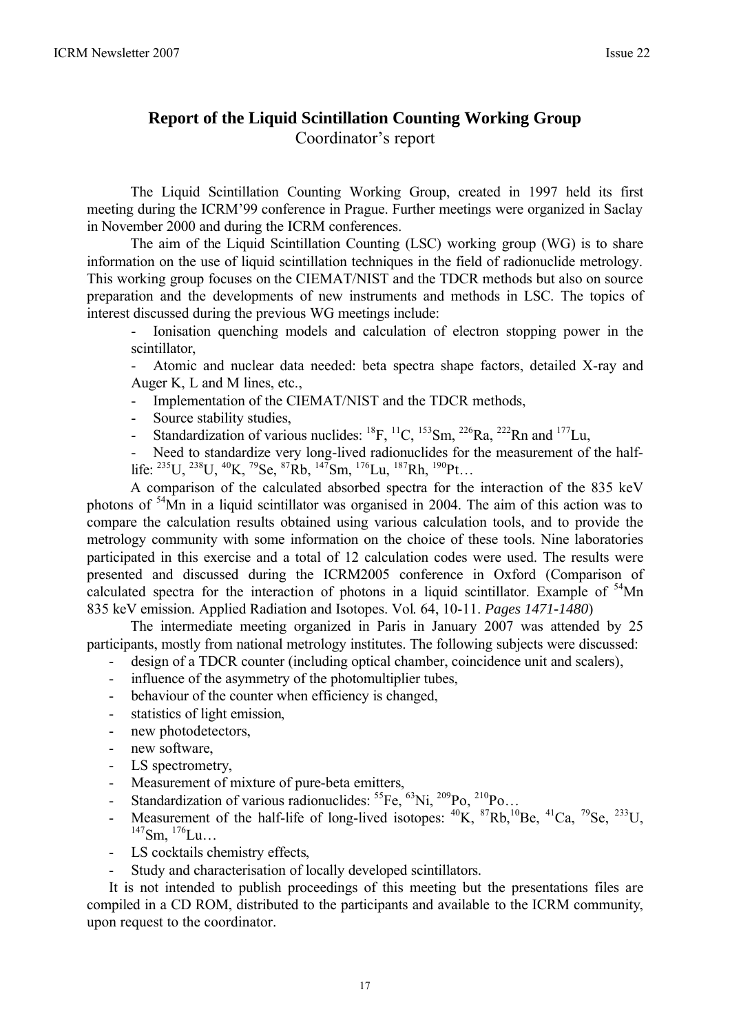## Report of the Liquid Scintillation Counting Working Group

Coordinator's report

The Liquid Scintillation Counting Working Group, created in 1997 held its first meeting during the ICRM'99 conference in Prague. Further meetings were organized in Saclay in November 2000 and during the ICRM conferences.

The aim of the Liquid Scintillation Counting (LSC) working group (WG) is to share information on the use of liquid scintillation techniques in the field of radionuclide metrology. This working group focuses on the CIEMAT/NIST and the TDCR methods but also on source preparation and the developments of new instruments and methods in LSC. The topics of interest discussed during the previous WG meetings include:

- Ionisation quenching models and calculation of electron stopping power in the scintillator,
- Atomic and nuclear data needed: beta spectra shape factors, detailed X-ray and Auger K, L and M lines, etc.,
- Implementation of the CIEMAT/NIST and the TDCR methods,
- Source stability studies,
- Standardization of various nuclides: $^{18}$F, $^{11}$C, $^{153}$Sm, $^{226}$Ra, $^{222}$Rn and $^{177}$Lu,
- Need to standardize very long-lived radionuclides for the measurement of the half-life: $^{235}$U, $^{238}$U, $^{40}$K, $^{79}$Se, $^{87}$Rb, $^{147}$Sm, $^{176}$Lu, $^{187}$Rh, $^{190}$Pt…

A comparison of the calculated absorbed spectra for the interaction of the 835 keV photons of $^{54}$Mn in a liquid scintillator was organised in 2004. The aim of this action was to compare the calculation results obtained using various calculation tools, and to provide the metrology community with some information on the choice of these tools. Nine laboratories participated in this exercise and a total of 12 calculation codes were used. The results were presented and discussed during the ICRM2005 conference in Oxford (Comparison of calculated spectra for the interaction of photons in a liquid scintillator. Example of $^{54}$Mn 835 keV emission. Applied Radiation and Isotopes. Vol. 64, 10-11. *Pages 1471-1480*)

The intermediate meeting organized in Paris in January 2007 was attended by 25 participants, mostly from national metrology institutes. The following subjects were discussed:

- design of a TDCR counter (including optical chamber, coincidence unit and scalers),
- influence of the asymmetry of the photomultiplier tubes,
- behaviour of the counter when efficiency is changed,
- statistics of light emission,
- new photodetectors,
- new software,
- LS spectrometry,
- Measurement of mixture of pure-beta emitters,
- Standardization of various radionuclides: $^{55}$Fe, $^{63}$Ni, $^{209}$Po, $^{210}$Po…
- Measurement of the half-life of long-lived isotopes: $^{40}$K, $^{87}$Rb, $^{10}$Be, $^{41}$Ca, $^{79}$Se, $^{233}$U, $^{147}$Sm, $^{176}$Lu…
- LS cocktails chemistry effects,
- Study and characterisation of locally developed scintillators.

It is not intended to publish proceedings of this meeting but the presentations files are compiled in a CD ROM, distributed to the participants and available to the ICRM community, upon request to the coordinator.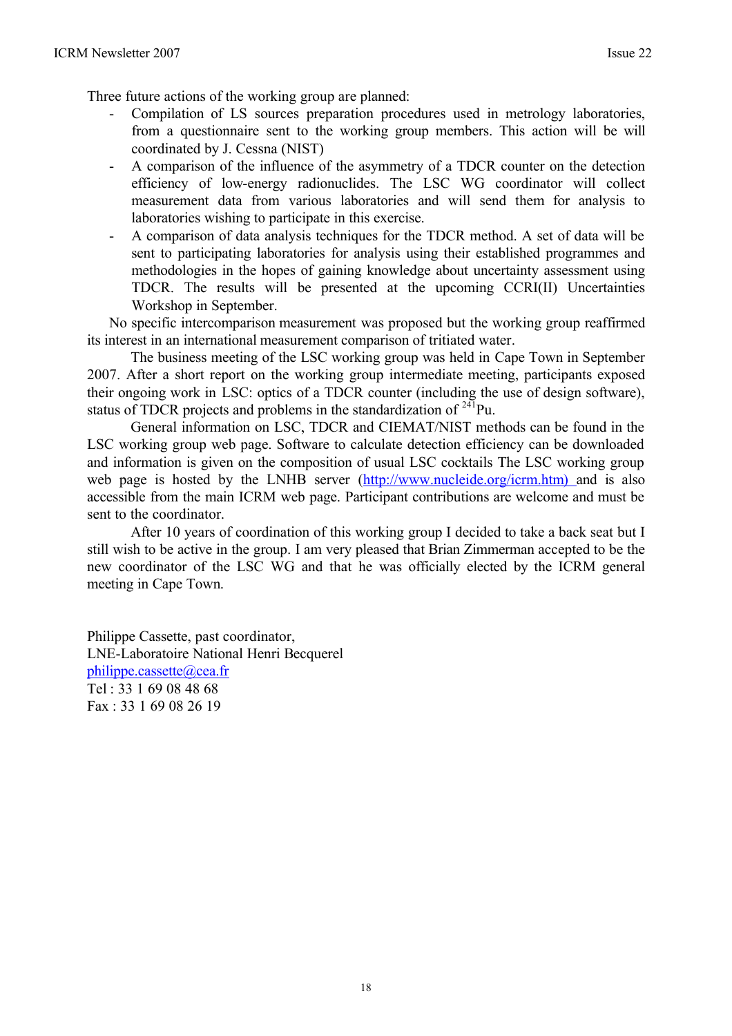Three future actions of the working group are planned:

- Compilation of LS sources preparation procedures used in metrology laboratories, from a questionnaire sent to the working group members. This action will be will coordinated by J. Cessna (NIST)
- A comparison of the influence of the asymmetry of a TDCR counter on the detection efficiency of low-energy radionuclides. The LSC WG coordinator will collect measurement data from various laboratories and will send them for analysis to laboratories wishing to participate in this exercise.
- A comparison of data analysis techniques for the TDCR method. A set of data will be sent to participating laboratories for analysis using their established programmes and methodologies in the hopes of gaining knowledge about uncertainty assessment using TDCR. The results will be presented at the upcoming CCRI(II) Uncertainties Workshop in September.

No specific intercomparison measurement was proposed but the working group reaffirmed its interest in an international measurement comparison of tritiated water.

The business meeting of the LSC working group was held in Cape Town in September 2007. After a short report on the working group intermediate meeting, participants exposed their ongoing work in LSC: optics of a TDCR counter (including the use of design software), status of TDCR projects and problems in the standardization of $^{241}$Pu.

General information on LSC, TDCR and CIEMAT/NIST methods can be found in the LSC working group web page. Software to calculate detection efficiency can be downloaded and information is given on the composition of usual LSC cocktails The LSC working group web page is hosted by the LNHB server (http://www.nucleide.org/icrm.htm) and is also accessible from the main ICRM web page. Participant contributions are welcome and must be sent to the coordinator.

After 10 years of coordination of this working group I decided to take a back seat but I still wish to be active in the group. I am very pleased that Brian Zimmerman accepted to be the new coordinator of the LSC WG and that he was officially elected by the ICRM general meeting in Cape Town.

Philippe Cassette, past coordinator,
LNE-Laboratoire National Henri Becquerel
philippe.cassette@cea.fr
Tel : 33 1 69 08 48 68
Fax : 33 1 69 08 26 19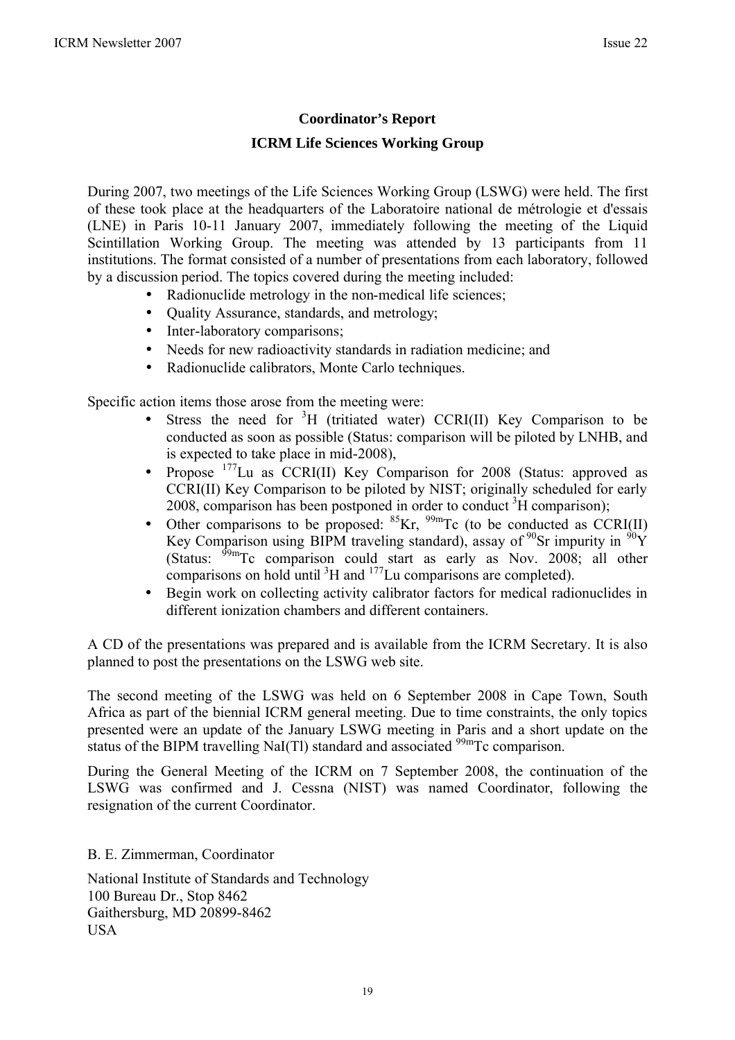## Coordinator's Report

## ICRM Life Sciences Working Group

During 2007, two meetings of the Life Sciences Working Group (LSWG) were held. The first of these took place at the headquarters of the Laboratoire national de métrologie et d'essais (LNE) in Paris 10-11 January 2007, immediately following the meeting of the Liquid Scintillation Working Group. The meeting was attended by 13 participants from 11 institutions. The format consisted of a number of presentations from each laboratory, followed by a discussion period. The topics covered during the meeting included:

- Radionuclide metrology in the non-medical life sciences;
- Quality Assurance, standards, and metrology;
- Inter-laboratory comparisons;
- Needs for new radioactivity standards in radiation medicine; and
- Radionuclide calibrators, Monte Carlo techniques.

Specific action items those arose from the meeting were:

- Stress the need for $^{3}$H (tritiated water) CCRI(II) Key Comparison to be conducted as soon as possible (Status: comparison will be piloted by LNHB, and is expected to take place in mid-2008),
- Propose $^{177}$Lu as CCRI(II) Key Comparison for 2008 (Status: approved as CCRI(II) Key Comparison to be piloted by NIST; originally scheduled for early 2008, comparison has been postponed in order to conduct $^{3}$H comparison);
- Other comparisons to be proposed: $^{85}$Kr, $^{99m}$Tc (to be conducted as CCRI(II) Key Comparison using BIPM traveling standard), assay of $^{90}$Sr impurity in $^{90}$Y (Status: $^{99m}$Tc comparison could start as early as Nov. 2008; all other comparisons on hold until $^{3}$H and $^{177}$Lu comparisons are completed).
- Begin work on collecting activity calibrator factors for medical radionuclides in different ionization chambers and different containers.

A CD of the presentations was prepared and is available from the ICRM Secretary. It is also planned to post the presentations on the LSWG web site.

The second meeting of the LSWG was held on 6 September 2008 in Cape Town, South Africa as part of the biennial ICRM general meeting. Due to time constraints, the only topics presented were an update of the January LSWG meeting in Paris and a short update on the status of the BIPM travelling NaI(Tl) standard and associated $^{99m}$Tc comparison.

During the General Meeting of the ICRM on 7 September 2008, the continuation of the LSWG was confirmed and J. Cessna (NIST) was named Coordinator, following the resignation of the current Coordinator.

B. E. Zimmerman, Coordinator

National Institute of Standards and Technology
100 Bureau Dr., Stop 8462
Gaithersburg, MD 20899-8462
USA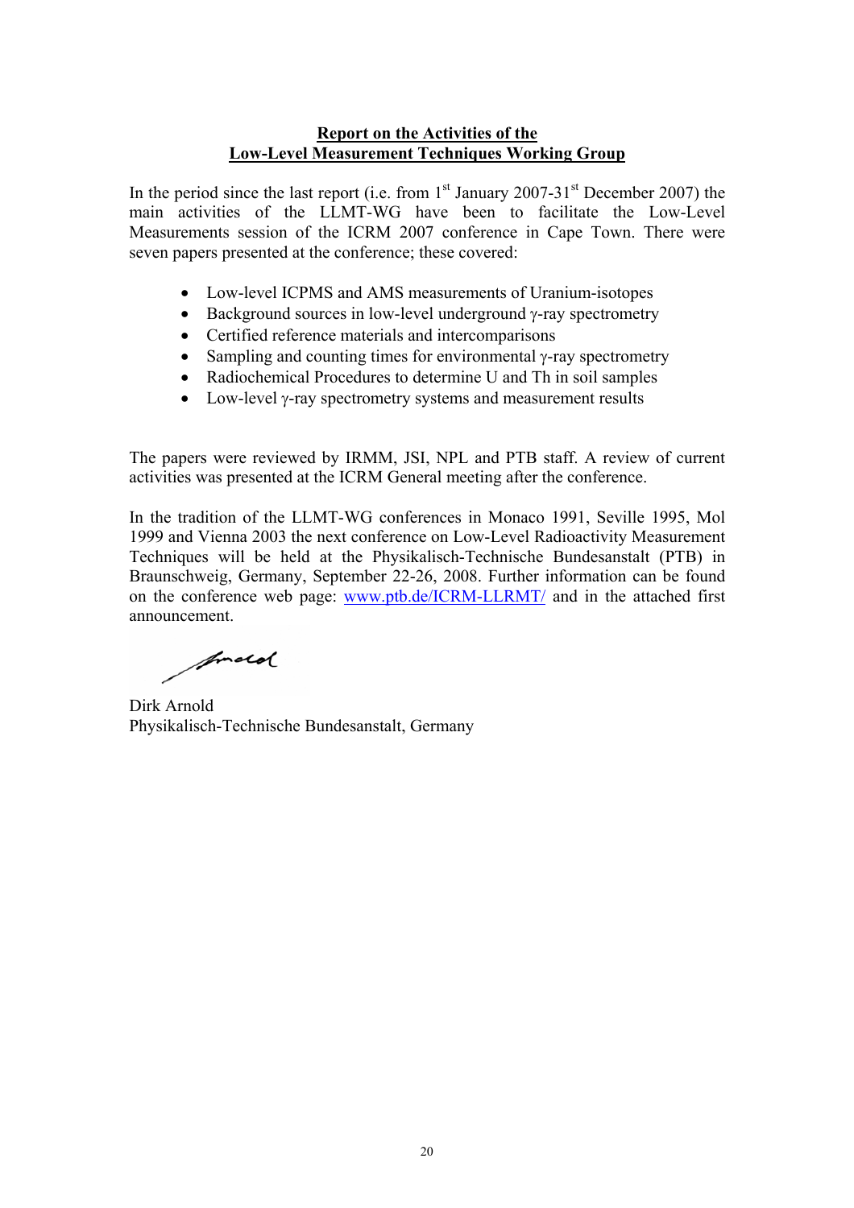# Report on the Activities of the Low-Level Measurement Techniques Working Group

In the period since the last report (i.e. from 1st January 2007-31st December 2007) the main activities of the LLMT-WG have been to facilitate the Low-Level Measurements session of the ICRM 2007 conference in Cape Town. There were seven papers presented at the conference; these covered:

- Low-level ICPMS and AMS measurements of Uranium-isotopes
- Background sources in low-level underground γ-ray spectrometry
- Certified reference materials and intercomparisons
- Sampling and counting times for environmental γ-ray spectrometry
- Radiochemical Procedures to determine U and Th in soil samples
- Low-level γ-ray spectrometry systems and measurement results

The papers were reviewed by IRMM, JSI, NPL and PTB staff. A review of current activities was presented at the ICRM General meeting after the conference.

In the tradition of the LLMT-WG conferences in Monaco 1991, Seville 1995, Mol 1999 and Vienna 2003 the next conference on Low-Level Radioactivity Measurement Techniques will be held at the Physikalisch-Technische Bundesanstalt (PTB) in Braunschweig, Germany, September 22-26, 2008. Further information can be found on the conference web page: www.ptb.de/ICRM-LLRMT/ and in the attached first announcement.

Dirk Arnold
Physikalisch-Technische Bundesanstalt, Germany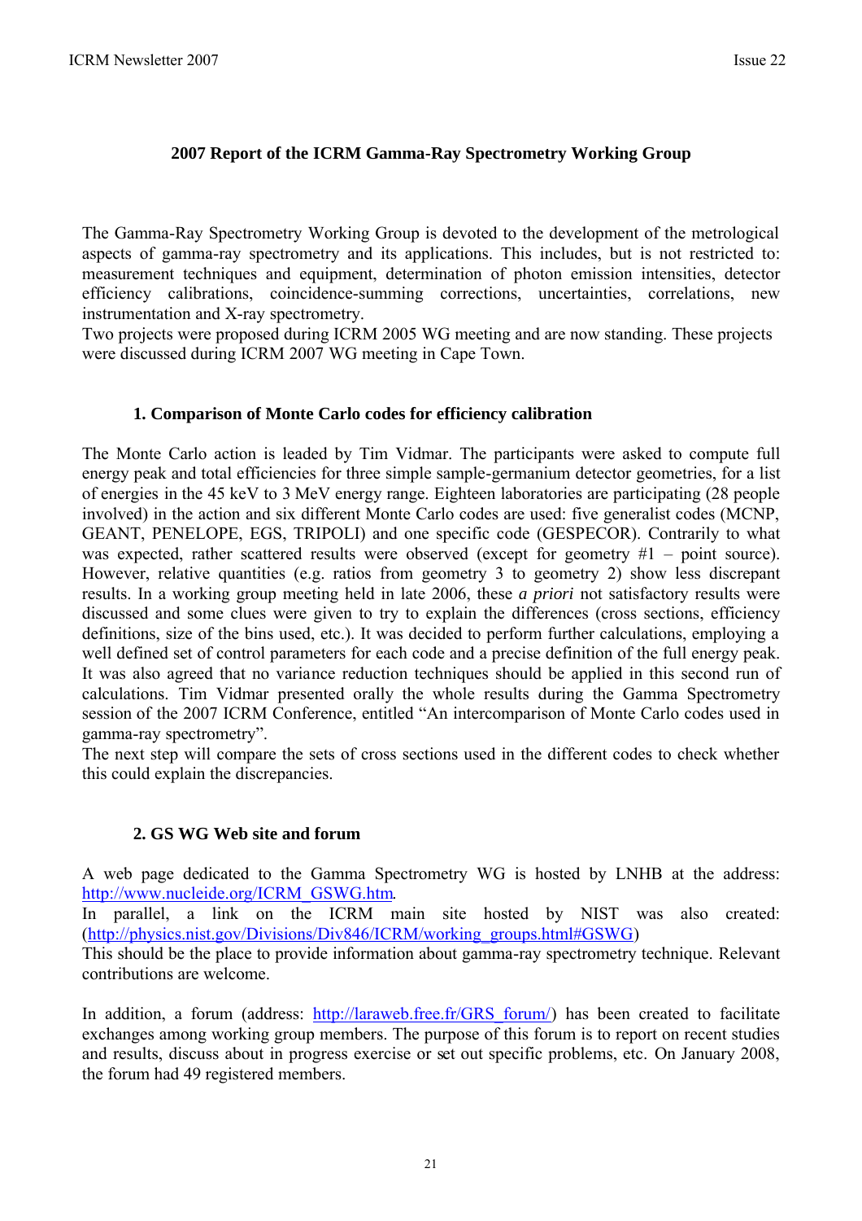# 2007 Report of the ICRM Gamma-Ray Spectrometry Working Group

The Gamma-Ray Spectrometry Working Group is devoted to the development of the metrological aspects of gamma-ray spectrometry and its applications. This includes, but is not restricted to: measurement techniques and equipment, determination of photon emission intensities, detector efficiency calibrations, coincidence-summing corrections, uncertainties, correlations, new instrumentation and X-ray spectrometry.
Two projects were proposed during ICRM 2005 WG meeting and are now standing. These projects were discussed during ICRM 2007 WG meeting in Cape Town.

## 1. Comparison of Monte Carlo codes for efficiency calibration

The Monte Carlo action is leaded by Tim Vidmar. The participants were asked to compute full energy peak and total efficiencies for three simple sample-germanium detector geometries, for a list of energies in the 45 keV to 3 MeV energy range. Eighteen laboratories are participating (28 people involved) in the action and six different Monte Carlo codes are used: five generalist codes (MCNP, GEANT, PENELOPE, EGS, TRIPOLI) and one specific code (GESPECOR). Contrarily to what was expected, rather scattered results were observed (except for geometry #1 – point source). However, relative quantities (e.g. ratios from geometry 3 to geometry 2) show less discrepant results. In a working group meeting held in late 2006, these *a priori* not satisfactory results were discussed and some clues were given to try to explain the differences (cross sections, efficiency definitions, size of the bins used, etc.). It was decided to perform further calculations, employing a well defined set of control parameters for each code and a precise definition of the full energy peak. It was also agreed that no variance reduction techniques should be applied in this second run of calculations. Tim Vidmar presented orally the whole results during the Gamma Spectrometry session of the 2007 ICRM Conference, entitled “An intercomparison of Monte Carlo codes used in gamma-ray spectrometry”.
The next step will compare the sets of cross sections used in the different codes to check whether this could explain the discrepancies.

## 2. GS WG Web site and forum

A web page dedicated to the Gamma Spectrometry WG is hosted by LNHB at the address: http://www.nucleide.org/ICRM_GSWG.htm.
In parallel, a link on the ICRM main site hosted by NIST was also created: (http://physics.nist.gov/Divisions/Div846/ICRM/working_groups.html#GSWG)
This should be the place to provide information about gamma-ray spectrometry technique. Relevant contributions are welcome.

In addition, a forum (address: http://laraweb.free.fr/GRS_forum/) has been created to facilitate exchanges among working group members. The purpose of this forum is to report on recent studies and results, discuss about in progress exercise or set out specific problems, etc. On January 2008, the forum had 49 registered members.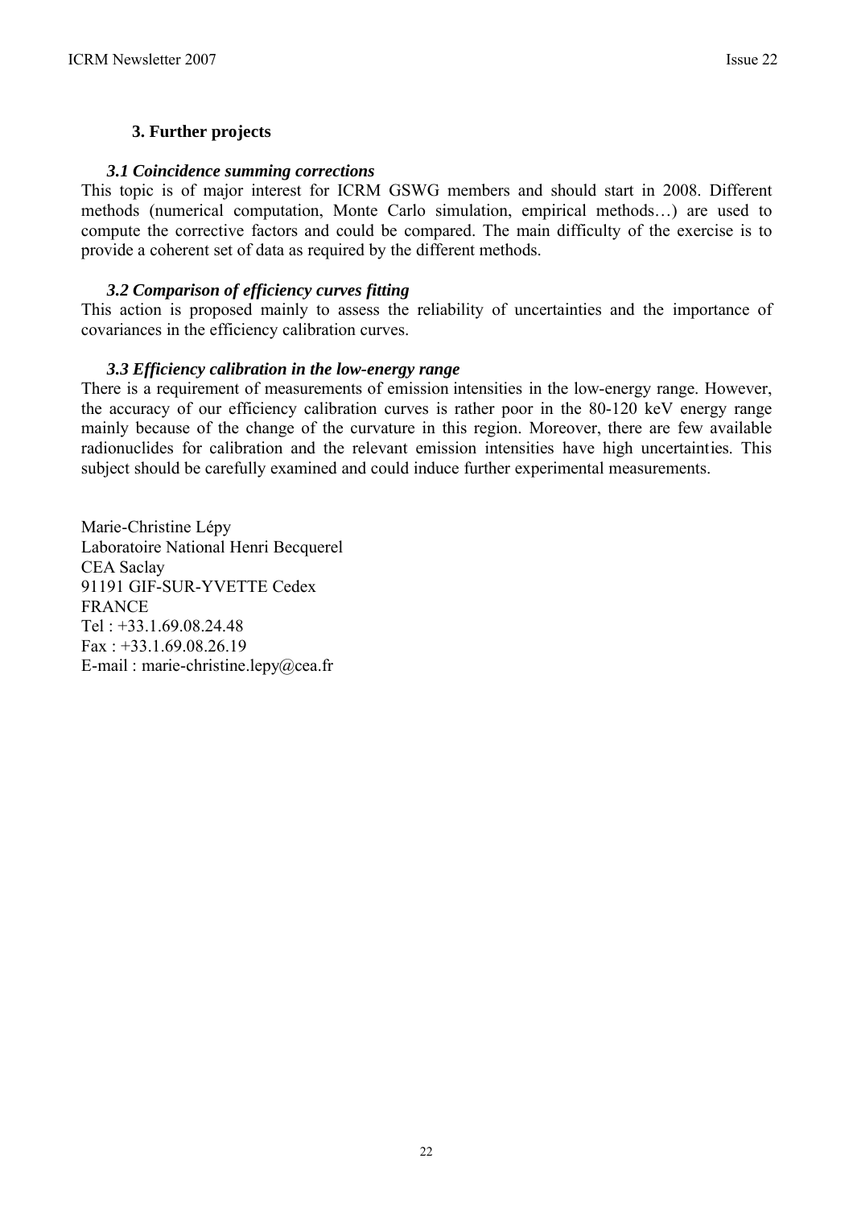## 3. Further projects

### *3.1 Coincidence summing corrections*

This topic is of major interest for ICRM GSWG members and should start in 2008. Different methods (numerical computation, Monte Carlo simulation, empirical methods…) are used to compute the corrective factors and could be compared. The main difficulty of the exercise is to provide a coherent set of data as required by the different methods.

### *3.2 Comparison of efficiency curves fitting*

This action is proposed mainly to assess the reliability of uncertainties and the importance of covariances in the efficiency calibration curves.

### *3.3 Efficiency calibration in the low-energy range*

There is a requirement of measurements of emission intensities in the low-energy range. However, the accuracy of our efficiency calibration curves is rather poor in the 80-120 keV energy range mainly because of the change of the curvature in this region. Moreover, there are few available radionuclides for calibration and the relevant emission intensities have high uncertainties. This subject should be carefully examined and could induce further experimental measurements.

Marie-Christine Lépy  
Laboratoire National Henri Becquerel  
CEA Saclay  
91191 GIF-SUR-YVETTE Cedex  
FRANCE  
Tel : +33.1.69.08.24.48  
Fax : +33.1.69.08.26.19  
E-mail : marie-christine.lepy@cea.fr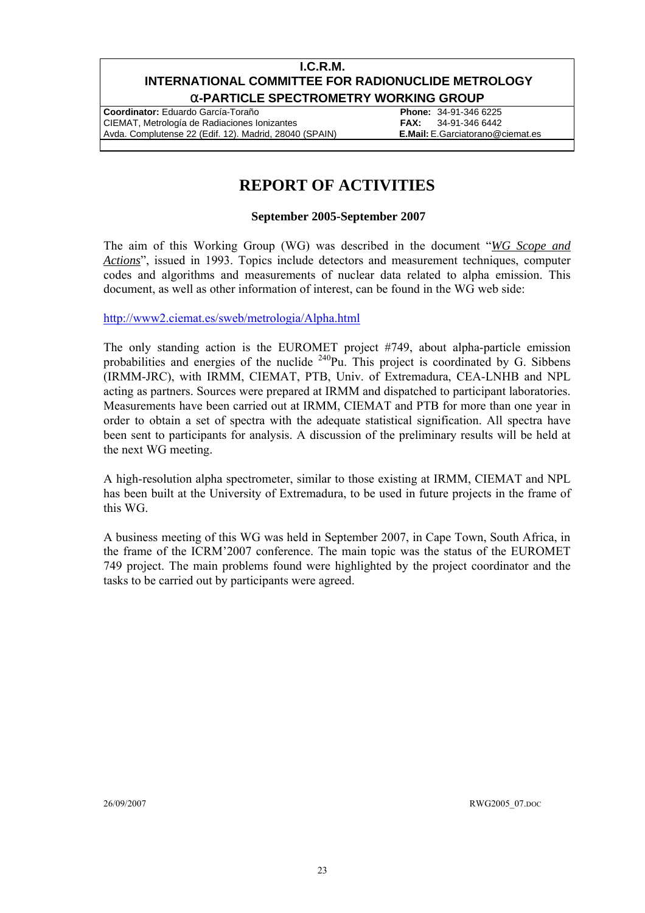**I.C.R.M.**
**INTERNATIONAL COMMITTEE FOR RADIONUCLIDE METROLOGY**
**α-PARTICLE SPECTROMETRY WORKING GROUP**

| **Coordinator:** Eduardo García-Toraño | **Phone:** 34-91-346 6225 |
|---|---|
| CIEMAT, Metrología de Radiaciones Ionizantes | **FAX:** 34-91-346 6442 |
| Avda. Complutense 22 (Edif. 12). Madrid, 28040 (SPAIN) | **E.Mail:** E.Garciatorano@ciemat.es |

# REPORT OF ACTIVITIES

**September 2005-September 2007**

The aim of this Working Group (WG) was described in the document "*WG Scope and Actions*", issued in 1993. Topics include detectors and measurement techniques, computer codes and algorithms and measurements of nuclear data related to alpha emission. This document, as well as other information of interest, can be found in the WG web side:

http://www2.ciemat.es/sweb/metrologia/Alpha.html

The only standing action is the EUROMET project #749, about alpha-particle emission probabilities and energies of the nuclide $^{240}$Pu. This project is coordinated by G. Sibbens (IRMM-JRC), with IRMM, CIEMAT, PTB, Univ. of Extremadura, CEA-LNHB and NPL acting as partners. Sources were prepared at IRMM and dispatched to participant laboratories. Measurements have been carried out at IRMM, CIEMAT and PTB for more than one year in order to obtain a set of spectra with the adequate statistical signification. All spectra have been sent to participants for analysis. A discussion of the preliminary results will be held at the next WG meeting.

A high-resolution alpha spectrometer, similar to those existing at IRMM, CIEMAT and NPL has been built at the University of Extremadura, to be used in future projects in the frame of this WG.

A business meeting of this WG was held in September 2007, in Cape Town, South Africa, in the frame of the ICRM'2007 conference. The main topic was the status of the EUROMET 749 project. The main problems found were highlighted by the project coordinator and the tasks to be carried out by participants were agreed.

26/09/2007 RWG2005_07.DOC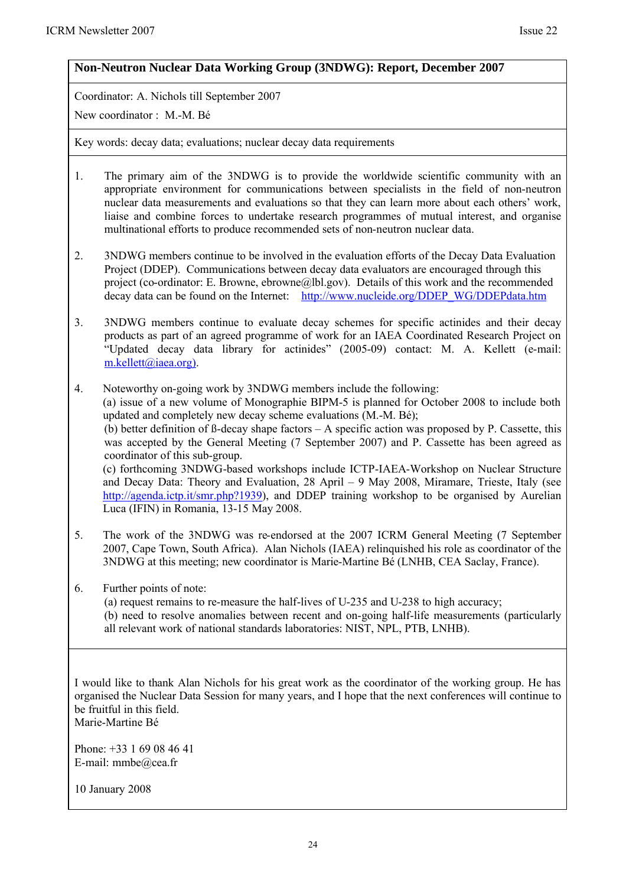## Non-Neutron Nuclear Data Working Group (3NDWG): Report, December 2007

Coordinator: A. Nichols till September 2007

New coordinator : M.-M. Bé

Key words: decay data; evaluations; nuclear decay data requirements

1. The primary aim of the 3NDWG is to provide the worldwide scientific community with an appropriate environment for communications between specialists in the field of non-neutron nuclear data measurements and evaluations so that they can learn more about each others' work, liaise and combine forces to undertake research programmes of mutual interest, and organise multinational efforts to produce recommended sets of non-neutron nuclear data.

2. 3NDWG members continue to be involved in the evaluation efforts of the Decay Data Evaluation Project (DDEP). Communications between decay data evaluators are encouraged through this project (co-ordinator: E. Browne, ebrowne@lbl.gov). Details of this work and the recommended decay data can be found on the Internet: http://www.nucleide.org/DDEP_WG/DDEPdata.htm

3. 3NDWG members continue to evaluate decay schemes for specific actinides and their decay products as part of an agreed programme of work for an IAEA Coordinated Research Project on "Updated decay data library for actinides" (2005-09) contact: M. A. Kellett (e-mail: m.kellett@iaea.org).

4. Noteworthy on-going work by 3NDWG members include the following:
(a) issue of a new volume of Monographie BIPM-5 is planned for October 2008 to include both updated and completely new decay scheme evaluations (M.-M. Bé);
(b) better definition of ß-decay shape factors – A specific action was proposed by P. Cassette, this was accepted by the General Meeting (7 September 2007) and P. Cassette has been agreed as coordinator of this sub-group.
(c) forthcoming 3NDWG-based workshops include ICTP-IAEA-Workshop on Nuclear Structure and Decay Data: Theory and Evaluation, 28 April – 9 May 2008, Miramare, Trieste, Italy (see http://agenda.ictp.it/smr.php?1939), and DDEP training workshop to be organised by Aurelian Luca (IFIN) in Romania, 13-15 May 2008.

5. The work of the 3NDWG was re-endorsed at the 2007 ICRM General Meeting (7 September 2007, Cape Town, South Africa). Alan Nichols (IAEA) relinquished his role as coordinator of the 3NDWG at this meeting; new coordinator is Marie-Martine Bé (LNHB, CEA Saclay, France).

6. Further points of note:
(a) request remains to re-measure the half-lives of U-235 and U-238 to high accuracy;
(b) need to resolve anomalies between recent and on-going half-life measurements (particularly all relevant work of national standards laboratories: NIST, NPL, PTB, LNHB).

I would like to thank Alan Nichols for his great work as the coordinator of the working group. He has organised the Nuclear Data Session for many years, and I hope that the next conferences will continue to be fruitful in this field.
Marie-Martine Bé

Phone: +33 1 69 08 46 41
E-mail: mmbe@cea.fr

10 January 2008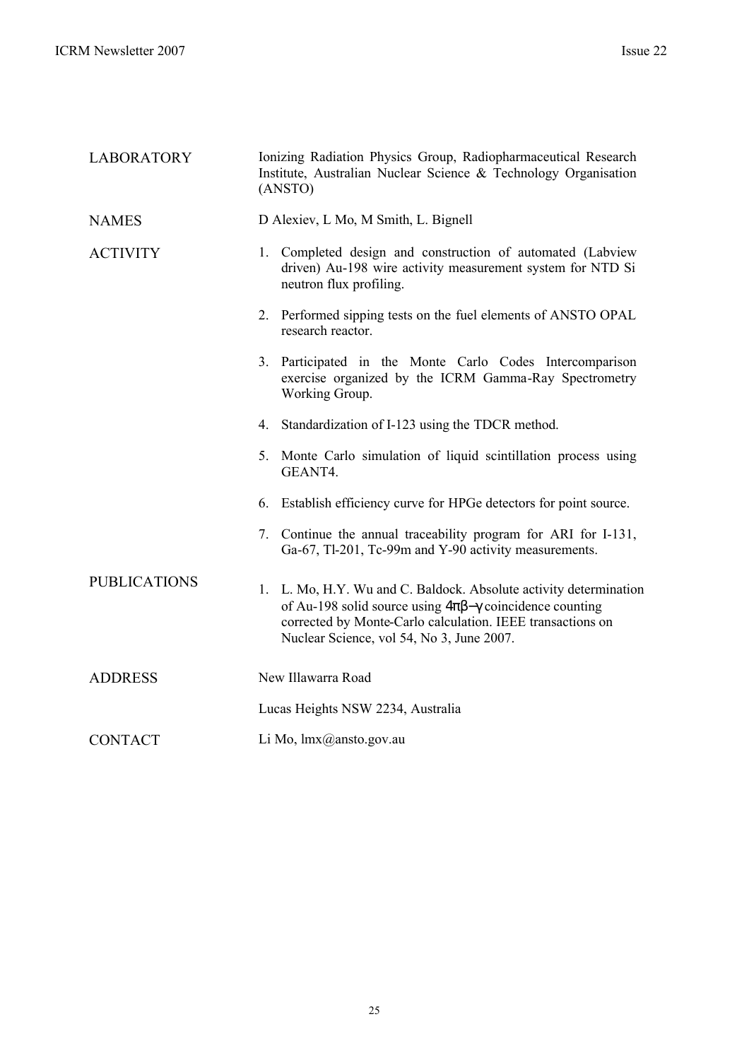| | |
|---|---|
| LABORATORY | Ionizing Radiation Physics Group, Radiopharmaceutical Research Institute, Australian Nuclear Science & Technology Organisation (ANSTO) |
| NAMES | D Alexiev, L Mo, M Smith, L. Bignell |
| ACTIVITY | 1. Completed design and construction of automated (Labview driven) Au-198 wire activity measurement system for NTD Si neutron flux profiling.<br>2. Performed sipping tests on the fuel elements of ANSTO OPAL research reactor.<br>3. Participated in the Monte Carlo Codes Intercomparison exercise organized by the ICRM Gamma-Ray Spectrometry Working Group.<br>4. Standardization of I-123 using the TDCR method.<br>5. Monte Carlo simulation of liquid scintillation process using GEANT4.<br>6. Establish efficiency curve for HPGe detectors for point source.<br>7. Continue the annual traceability program for ARI for I-131, Ga-67, Tl-201, Tc-99m and Y-90 activity measurements. |
| PUBLICATIONS | 1. L. Mo, H.Y. Wu and C. Baldock. Absolute activity determination of Au-198 solid source using $4\pi\beta-\gamma$ coincidence counting corrected by Monte-Carlo calculation. IEEE transactions on Nuclear Science, vol 54, No 3, June 2007. |
| ADDRESS | New Illawarra Road<br><br>Lucas Heights NSW 2234, Australia |
| CONTACT | Li Mo, lmx@ansto.gov.au |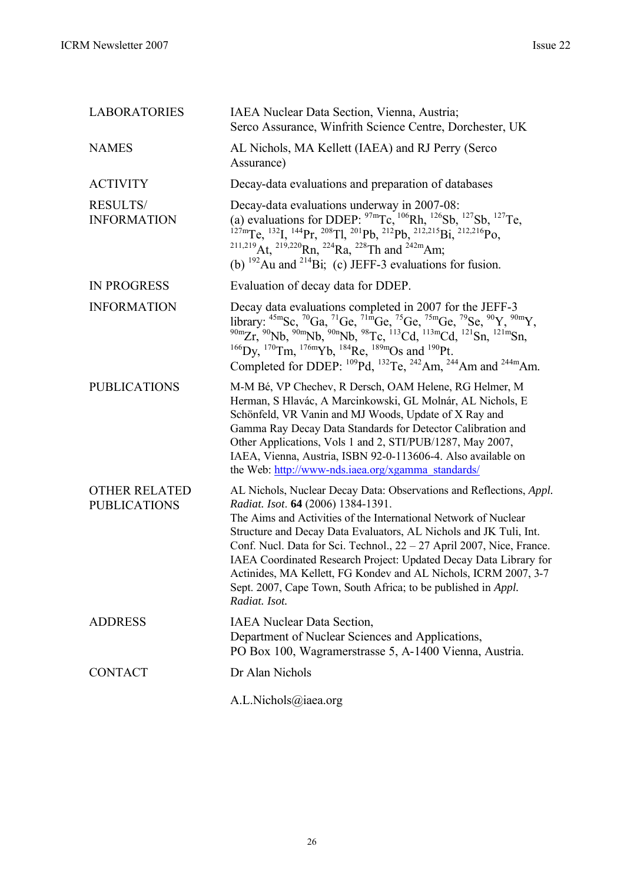| | |
|---|---|
| LABORATORIES | IAEA Nuclear Data Section, Vienna, Austria; Serco Assurance, Winfrith Science Centre, Dorchester, UK |
| NAMES | AL Nichols, MA Kellett (IAEA) and RJ Perry (Serco Assurance) |
| ACTIVITY | Decay-data evaluations and preparation of databases |
| RESULTS/ INFORMATION | Decay-data evaluations underway in 2007-08: (a) evaluations for DDEP: $^{97m}$Tc, $^{106}$Rh, $^{126}$Sb, $^{127}$Sb, $^{127}$Te, $^{127m}$Te, $^{132}$I, $^{144}$Pr, $^{208}$Tl, $^{201}$Pb, $^{212}$Pb, $^{212,215}$Bi, $^{212,216}$Po, $^{211,219}$At, $^{219,220}$Rn, $^{224}$Ra, $^{228}$Th and $^{242m}$Am; (b) $^{192}$Au and $^{214}$Bi; (c) JEFF-3 evaluations for fusion. |
| IN PROGRESS | Evaluation of decay data for DDEP. |
| INFORMATION | Decay data evaluations completed in 2007 for the JEFF-3 library: $^{45m}$Sc, $^{70}$Ga, $^{71}$Ge, $^{71m}$Ge, $^{75}$Ge, $^{75m}$Ge, $^{79}$Se, $^{90}$Y, $^{90m}$Y, $^{90m}$Zr, $^{90}$Nb, $^{90m}$Nb, $^{90n}$Nb, $^{98}$Tc, $^{113}$Cd, $^{113m}$Cd, $^{121}$Sn, $^{121m}$Sn, $^{166}$Dy, $^{170}$Tm, $^{176m}$Yb, $^{184}$Re, $^{189m}$Os and $^{190}$Pt. Completed for DDEP: $^{109}$Pd, $^{132}$Te, $^{242}$Am, $^{244}$Am and $^{244m}$Am. |
| PUBLICATIONS | M-M Bé, VP Chechev, R Dersch, OAM Helene, RG Helmer, M Herman, S Hlavác, A Marcinkowski, GL Molnár, AL Nichols, E Schönfeld, VR Vanin and MJ Woods, Update of X Ray and Gamma Ray Decay Data Standards for Detector Calibration and Other Applications, Vols 1 and 2, STI/PUB/1287, May 2007, IAEA, Vienna, Austria, ISBN 92-0-113606-4. Also available on the Web: http://www-nds.iaea.org/xgamma_standards/ |
| OTHER RELATED PUBLICATIONS | AL Nichols, Nuclear Decay Data: Observations and Reflections, *Appl. Radiat. Isot*. **64** (2006) 1384-1391. The Aims and Activities of the International Network of Nuclear Structure and Decay Data Evaluators, AL Nichols and JK Tuli, Int. Conf. Nucl. Data for Sci. Technol., 22 – 27 April 2007, Nice, France. IAEA Coordinated Research Project: Updated Decay Data Library for Actinides, MA Kellett, FG Kondev and AL Nichols, ICRM 2007, 3-7 Sept. 2007, Cape Town, South Africa; to be published in *Appl. Radiat. Isot.* |
| ADDRESS | IAEA Nuclear Data Section, Department of Nuclear Sciences and Applications, PO Box 100, Wagramerstrasse 5, A-1400 Vienna, Austria. |
| CONTACT | Dr Alan Nichols<br>A.L.Nichols@iaea.org |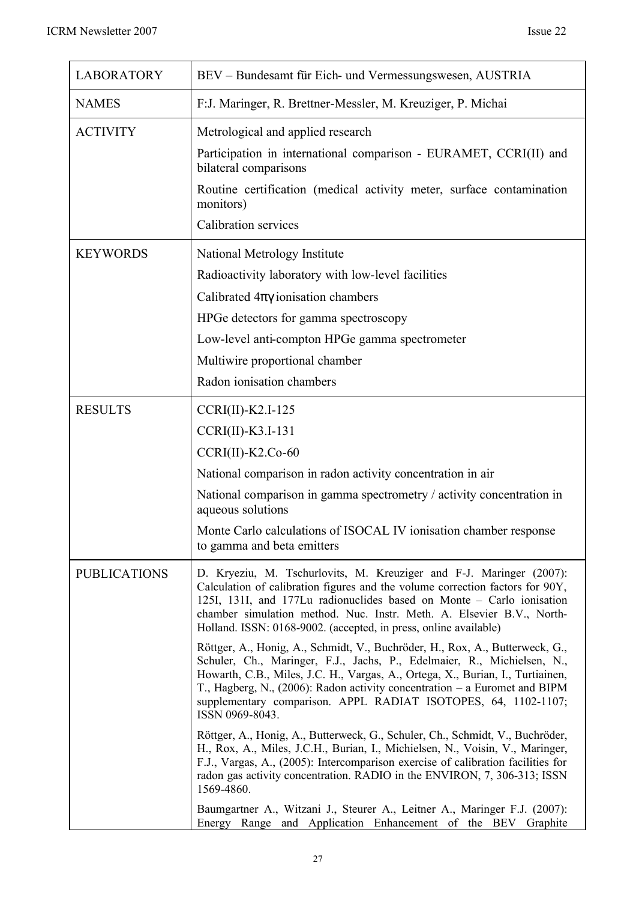| LABORATORY | BEV – Bundesamt für Eich- und Vermessungswesen, AUSTRIA |
|---|---|
| NAMES | F:J. Maringer, R. Brettner-Messler, M. Kreuziger, P. Michai |
| ACTIVITY | Metrological and applied research<br>Participation in international comparison - EURAMET, CCRI(II) and bilateral comparisons<br>Routine certification (medical activity meter, surface contamination monitors)<br>Calibration services |
| KEYWORDS | National Metrology Institute<br>Radioactivity laboratory with low-level facilities<br>Calibrated $4\pi\gamma$ ionisation chambers<br>HPGe detectors for gamma spectroscopy<br>Low-level anti-compton HPGe gamma spectrometer<br>Multiwire proportional chamber<br>Radon ionisation chambers |
| RESULTS | CCRI(II)-K2.I-125<br>CCRI(II)-K3.I-131<br>CCRI(II)-K2.Co-60<br>National comparison in radon activity concentration in air<br>National comparison in gamma spectrometry / activity concentration in aqueous solutions<br>Monte Carlo calculations of ISOCAL IV ionisation chamber response to gamma and beta emitters |
| PUBLICATIONS | D. Kryeziu, M. Tschurlovits, M. Kreuziger and F-J. Maringer (2007): Calculation of calibration figures and the volume correction factors for 90Y, 125I, 131I, and 177Lu radionuclides based on Monte – Carlo ionisation chamber simulation method. Nuc. Instr. Meth. A. Elsevier B.V., North-Holland. ISSN: 0168-9002. (accepted, in press, online available)<br>Röttger, A., Honig, A., Schmidt, V., Buchröder, H., Rox, A., Butterweck, G., Schuler, Ch., Maringer, F.J., Jachs, P., Edelmaier, R., Michielsen, N., Howarth, C.B., Miles, J.C. H., Vargas, A., Ortega, X., Burian, I., Turtiainen, T., Hagberg, N., (2006): Radon activity concentration – a Euromet and BIPM supplementary comparison. APPL RADIAT ISOTOPES, 64, 1102-1107; ISSN 0969-8043.<br>Röttger, A., Honig, A., Butterweck, G., Schuler, Ch., Schmidt, V., Buchröder, H., Rox, A., Miles, J.C.H., Burian, I., Michielsen, N., Voisin, V., Maringer, F.J., Vargas, A., (2005): Intercomparison exercise of calibration facilities for radon gas activity concentration. RADIO in the ENVIRON, 7, 306-313; ISSN 1569-4860.<br>Baumgartner A., Witzani J., Steurer A., Leitner A., Maringer F.J. (2007): Energy Range and Application Enhancement of the BEV Graphite |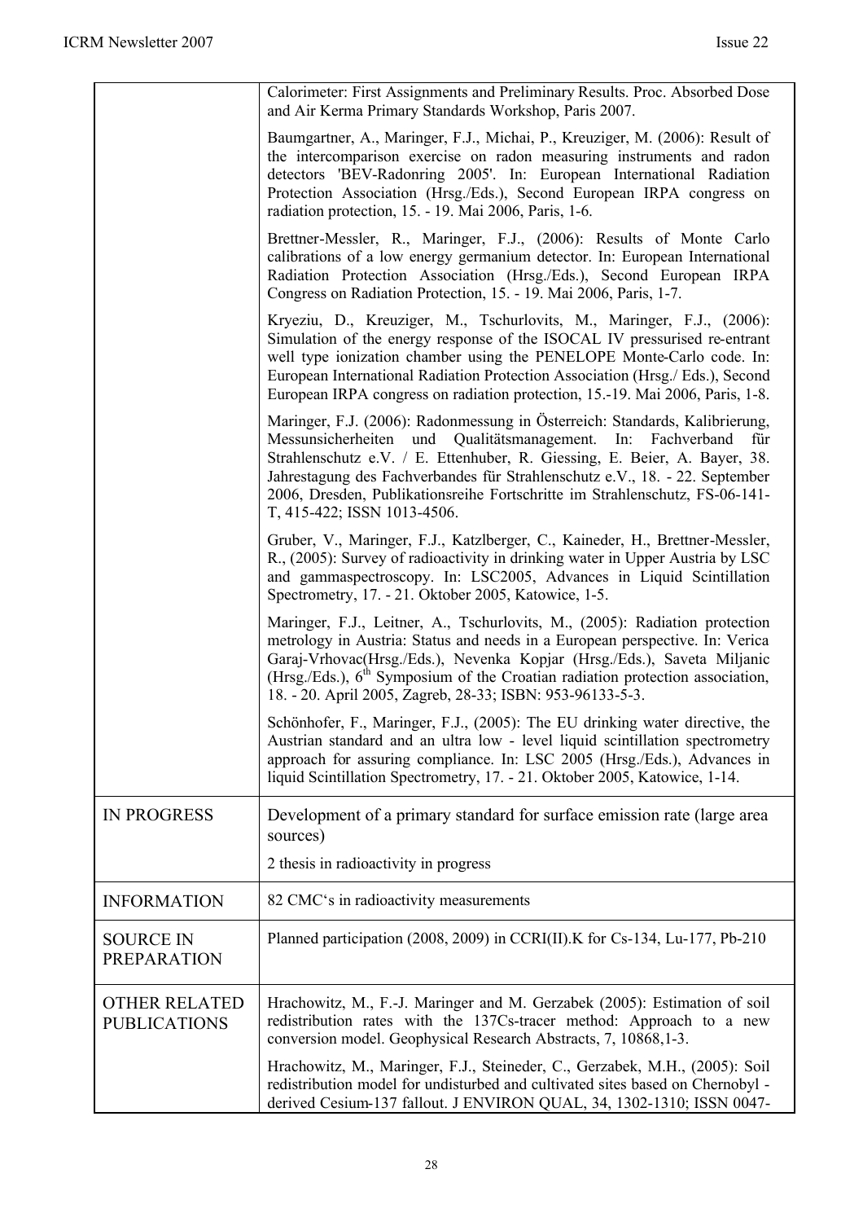| | |
|---|---|
| | Calorimeter: First Assignments and Preliminary Results. Proc. Absorbed Dose and Air Kerma Primary Standards Workshop, Paris 2007.<br><br>Baumgartner, A., Maringer, F.J., Michai, P., Kreuziger, M. (2006): Result of the intercomparison exercise on radon measuring instruments and radon detectors 'BEV-Radonring 2005'. In: European International Radiation Protection Association (Hrsg./Eds.), Second European IRPA congress on radiation protection, 15. - 19. Mai 2006, Paris, 1-6.<br><br>Brettner-Messler, R., Maringer, F.J., (2006): Results of Monte Carlo calibrations of a low energy germanium detector. In: European International Radiation Protection Association (Hrsg./Eds.), Second European IRPA Congress on Radiation Protection, 15. - 19. Mai 2006, Paris, 1-7.<br><br>Kryeziu, D., Kreuziger, M., Tschurlovits, M., Maringer, F.J., (2006): Simulation of the energy response of the ISOCAL IV pressurised re-entrant well type ionization chamber using the PENELOPE Monte-Carlo code. In: European International Radiation Protection Association (Hrsg./ Eds.), Second European IRPA congress on radiation protection, 15.-19. Mai 2006, Paris, 1-8.<br><br>Maringer, F.J. (2006): Radonmessung in Österreich: Standards, Kalibrierung, Messunsicherheiten und Qualitätsmanagement. In: Fachverband für Strahlenschutz e.V. / E. Ettenhuber, R. Giessing, E. Beier, A. Bayer, 38. Jahrestagung des Fachverbandes für Strahlenschutz e.V., 18. - 22. September 2006, Dresden, Publikationsreihe Fortschritte im Strahlenschutz, FS-06-141-T, 415-422; ISSN 1013-4506.<br><br>Gruber, V., Maringer, F.J., Katzlberger, C., Kaineder, H., Brettner-Messler, R., (2005): Survey of radioactivity in drinking water in Upper Austria by LSC and gammaspectroscopy. In: LSC2005, Advances in Liquid Scintillation Spectrometry, 17. - 21. Oktober 2005, Katowice, 1-5.<br><br>Maringer, F.J., Leitner, A., Tschurlovits, M., (2005): Radiation protection metrology in Austria: Status and needs in a European perspective. In: Verica Garaj-Vrhovac(Hrsg./Eds.), Nevenka Kopjar (Hrsg./Eds.), Saveta Miljanic (Hrsg./Eds.), 6th Symposium of the Croatian radiation protection association, 18. - 20. April 2005, Zagreb, 28-33; ISBN: 953-96133-5-3.<br><br>Schönhofer, F., Maringer, F.J., (2005): The EU drinking water directive, the Austrian standard and an ultra low - level liquid scintillation spectrometry approach for assuring compliance. In: LSC 2005 (Hrsg./Eds.), Advances in liquid Scintillation Spectrometry, 17. - 21. Oktober 2005, Katowice, 1-14. |
| IN PROGRESS | Development of a primary standard for surface emission rate (large area sources)<br><br>2 thesis in radioactivity in progress |
| INFORMATION | 82 CMC's in radioactivity measurements |
| SOURCE IN PREPARATION | Planned participation (2008, 2009) in CCRI(II).K for Cs-134, Lu-177, Pb-210 |
| OTHER RELATED PUBLICATIONS | Hrachowitz, M., F.-J. Maringer and M. Gerzabek (2005): Estimation of soil redistribution rates with the 137Cs-tracer method: Approach to a new conversion model. Geophysical Research Abstracts, 7, 10868,1-3.<br><br>Hrachowitz, M., Maringer, F.J., Steineder, C., Gerzabek, M.H., (2005): Soil redistribution model for undisturbed and cultivated sites based on Chernobyl - derived Cesium-137 fallout. J ENVIRON QUAL, 34, 1302-1310; ISSN 0047- |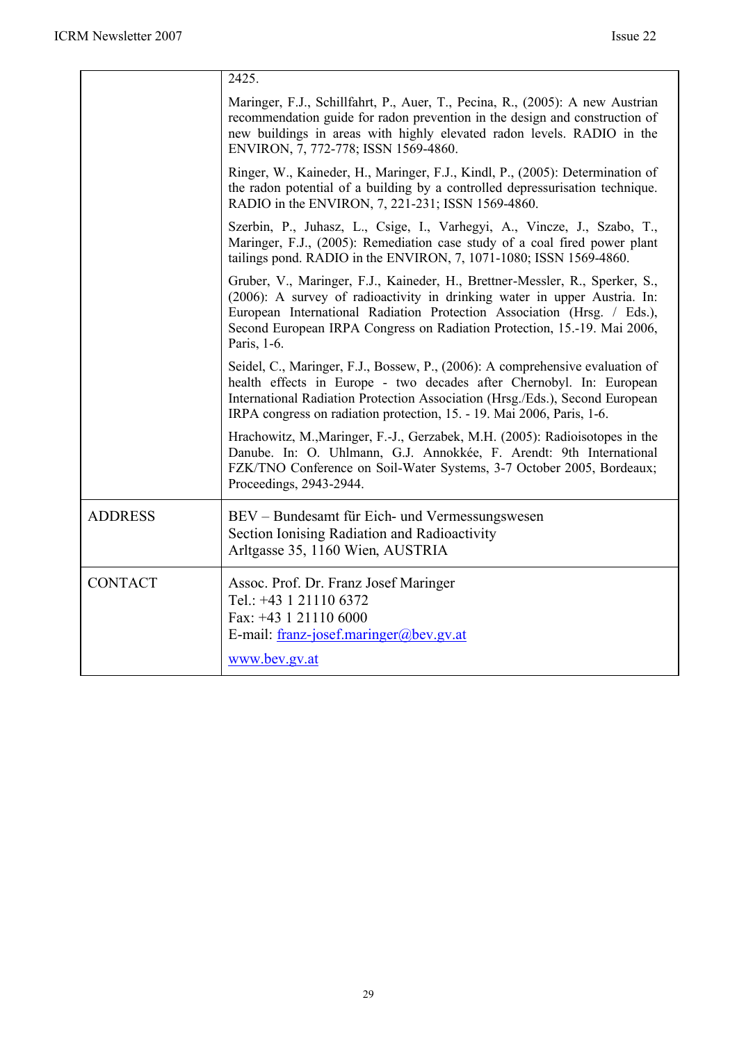| | |
|---|---|
| | 2425.<br><br>Maringer, F.J., Schillfahrt, P., Auer, T., Pecina, R., (2005): A new Austrian recommendation guide for radon prevention in the design and construction of new buildings in areas with highly elevated radon levels. RADIO in the ENVIRON, 7, 772-778; ISSN 1569-4860.<br><br>Ringer, W., Kaineder, H., Maringer, F.J., Kindl, P., (2005): Determination of the radon potential of a building by a controlled depressurisation technique. RADIO in the ENVIRON, 7, 221-231; ISSN 1569-4860.<br><br>Szerbin, P., Juhasz, L., Csige, I., Varhegyi, A., Vincze, J., Szabo, T., Maringer, F.J., (2005): Remediation case study of a coal fired power plant tailings pond. RADIO in the ENVIRON, 7, 1071-1080; ISSN 1569-4860.<br><br>Gruber, V., Maringer, F.J., Kaineder, H., Brettner-Messler, R., Sperker, S., (2006): A survey of radioactivity in drinking water in upper Austria. In: European International Radiation Protection Association (Hrsg. / Eds.), Second European IRPA Congress on Radiation Protection, 15.-19. Mai 2006, Paris, 1-6.<br><br>Seidel, C., Maringer, F.J., Bossew, P., (2006): A comprehensive evaluation of health effects in Europe - two decades after Chernobyl. In: European International Radiation Protection Association (Hrsg./Eds.), Second European IRPA congress on radiation protection, 15. - 19. Mai 2006, Paris, 1-6.<br><br>Hrachowitz, M.,Maringer, F.-J., Gerzabek, M.H. (2005): Radioisotopes in the Danube. In: O. Uhlmann, G.J. Annokkée, F. Arendt: 9th International FZK/TNO Conference on Soil-Water Systems, 3-7 October 2005, Bordeaux; Proceedings, 2943-2944. |
| ADDRESS | BEV – Bundesamt für Eich- und Vermessungswesen<br>Section Ionising Radiation and Radioactivity<br>Arltgasse 35, 1160 Wien, AUSTRIA |
| CONTACT | Assoc. Prof. Dr. Franz Josef Maringer<br>Tel.: +43 1 21110 6372<br>Fax: +43 1 21110 6000<br>E-mail: franz-josef.maringer@bev.gv.at<br><br>www.bev.gv.at |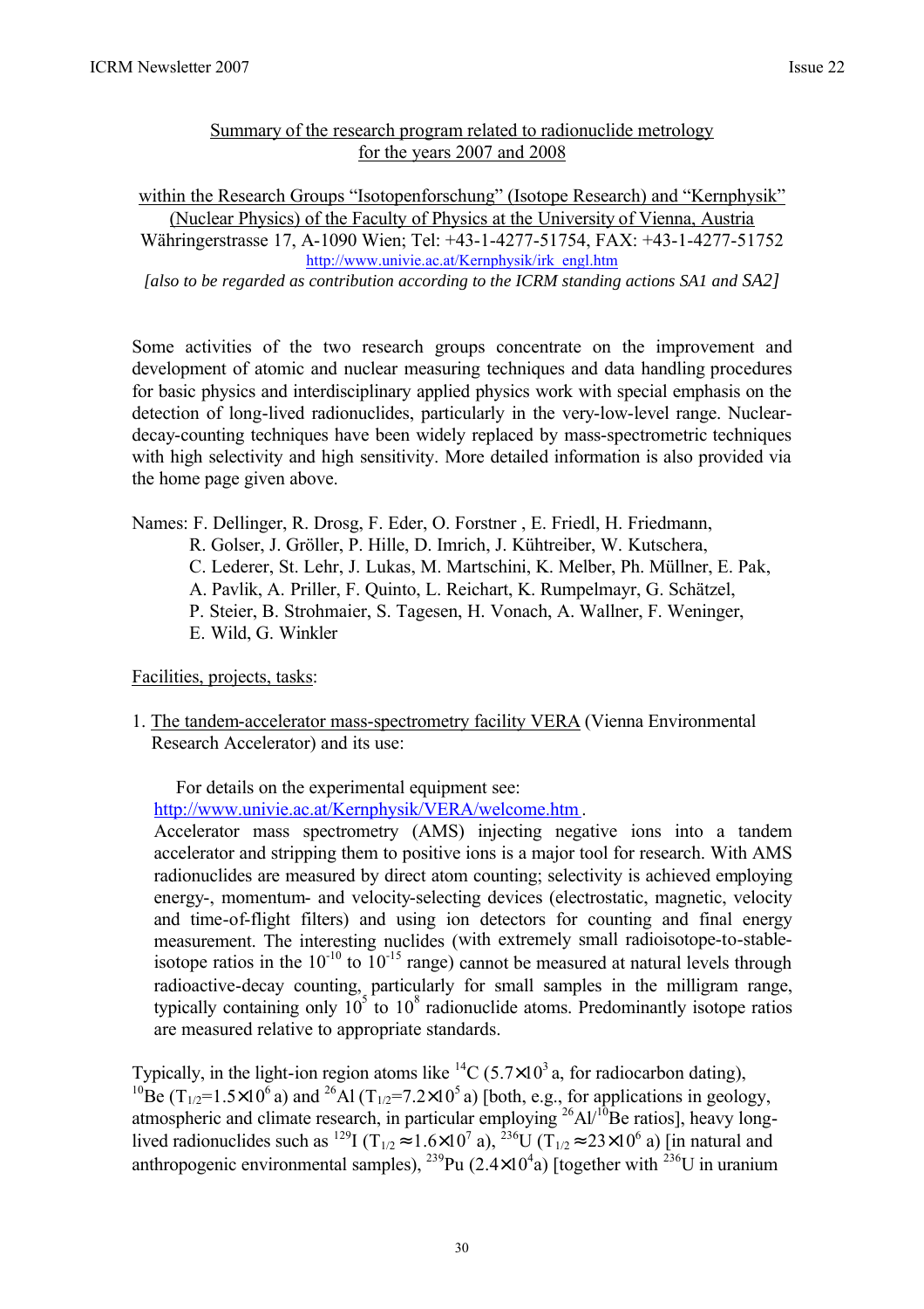<u>Summary of the research program related to radionuclide metrology for the years 2007 and 2008</u>

<u>within the Research Groups "Isotopenforschung" (Isotope Research) and "Kernphysik" (Nuclear Physics) of the Faculty of Physics at the University of Vienna, Austria</u>
Währingerstrasse 17, A-1090 Wien; Tel: +43-1-4277-51754, FAX: +43-1-4277-51752
http://www.univie.ac.at/Kernphysik/irk_engl.htm
*[also to be regarded as contribution according to the ICRM standing actions SA1 and SA2]*

Some activities of the two research groups concentrate on the improvement and development of atomic and nuclear measuring techniques and data handling procedures for basic physics and interdisciplinary applied physics work with special emphasis on the detection of long-lived radionuclides, particularly in the very-low-level range. Nuclear-decay-counting techniques have been widely replaced by mass-spectrometric techniques with high selectivity and high sensitivity. More detailed information is also provided via the home page given above.

Names: F. Dellinger, R. Drosg, F. Eder, O. Forstner , E. Friedl, H. Friedmann, R. Golser, J. Gröller, P. Hille, D. Imrich, J. Kühtreiber, W. Kutschera, C. Lederer, St. Lehr, J. Lukas, M. Martschini, K. Melber, Ph. Müllner, E. Pak, A. Pavlik, A. Priller, F. Quinto, L. Reichart, K. Rumpelmayr, G. Schätzel, P. Steier, B. Strohmaier, S. Tagesen, H. Vonach, A. Wallner, F. Weninger, E. Wild, G. Winkler

<u>Facilities, projects, tasks</u>:

1. <u>The tandem-accelerator mass-spectrometry facility VERA</u> (Vienna Environmental Research Accelerator) and its use:

   For details on the experimental equipment see:
   http://www.univie.ac.at/Kernphysik/VERA/welcome.htm .
   Accelerator mass spectrometry (AMS) injecting negative ions into a tandem accelerator and stripping them to positive ions is a major tool for research. With AMS radionuclides are measured by direct atom counting; selectivity is achieved employing energy-, momentum- and velocity-selecting devices (electrostatic, magnetic, velocity and time-of-flight filters) and using ion detectors for counting and final energy measurement. The interesting nuclides (with extremely small radioisotope-to-stable-isotope ratios in the $10^{-10}$ to $10^{-15}$ range) cannot be measured at natural levels through radioactive-decay counting, particularly for small samples in the milligram range, typically containing only $10^5$ to $10^8$ radionuclide atoms. Predominantly isotope ratios are measured relative to appropriate standards.

Typically, in the light-ion region atoms like $^{14}$C ($5.7\times10^3$ a, for radiocarbon dating), $^{10}$Be ($T_{1/2}=1.5\times10^6$ a) and $^{26}$Al ($T_{1/2}=7.2\times10^5$ a) [both, e.g., for applications in geology, atmospheric and climate research, in particular employing $^{26}$Al/$^{10}$Be ratios], heavy long-lived radionuclides such as $^{129}$I ($T_{1/2}\approx1.6\times10^7$ a), $^{236}$U ($T_{1/2}\approx23\times10^6$ a) [in natural and anthropogenic environmental samples), $^{239}$Pu ($2.4\times10^4$a) [together with $^{236}$U in uranium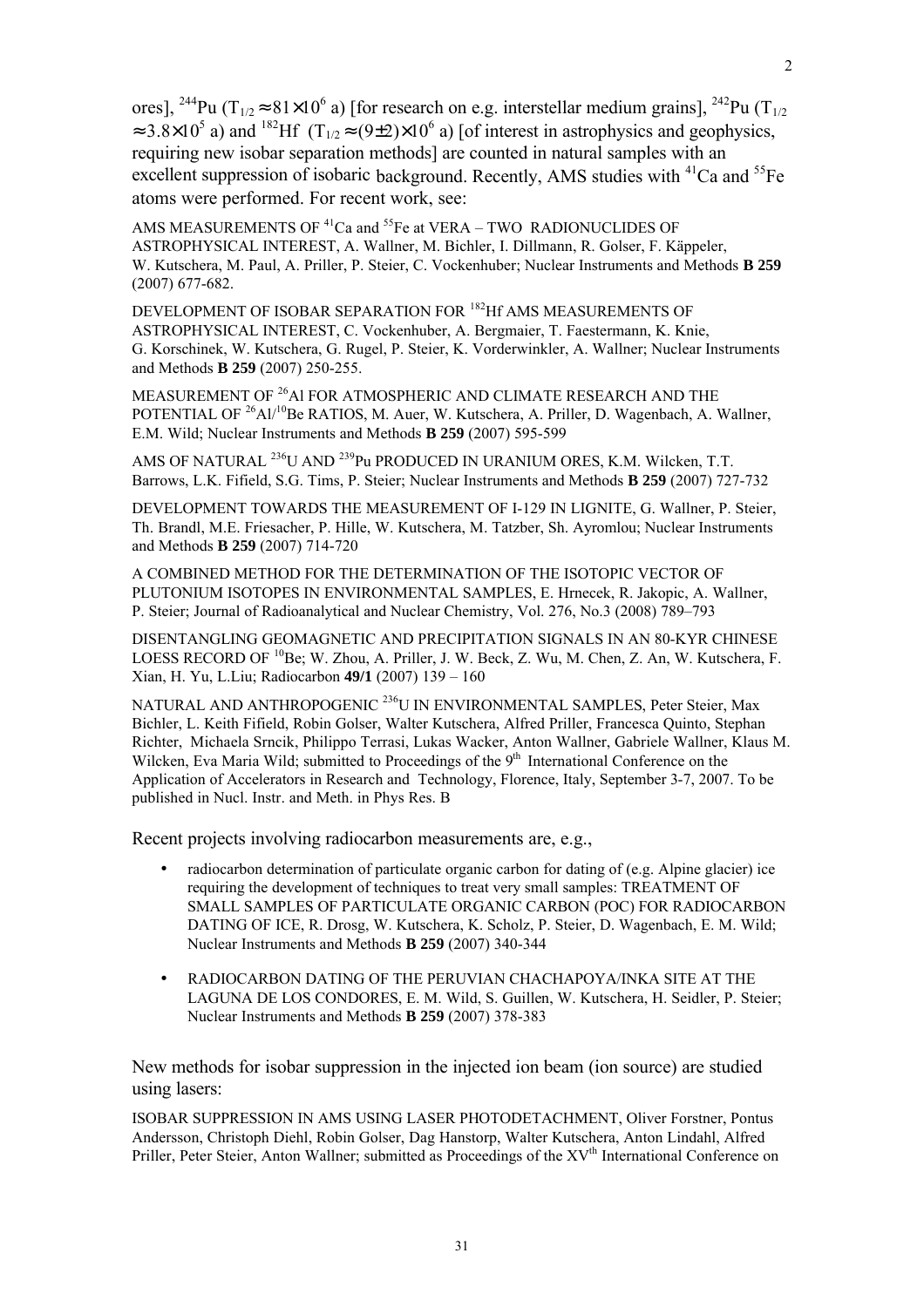ores], $^{244}$Pu ($T_{1/2} \approx 81\times10^6$ a) [for research on e.g. interstellar medium grains], $^{242}$Pu ($T_{1/2} \approx 3.8\times10^5$ a) and $^{182}$Hf ($T_{1/2} \approx (9\pm2)\times10^6$ a) [of interest in astrophysics and geophysics, requiring new isobar separation methods] are counted in natural samples with an excellent suppression of isobaric background. Recently, AMS studies with $^{41}$Ca and $^{55}$Fe atoms were performed. For recent work, see:

AMS MEASUREMENTS OF $^{41}$Ca and $^{55}$Fe at VERA – TWO RADIONUCLIDES OF ASTROPHYSICAL INTEREST, A. Wallner, M. Bichler, I. Dillmann, R. Golser, F. Käppeler, W. Kutschera, M. Paul, A. Priller, P. Steier, C. Vockenhuber; Nuclear Instruments and Methods **B 259** (2007) 677-682.

DEVELOPMENT OF ISOBAR SEPARATION FOR $^{182}$Hf AMS MEASUREMENTS OF ASTROPHYSICAL INTEREST, C. Vockenhuber, A. Bergmaier, T. Faestermann, K. Knie, G. Korschinek, W. Kutschera, G. Rugel, P. Steier, K. Vorderwinkler, A. Wallner; Nuclear Instruments and Methods **B 259** (2007) 250-255.

MEASUREMENT OF $^{26}$Al FOR ATMOSPHERIC AND CLIMATE RESEARCH AND THE POTENTIAL OF $^{26}$Al/$^{10}$Be RATIOS, M. Auer, W. Kutschera, A. Priller, D. Wagenbach, A. Wallner, E.M. Wild; Nuclear Instruments and Methods **B 259** (2007) 595-599

AMS OF NATURAL $^{236}$U AND $^{239}$Pu PRODUCED IN URANIUM ORES, K.M. Wilcken, T.T. Barrows, L.K. Fifield, S.G. Tims, P. Steier; Nuclear Instruments and Methods **B 259** (2007) 727-732

DEVELOPMENT TOWARDS THE MEASUREMENT OF I-129 IN LIGNITE, G. Wallner, P. Steier, Th. Brandl, M.E. Friesacher, P. Hille, W. Kutschera, M. Tatzber, Sh. Ayromlou; Nuclear Instruments and Methods **B 259** (2007) 714-720

A COMBINED METHOD FOR THE DETERMINATION OF THE ISOTOPIC VECTOR OF PLUTONIUM ISOTOPES IN ENVIRONMENTAL SAMPLES, E. Hrnecek, R. Jakopic, A. Wallner, P. Steier; Journal of Radioanalytical and Nuclear Chemistry, Vol. 276, No.3 (2008) 789–793

DISENTANGLING GEOMAGNETIC AND PRECIPITATION SIGNALS IN AN 80-KYR CHINESE LOESS RECORD OF $^{10}$Be; W. Zhou, A. Priller, J. W. Beck, Z. Wu, M. Chen, Z. An, W. Kutschera, F. Xian, H. Yu, L.Liu; Radiocarbon **49/1** (2007) 139 – 160

NATURAL AND ANTHROPOGENIC $^{236}$U IN ENVIRONMENTAL SAMPLES, Peter Steier, Max Bichler, L. Keith Fifield, Robin Golser, Walter Kutschera, Alfred Priller, Francesca Quinto, Stephan Richter, Michaela Srncik, Philippo Terrasi, Lukas Wacker, Anton Wallner, Gabriele Wallner, Klaus M. Wilcken, Eva Maria Wild; submitted to Proceedings of the 9$^{th}$ International Conference on the Application of Accelerators in Research and Technology, Florence, Italy, September 3-7, 2007. To be published in Nucl. Instr. and Meth. in Phys Res. B

Recent projects involving radiocarbon measurements are, e.g.,

- radiocarbon determination of particulate organic carbon for dating of (e.g. Alpine glacier) ice requiring the development of techniques to treat very small samples: TREATMENT OF SMALL SAMPLES OF PARTICULATE ORGANIC CARBON (POC) FOR RADIOCARBON DATING OF ICE, R. Drosg, W. Kutschera, K. Scholz, P. Steier, D. Wagenbach, E. M. Wild; Nuclear Instruments and Methods **B 259** (2007) 340-344
- RADIOCARBON DATING OF THE PERUVIAN CHACHAPOYA/INKA SITE AT THE LAGUNA DE LOS CONDORES, E. M. Wild, S. Guillen, W. Kutschera, H. Seidler, P. Steier; Nuclear Instruments and Methods **B 259** (2007) 378-383

New methods for isobar suppression in the injected ion beam (ion source) are studied using lasers:

ISOBAR SUPPRESSION IN AMS USING LASER PHOTODETACHMENT, Oliver Forstner, Pontus Andersson, Christoph Diehl, Robin Golser, Dag Hanstorp, Walter Kutschera, Anton Lindahl, Alfred Priller, Peter Steier, Anton Wallner; submitted as Proceedings of the XV$^{th}$ International Conference on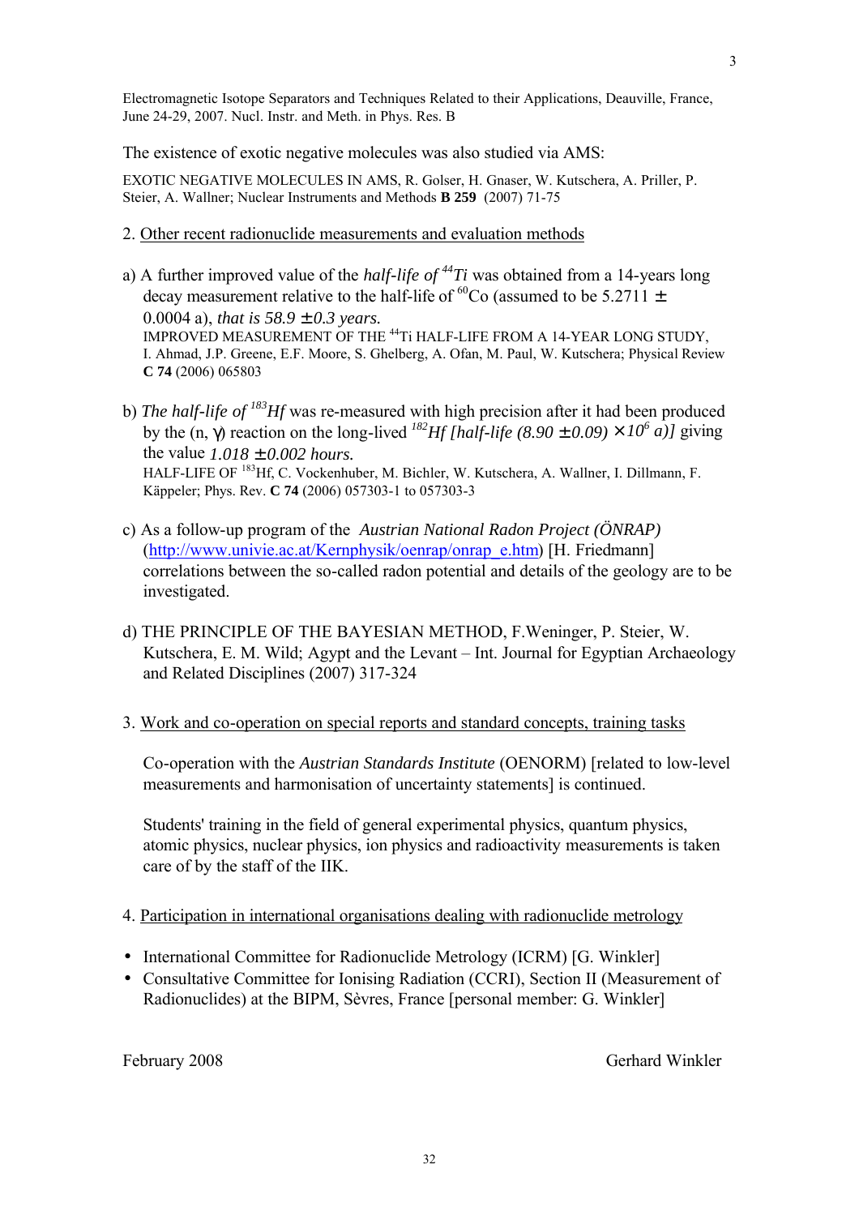Electromagnetic Isotope Separators and Techniques Related to their Applications, Deauville, France, June 24-29, 2007. Nucl. Instr. and Meth. in Phys. Res. B

The existence of exotic negative molecules was also studied via AMS:

EXOTIC NEGATIVE MOLECULES IN AMS, R. Golser, H. Gnaser, W. Kutschera, A. Priller, P. Steier, A. Wallner; Nuclear Instruments and Methods **B 259** (2007) 71-75

2. Other recent radionuclide measurements and evaluation methods

a) A further improved value of the *half-life of $^{44}Ti$* was obtained from a 14-years long decay measurement relative to the half-life of $^{60}$Co (assumed to be 5.2711 ± 0.0004 a), *that is 58.9 ± 0.3 years.*
IMPROVED MEASUREMENT OF THE $^{44}$Ti HALF-LIFE FROM A 14-YEAR LONG STUDY, I. Ahmad, J.P. Greene, E.F. Moore, S. Ghelberg, A. Ofan, M. Paul, W. Kutschera; Physical Review **C 74** (2006) 065803

b) *The half-life of $^{183}Hf$* was re-measured with high precision after it had been produced by the (n, γ) reaction on the long-lived *$^{182}$Hf [half-life (8.90 ± 0.09) × $10^6$ a)]* giving the value *1.018 ± 0.002 hours.*
HALF-LIFE OF $^{183}$Hf, C. Vockenhuber, M. Bichler, W. Kutschera, A. Wallner, I. Dillmann, F. Käppeler; Phys. Rev. **C 74** (2006) 057303-1 to 057303-3

c) As a follow-up program of the *Austrian National Radon Project (ÖNRAP)* (http://www.univie.ac.at/Kernphysik/oenrap/onrap_e.htm) [H. Friedmann] correlations between the so-called radon potential and details of the geology are to be investigated.

d) THE PRINCIPLE OF THE BAYESIAN METHOD, F.Weninger, P. Steier, W. Kutschera, E. M. Wild; Agypt and the Levant – Int. Journal for Egyptian Archaeology and Related Disciplines (2007) 317-324

3. Work and co-operation on special reports and standard concepts, training tasks

Co-operation with the *Austrian Standards Institute* (OENORM) [related to low-level measurements and harmonisation of uncertainty statements] is continued.

Students' training in the field of general experimental physics, quantum physics, atomic physics, nuclear physics, ion physics and radioactivity measurements is taken care of by the staff of the IIK.

4. Participation in international organisations dealing with radionuclide metrology

- International Committee for Radionuclide Metrology (ICRM) [G. Winkler]
- Consultative Committee for Ionising Radiation (CCRI), Section II (Measurement of Radionuclides) at the BIPM, Sèvres, France [personal member: G. Winkler]

February 2008 Gerhard Winkler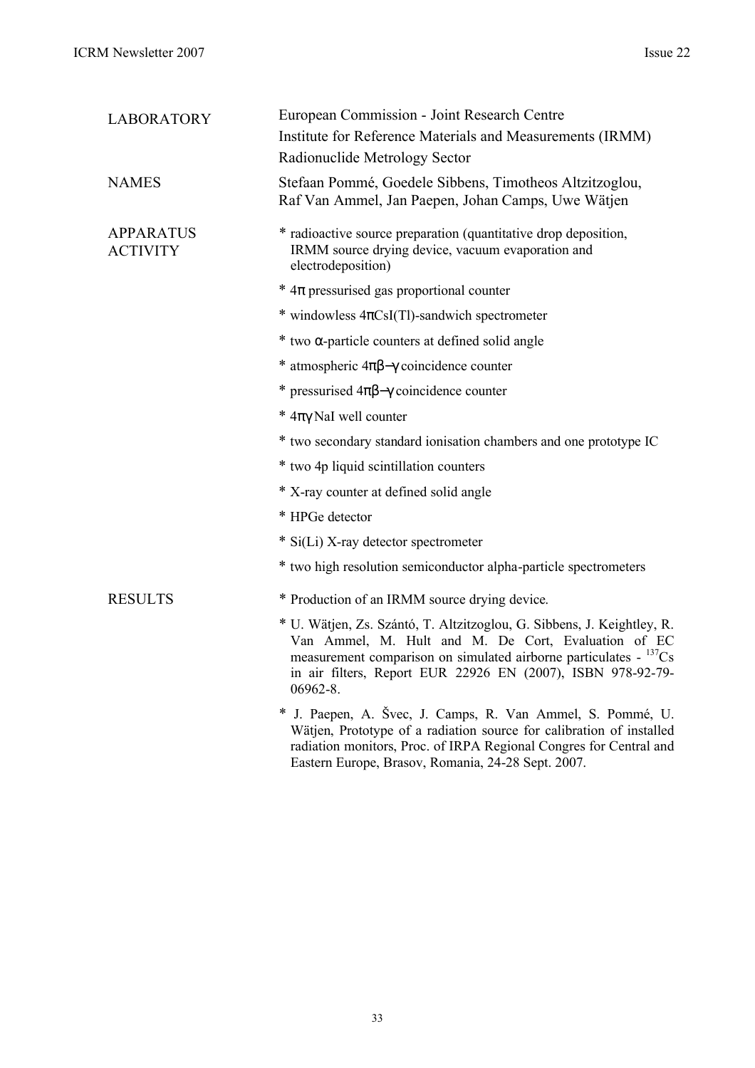| | |
|---|---|
| LABORATORY | European Commission - Joint Research Centre<br>Institute for Reference Materials and Measurements (IRMM)<br>Radionuclide Metrology Sector |
| NAMES | Stefaan Pommé, Goedele Sibbens, Timotheos Altzitzoglou, Raf Van Ammel, Jan Paepen, Johan Camps, Uwe Wätjen |
| APPARATUS ACTIVITY | * radioactive source preparation (quantitative drop deposition, IRMM source drying device, vacuum evaporation and electrodeposition)<br>* $4\pi$ pressurised gas proportional counter<br>* windowless $4\pi$CsI(Tl)-sandwich spectrometer<br>* two $\alpha$-particle counters at defined solid angle<br>* atmospheric $4\pi\beta-\gamma$ coincidence counter<br>* pressurised $4\pi\beta-\gamma$ coincidence counter<br>* $4\pi\gamma$ NaI well counter<br>* two secondary standard ionisation chambers and one prototype IC<br>* two 4p liquid scintillation counters<br>* X-ray counter at defined solid angle<br>* HPGe detector<br>* Si(Li) X-ray detector spectrometer<br>* two high resolution semiconductor alpha-particle spectrometers |
| RESULTS | * Production of an IRMM source drying device.<br>* U. Wätjen, Zs. Szántó, T. Altzitzoglou, G. Sibbens, J. Keightley, R. Van Ammel, M. Hult and M. De Cort, Evaluation of EC measurement comparison on simulated airborne particulates - $^{137}$Cs in air filters, Report EUR 22926 EN (2007), ISBN 978-92-79-06962-8.<br>* J. Paepen, A. Švec, J. Camps, R. Van Ammel, S. Pommé, U. Wätjen, Prototype of a radiation source for calibration of installed radiation monitors, Proc. of IRPA Regional Congres for Central and Eastern Europe, Brasov, Romania, 24-28 Sept. 2007. |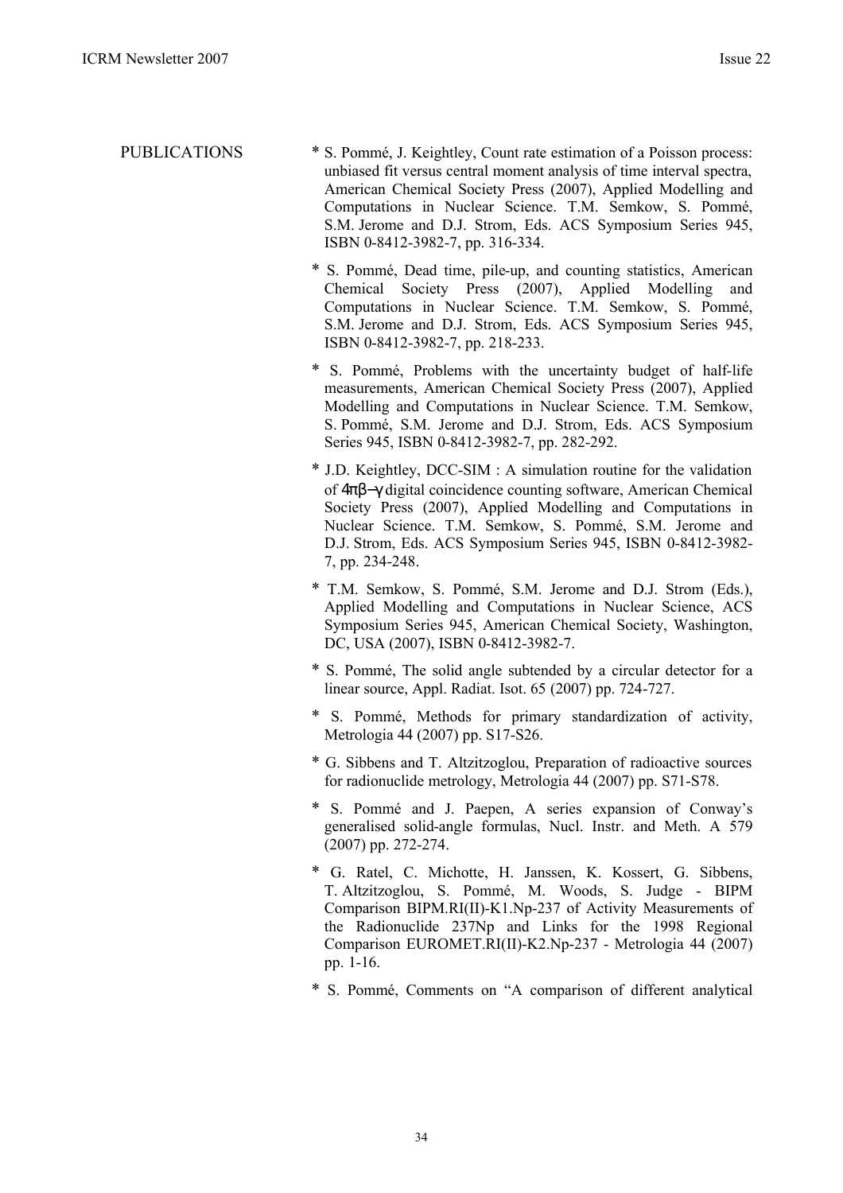PUBLICATIONS

* S. Pommé, J. Keightley, Count rate estimation of a Poisson process: unbiased fit versus central moment analysis of time interval spectra, American Chemical Society Press (2007), Applied Modelling and Computations in Nuclear Science. T.M. Semkow, S. Pommé, S.M. Jerome and D.J. Strom, Eds. ACS Symposium Series 945, ISBN 0-8412-3982-7, pp. 316-334.

* S. Pommé, Dead time, pile-up, and counting statistics, American Chemical Society Press (2007), Applied Modelling and Computations in Nuclear Science. T.M. Semkow, S. Pommé, S.M. Jerome and D.J. Strom, Eds. ACS Symposium Series 945, ISBN 0-8412-3982-7, pp. 218-233.

* S. Pommé, Problems with the uncertainty budget of half-life measurements, American Chemical Society Press (2007), Applied Modelling and Computations in Nuclear Science. T.M. Semkow, S. Pommé, S.M. Jerome and D.J. Strom, Eds. ACS Symposium Series 945, ISBN 0-8412-3982-7, pp. 282-292.

* J.D. Keightley, DCC-SIM : A simulation routine for the validation of $4\pi\beta-\gamma$ digital coincidence counting software, American Chemical Society Press (2007), Applied Modelling and Computations in Nuclear Science. T.M. Semkow, S. Pommé, S.M. Jerome and D.J. Strom, Eds. ACS Symposium Series 945, ISBN 0-8412-3982-7, pp. 234-248.

* T.M. Semkow, S. Pommé, S.M. Jerome and D.J. Strom (Eds.), Applied Modelling and Computations in Nuclear Science, ACS Symposium Series 945, American Chemical Society, Washington, DC, USA (2007), ISBN 0-8412-3982-7.

* S. Pommé, The solid angle subtended by a circular detector for a linear source, Appl. Radiat. Isot. 65 (2007) pp. 724-727.

* S. Pommé, Methods for primary standardization of activity, Metrologia 44 (2007) pp. S17-S26.

* G. Sibbens and T. Altzitzoglou, Preparation of radioactive sources for radionuclide metrology, Metrologia 44 (2007) pp. S71-S78.

* S. Pommé and J. Paepen, A series expansion of Conway's generalised solid-angle formulas, Nucl. Instr. and Meth. A 579 (2007) pp. 272-274.

* G. Ratel, C. Michotte, H. Janssen, K. Kossert, G. Sibbens, T. Altzitzoglou, S. Pommé, M. Woods, S. Judge - BIPM Comparison BIPM.RI(II)-K1.Np-237 of Activity Measurements of the Radionuclide 237Np and Links for the 1998 Regional Comparison EUROMET.RI(II)-K2.Np-237 - Metrologia 44 (2007) pp. 1-16.

* S. Pommé, Comments on "A comparison of different analytical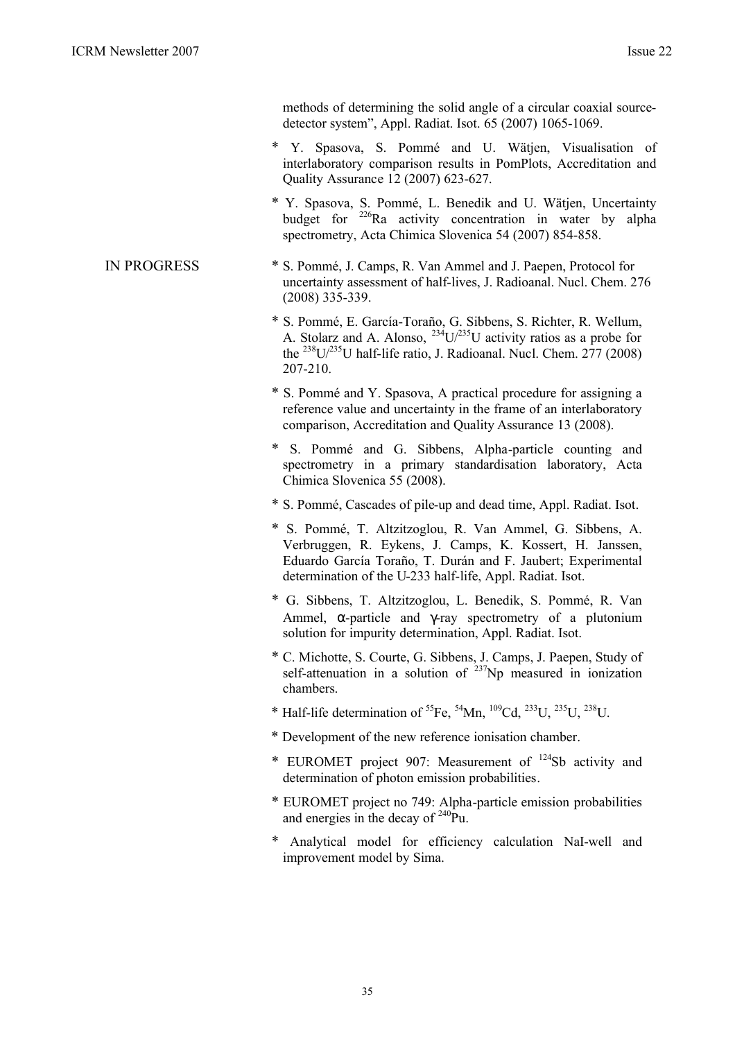methods of determining the solid angle of a circular coaxial source-detector system", Appl. Radiat. Isot. 65 (2007) 1065-1069.

* Y. Spasova, S. Pommé and U. Wätjen, Visualisation of interlaboratory comparison results in PomPlots, Accreditation and Quality Assurance 12 (2007) 623-627.
* Y. Spasova, S. Pommé, L. Benedik and U. Wätjen, Uncertainty budget for $^{226}$Ra activity concentration in water by alpha spectrometry, Acta Chimica Slovenica 54 (2007) 854-858.

IN PROGRESS

* S. Pommé, J. Camps, R. Van Ammel and J. Paepen, Protocol for uncertainty assessment of half-lives, J. Radioanal. Nucl. Chem. 276 (2008) 335-339.
* S. Pommé, E. García-Toraño, G. Sibbens, S. Richter, R. Wellum, A. Stolarz and A. Alonso, $^{234}$U/$^{235}$U activity ratios as a probe for the $^{238}$U/$^{235}$U half-life ratio, J. Radioanal. Nucl. Chem. 277 (2008) 207-210.
* S. Pommé and Y. Spasova, A practical procedure for assigning a reference value and uncertainty in the frame of an interlaboratory comparison, Accreditation and Quality Assurance 13 (2008).
* S. Pommé and G. Sibbens, Alpha-particle counting and spectrometry in a primary standardisation laboratory, Acta Chimica Slovenica 55 (2008).
* S. Pommé, Cascades of pile-up and dead time, Appl. Radiat. Isot.
* S. Pommé, T. Altzitzoglou, R. Van Ammel, G. Sibbens, A. Verbruggen, R. Eykens, J. Camps, K. Kossert, H. Janssen, Eduardo García Toraño, T. Durán and F. Jaubert; Experimental determination of the U-233 half-life, Appl. Radiat. Isot.
* G. Sibbens, T. Altzitzoglou, L. Benedik, S. Pommé, R. Van Ammel, α-particle and γ-ray spectrometry of a plutonium solution for impurity determination, Appl. Radiat. Isot.
* C. Michotte, S. Courte, G. Sibbens, J. Camps, J. Paepen, Study of self-attenuation in a solution of $^{237}$Np measured in ionization chambers.
* Half-life determination of $^{55}$Fe, $^{54}$Mn, $^{109}$Cd, $^{233}$U, $^{235}$U, $^{238}$U.
* Development of the new reference ionisation chamber.
* EUROMET project 907: Measurement of $^{124}$Sb activity and determination of photon emission probabilities.
* EUROMET project no 749: Alpha-particle emission probabilities and energies in the decay of $^{240}$Pu.
* Analytical model for efficiency calculation NaI-well and improvement model by Sima.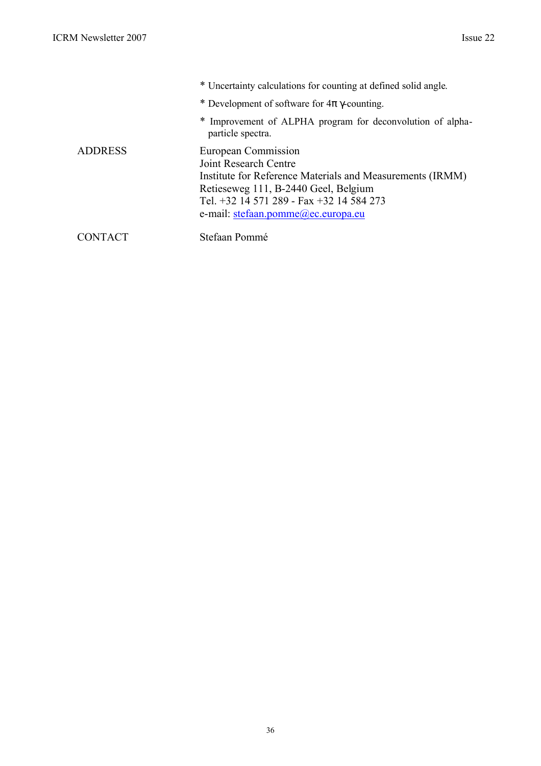* Uncertainty calculations for counting at defined solid angle.

* Development of software for $4\pi$ $\gamma$-counting.

* Improvement of ALPHA program for deconvolution of alpha-particle spectra.

| | |
|---|---|
| ADDRESS | European Commission<br>Joint Research Centre<br>Institute for Reference Materials and Measurements (IRMM)<br>Retieseweg 111, B-2440 Geel, Belgium<br>Tel. +32 14 571 289 - Fax +32 14 584 273<br>e-mail: stefaan.pomme@ec.europa.eu |
| CONTACT | Stefaan Pommé |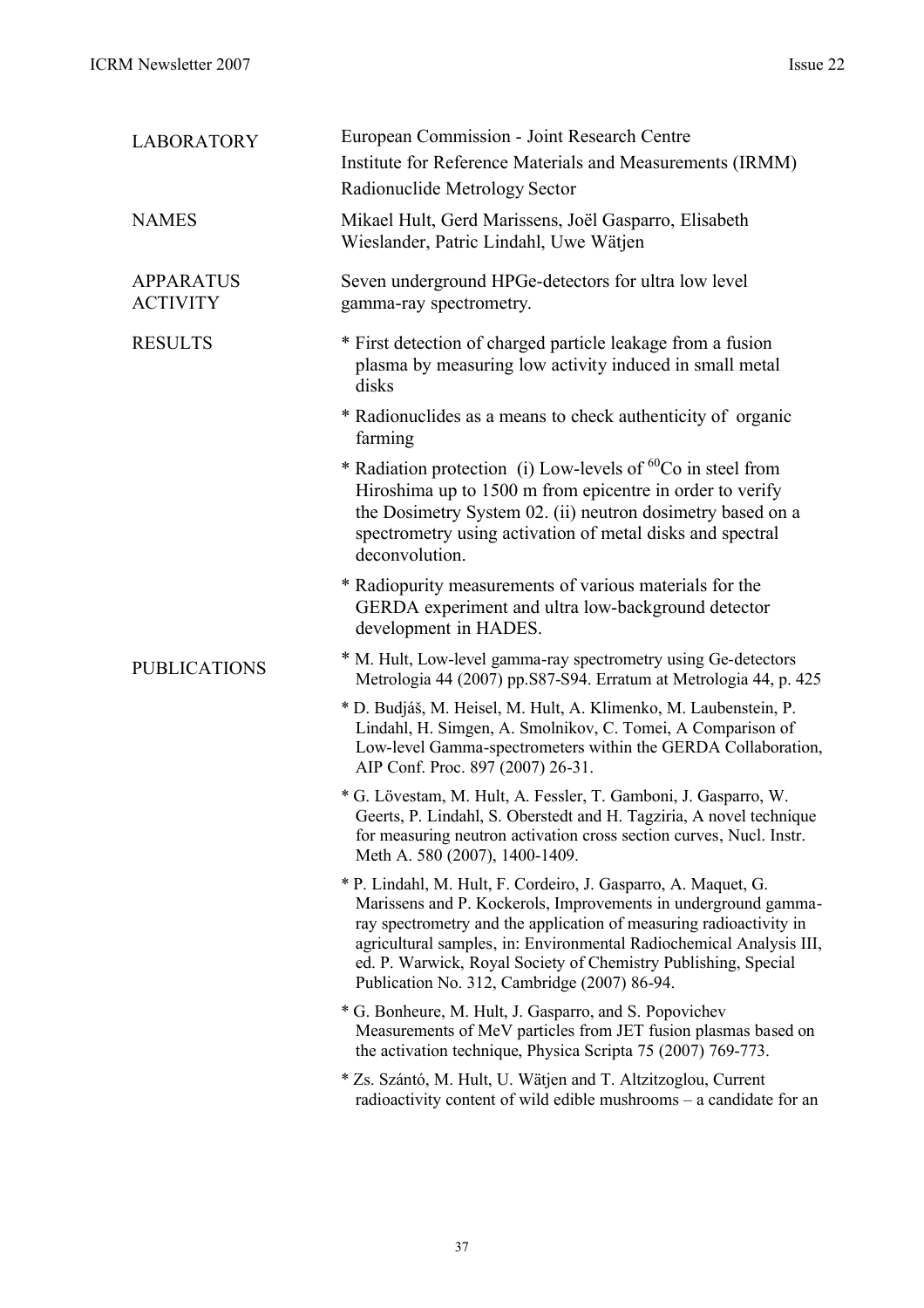| | |
|---|---|
| LABORATORY | European Commission - Joint Research Centre<br>Institute for Reference Materials and Measurements (IRMM)<br>Radionuclide Metrology Sector |
| NAMES | Mikael Hult, Gerd Marissens, Joël Gasparro, Elisabeth Wieslander, Patric Lindahl, Uwe Wätjen |
| APPARATUS ACTIVITY | Seven underground HPGe-detectors for ultra low level gamma-ray spectrometry. |

RESULTS

* First detection of charged particle leakage from a fusion plasma by measuring low activity induced in small metal disks
* Radionuclides as a means to check authenticity of organic farming
* Radiation protection (i) Low-levels of $^{60}$Co in steel from Hiroshima up to 1500 m from epicentre in order to verify the Dosimetry System 02. (ii) neutron dosimetry based on a spectrometry using activation of metal disks and spectral deconvolution.
* Radiopurity measurements of various materials for the GERDA experiment and ultra low-background detector development in HADES.

PUBLICATIONS

* M. Hult, Low-level gamma-ray spectrometry using Ge-detectors Metrologia 44 (2007) pp.S87-S94. Erratum at Metrologia 44, p. 425
* D. Budjáš, M. Heisel, M. Hult, A. Klimenko, M. Laubenstein, P. Lindahl, H. Simgen, A. Smolnikov, C. Tomei, A Comparison of Low-level Gamma-spectrometers within the GERDA Collaboration, AIP Conf. Proc. 897 (2007) 26-31.
* G. Lövestam, M. Hult, A. Fessler, T. Gamboni, J. Gasparro, W. Geerts, P. Lindahl, S. Oberstedt and H. Tagziria, A novel technique for measuring neutron activation cross section curves, Nucl. Instr. Meth A. 580 (2007), 1400-1409.
* P. Lindahl, M. Hult, F. Cordeiro, J. Gasparro, A. Maquet, G. Marissens and P. Kockerols, Improvements in underground gamma-ray spectrometry and the application of measuring radioactivity in agricultural samples, in: Environmental Radiochemical Analysis III, ed. P. Warwick, Royal Society of Chemistry Publishing, Special Publication No. 312, Cambridge (2007) 86-94.
* G. Bonheure, M. Hult, J. Gasparro, and S. Popovichev Measurements of MeV particles from JET fusion plasmas based on the activation technique, Physica Scripta 75 (2007) 769-773.
* Zs. Szántó, M. Hult, U. Wätjen and T. Altzitzoglou, Current radioactivity content of wild edible mushrooms – a candidate for an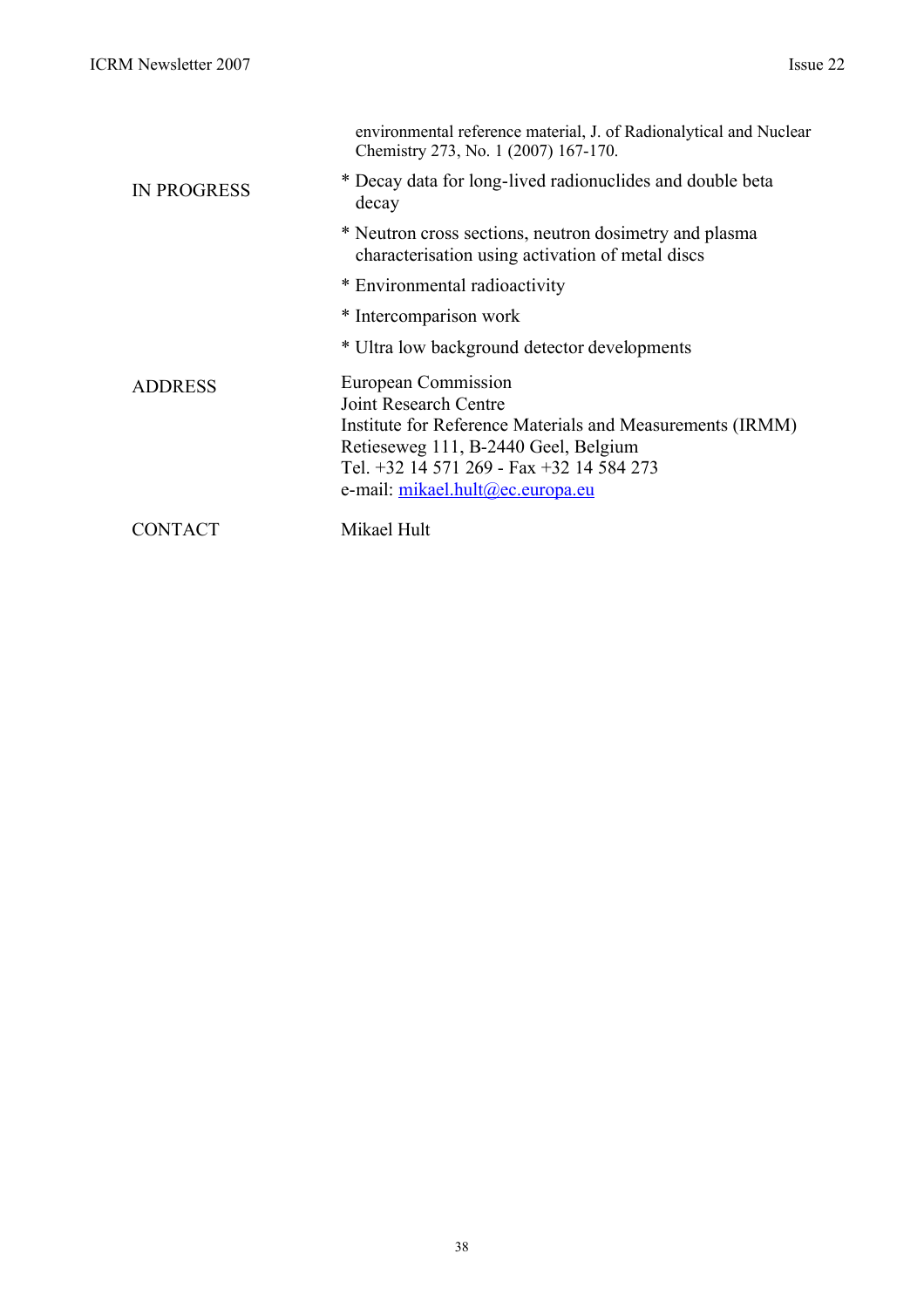environmental reference material, J. of Radionalytical and Nuclear Chemistry 273, No. 1 (2007) 167-170.

IN PROGRESS

* Decay data for long-lived radionuclides and double beta decay
* Neutron cross sections, neutron dosimetry and plasma characterisation using activation of metal discs
* Environmental radioactivity
* Intercomparison work
* Ultra low background detector developments

ADDRESS

European Commission
Joint Research Centre
Institute for Reference Materials and Measurements (IRMM)
Retieseweg 111, B-2440 Geel, Belgium
Tel. +32 14 571 269 - Fax +32 14 584 273
e-mail: mikael.hult@ec.europa.eu

CONTACT

Mikael Hult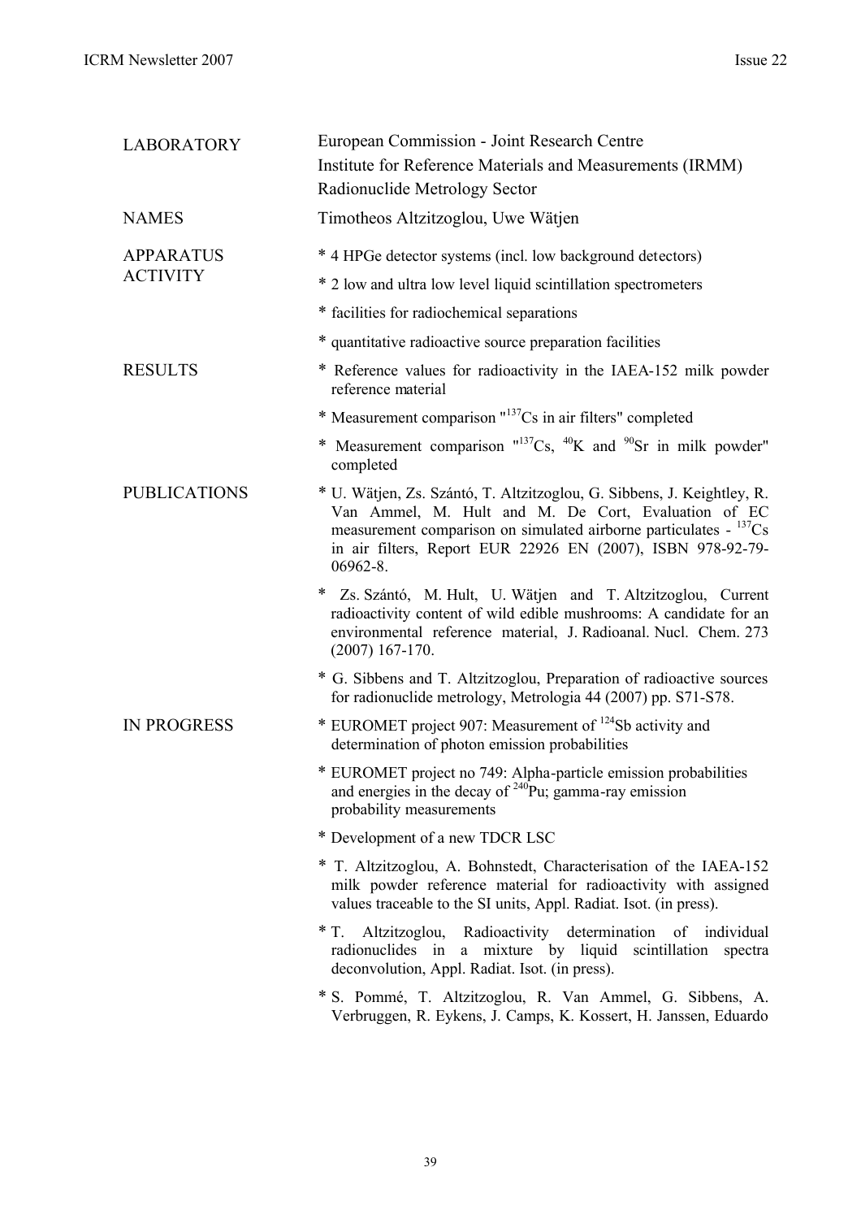| | |
|---|---|
| LABORATORY | European Commission - Joint Research Centre<br>Institute for Reference Materials and Measurements (IRMM)<br>Radionuclide Metrology Sector |
| NAMES | Timotheos Altzitzoglou, Uwe Wätjen |
| APPARATUS<br>ACTIVITY | * 4 HPGe detector systems (incl. low background detectors)<br>* 2 low and ultra low level liquid scintillation spectrometers<br>* facilities for radiochemical separations<br>* quantitative radioactive source preparation facilities |
| RESULTS | * Reference values for radioactivity in the IAEA-152 milk powder reference material<br>* Measurement comparison "$^{137}$Cs in air filters" completed<br>* Measurement comparison "$^{137}$Cs, $^{40}$K and $^{90}$Sr in milk powder" completed |
| PUBLICATIONS | * U. Wätjen, Zs. Szántó, T. Altzitzoglou, G. Sibbens, J. Keightley, R. Van Ammel, M. Hult and M. De Cort, Evaluation of EC measurement comparison on simulated airborne particulates - $^{137}$Cs in air filters, Report EUR 22926 EN (2007), ISBN 978-92-79-06962-8.<br>* Zs. Szántó, M. Hult, U. Wätjen and T. Altzitzoglou, Current radioactivity content of wild edible mushrooms: A candidate for an environmental reference material, J. Radioanal. Nucl. Chem. 273 (2007) 167-170.<br>* G. Sibbens and T. Altzitzoglou, Preparation of radioactive sources for radionuclide metrology, Metrologia 44 (2007) pp. S71-S78. |
| IN PROGRESS | * EUROMET project 907: Measurement of $^{124}$Sb activity and determination of photon emission probabilities<br>* EUROMET project no 749: Alpha-particle emission probabilities and energies in the decay of $^{240}$Pu; gamma-ray emission probability measurements<br>* Development of a new TDCR LSC<br>* T. Altzitzoglou, A. Bohnstedt, Characterisation of the IAEA-152 milk powder reference material for radioactivity with assigned values traceable to the SI units, Appl. Radiat. Isot. (in press).<br>* T. Altzitzoglou, Radioactivity determination of individual radionuclides in a mixture by liquid scintillation spectra deconvolution, Appl. Radiat. Isot. (in press).<br>* S. Pommé, T. Altzitzoglou, R. Van Ammel, G. Sibbens, A. Verbruggen, R. Eykens, J. Camps, K. Kossert, H. Janssen, Eduardo |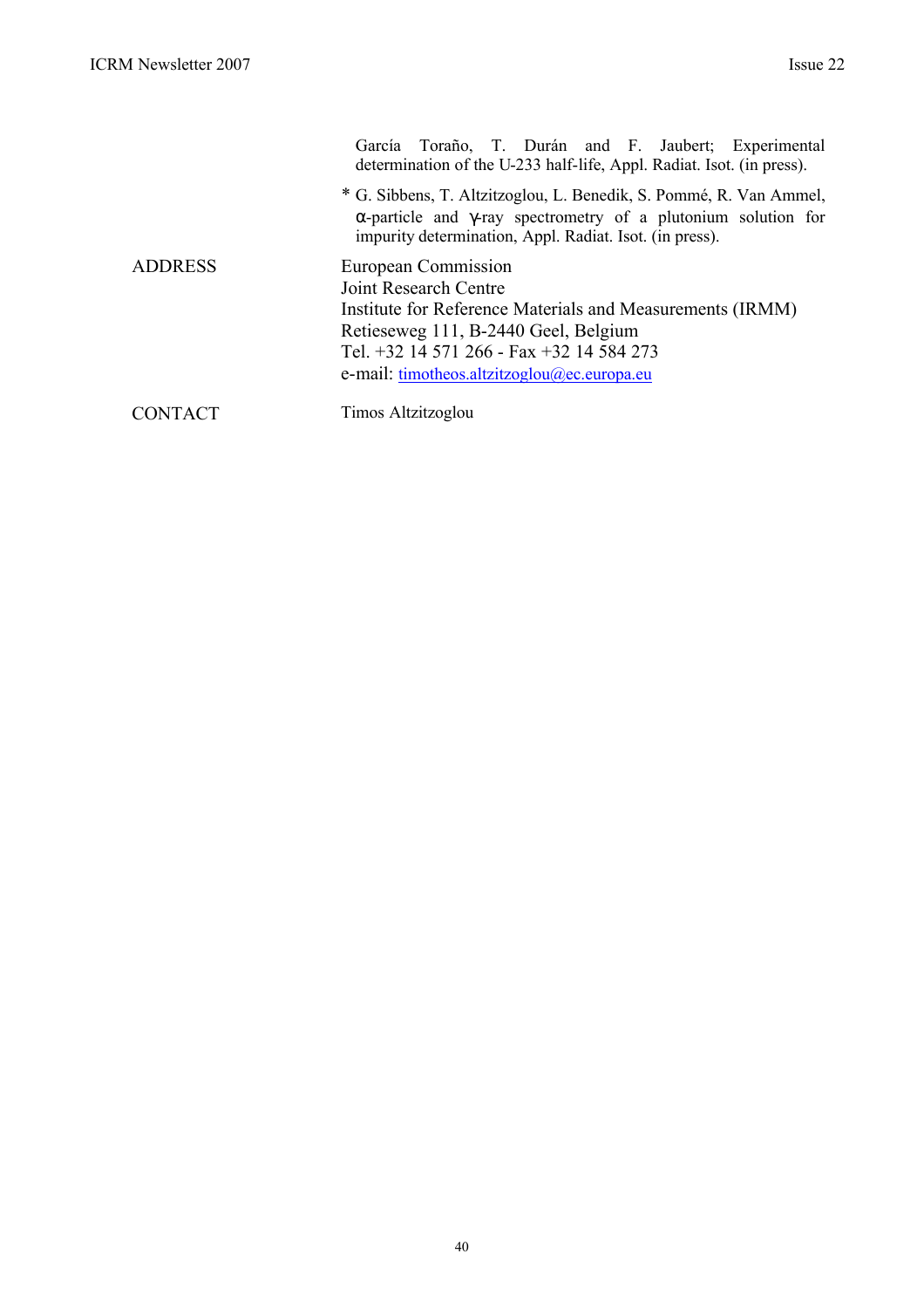García Toraño, T. Durán and F. Jaubert; Experimental determination of the U-233 half-life, Appl. Radiat. Isot. (in press).

* G. Sibbens, T. Altzitzoglou, L. Benedik, S. Pommé, R. Van Ammel, α-particle and γ-ray spectrometry of a plutonium solution for impurity determination, Appl. Radiat. Isot. (in press).

**ADDRESS**

European Commission
Joint Research Centre
Institute for Reference Materials and Measurements (IRMM)
Retieseweg 111, B-2440 Geel, Belgium
Tel. +32 14 571 266 - Fax +32 14 584 273
e-mail: timotheos.altzitzoglou@ec.europa.eu

**CONTACT**

Timos Altzitzoglou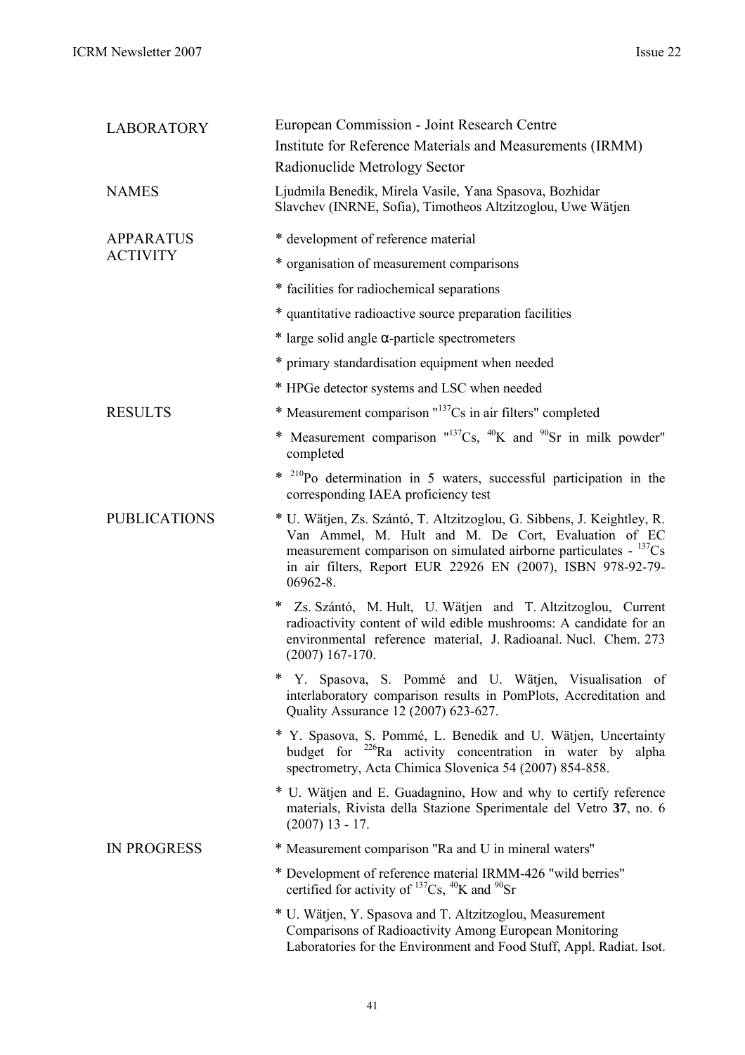| | |
|---|---|
| LABORATORY | European Commission - Joint Research Centre<br>Institute for Reference Materials and Measurements (IRMM)<br>Radionuclide Metrology Sector |
| NAMES | Ljudmila Benedik, Mirela Vasile, Yana Spasova, Bozhidar Slavchev (INRNE, Sofia), Timotheos Altzitzoglou, Uwe Wätjen |
| APPARATUS ACTIVITY | * development of reference material<br>* organisation of measurement comparisons<br>* facilities for radiochemical separations<br>* quantitative radioactive source preparation facilities<br>* large solid angle α-particle spectrometers<br>* primary standardisation equipment when needed<br>* HPGe detector systems and LSC when needed |
| RESULTS | * Measurement comparison "$^{137}Cs$ in air filters" completed<br>* Measurement comparison "$^{137}Cs$, $^{40}K$ and $^{90}Sr$ in milk powder" completed<br>* $^{210}Po$ determination in 5 waters, successful participation in the corresponding IAEA proficiency test |
| PUBLICATIONS | * U. Wätjen, Zs. Szántó, T. Altzitzoglou, G. Sibbens, J. Keightley, R. Van Ammel, M. Hult and M. De Cort, Evaluation of EC measurement comparison on simulated airborne particulates - $^{137}Cs$ in air filters, Report EUR 22926 EN (2007), ISBN 978-92-79-06962-8.<br>* Zs. Szántó, M. Hult, U. Wätjen and T. Altzitzoglou, Current radioactivity content of wild edible mushrooms: A candidate for an environmental reference material, J. Radioanal. Nucl. Chem. 273 (2007) 167-170.<br>* Y. Spasova, S. Pommé and U. Wätjen, Visualisation of interlaboratory comparison results in PomPlots, Accreditation and Quality Assurance 12 (2007) 623-627.<br>* Y. Spasova, S. Pommé, L. Benedik and U. Wätjen, Uncertainty budget for $^{226}Ra$ activity concentration in water by alpha spectrometry, Acta Chimica Slovenica 54 (2007) 854-858.<br>* U. Wätjen and E. Guadagnino, How and why to certify reference materials, Rivista della Stazione Sperimentale del Vetro **37**, no. 6 (2007) 13 - 17. |
| IN PROGRESS | * Measurement comparison "Ra and U in mineral waters"<br>* Development of reference material IRMM-426 "wild berries" certified for activity of $^{137}Cs$, $^{40}K$ and $^{90}Sr$<br>* U. Wätjen, Y. Spasova and T. Altzitzoglou, Measurement Comparisons of Radioactivity Among European Monitoring Laboratories for the Environment and Food Stuff, Appl. Radiat. Isot. |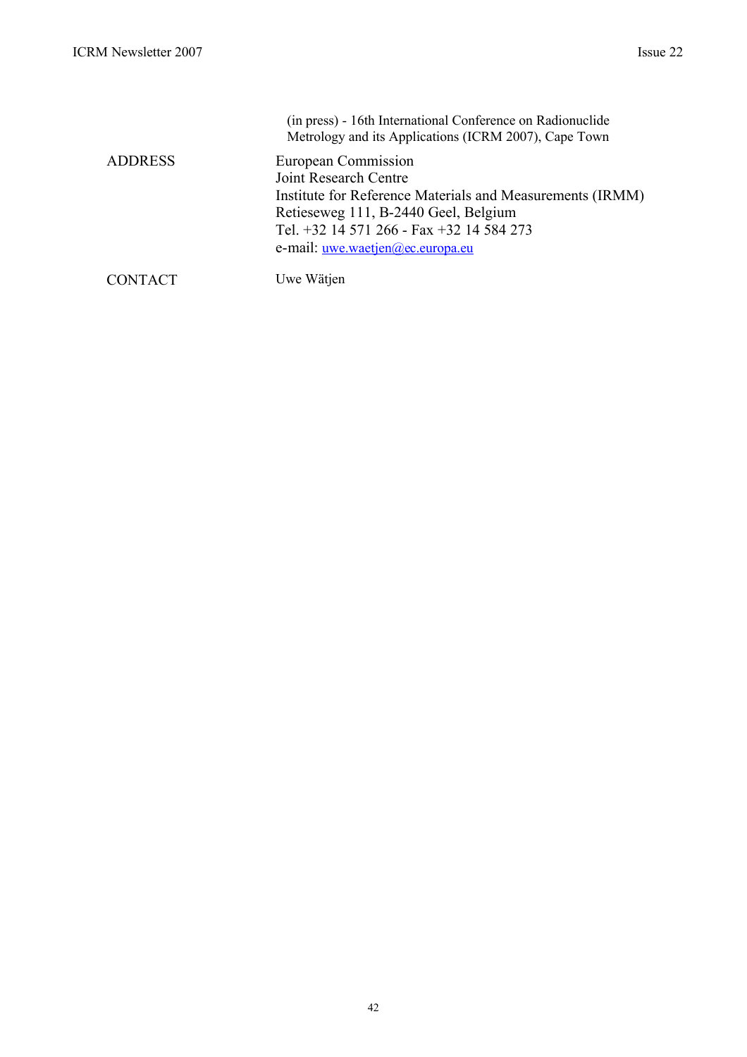(in press) - 16th International Conference on Radionuclide Metrology and its Applications (ICRM 2007), Cape Town

| | |
|---|---|
| ADDRESS | European Commission<br>Joint Research Centre<br>Institute for Reference Materials and Measurements (IRMM)<br>Retieseweg 111, B-2440 Geel, Belgium<br>Tel. +32 14 571 266 - Fax +32 14 584 273<br>e-mail: uwe.waetjen@ec.europa.eu |
| CONTACT | Uwe Wätjen |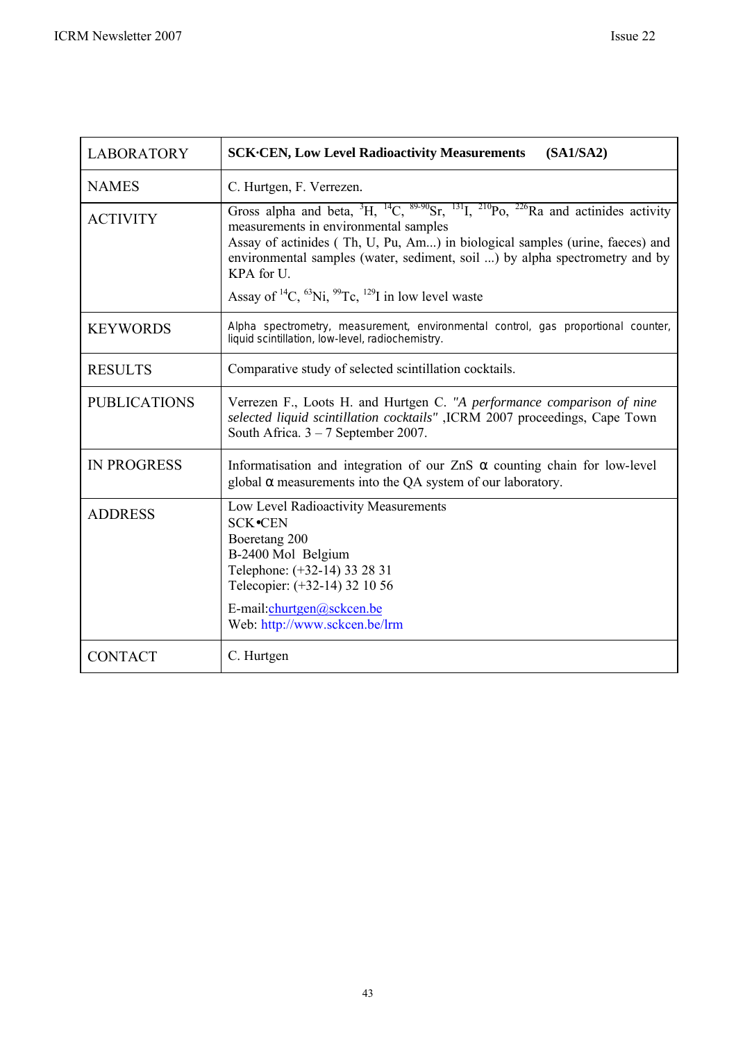| LABORATORY | **SCK·CEN, Low Level Radioactivity Measurements (SA1/SA2)** |
|---|---|
| NAMES | C. Hurtgen, F. Verrezen. |
| ACTIVITY | Gross alpha and beta, $^{3}H$, $^{14}C$, $^{89-90}Sr$, $^{131}I$, $^{210}Po$, $^{226}Ra$ and actinides activity measurements in environmental samples<br>Assay of actinides ( Th, U, Pu, Am...) in biological samples (urine, faeces) and environmental samples (water, sediment, soil ...) by alpha spectrometry and by KPA for U.<br>Assay of $^{14}C$, $^{63}Ni$, $^{99}Tc$, $^{129}I$ in low level waste |
| KEYWORDS | Alpha spectrometry, measurement, environmental control, gas proportional counter, liquid scintillation, low-level, radiochemistry. |
| RESULTS | Comparative study of selected scintillation cocktails. |
| PUBLICATIONS | Verrezen F., Loots H. and Hurtgen C. *"A performance comparison of nine selected liquid scintillation cocktails"* ,ICRM 2007 proceedings, Cape Town South Africa. 3 – 7 September 2007. |
| IN PROGRESS | Informatisation and integration of our ZnS $\alpha$ counting chain for low-level global $\alpha$ measurements into the QA system of our laboratory. |
| ADDRESS | Low Level Radioactivity Measurements<br>SCK•CEN<br>Boeretang 200<br>B-2400 Mol Belgium<br>Telephone: (+32-14) 33 28 31<br>Telecopier: (+32-14) 32 10 56<br>E-mail:churtgen@sckcen.be<br>Web: http://www.sckcen.be/lrm |
| CONTACT | C. Hurtgen |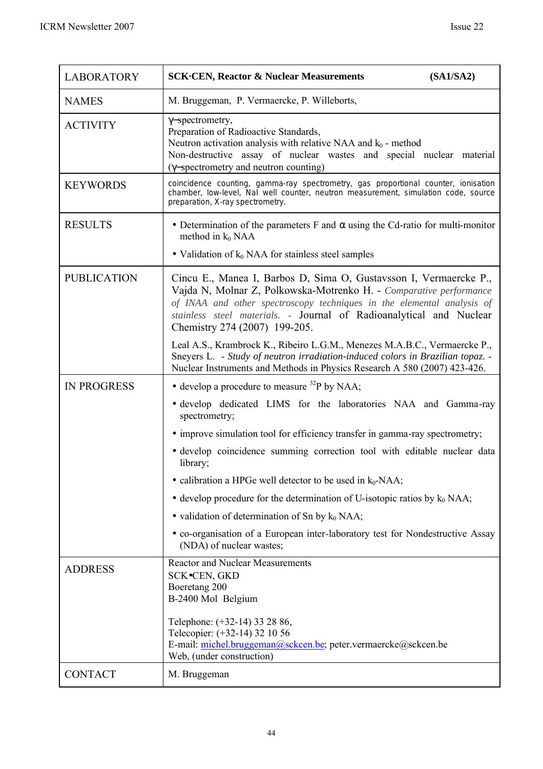| LABORATORY | **SCK·CEN, Reactor & Nuclear Measurements (SA1/SA2)** |
|---|---|
| NAMES | M. Bruggeman, P. Vermaercke, P. Willeborts, |
| ACTIVITY | γ–spectrometry,<br>Preparation of Radioactive Standards,<br>Neutron activation analysis with relative NAA and $k_0$ - method<br>Non-destructive assay of nuclear wastes and special nuclear material (γ–spectrometry and neutron counting) |
| KEYWORDS | coincidence counting, gamma-ray spectrometry, gas proportional counter, ionisation chamber, low-level, NaI well counter, neutron measurement, simulation code, source preparation, X-ray spectrometry. |
| RESULTS | • Determination of the parameters F and α using the Cd-ratio for multi-monitor method in $k_0$ NAA<br>• Validation of $k_0$ NAA for stainless steel samples |
| PUBLICATION | Cincu E., Manea I, Barbos D, Sima O, Gustavsson I, Vermaercke P., Vajda N, Molnar Z, Polkowska-Motrenko H. - *Comparative performance of INAA and other spectroscopy techniques in the elemental analysis of stainless steel materials.* - Journal of Radioanalytical and Nuclear Chemistry 274 (2007) 199-205.<br><br>Leal A.S., Krambrock K., Ribeiro L.G.M., Menezes M.A.B.C., Vermaercke P., Sneyers L. - *Study of neutron irradiation-induced colors in Brazilian topaz.* - Nuclear Instruments and Methods in Physics Research A 580 (2007) 423-426. |
| IN PROGRESS | • develop a procedure to measure $^{32}$P by NAA;<br>• develop dedicated LIMS for the laboratories NAA and Gamma-ray spectrometry;<br>• improve simulation tool for efficiency transfer in gamma-ray spectrometry;<br>• develop coincidence summing correction tool with editable nuclear data library;<br>• calibration a HPGe well detector to be used in $k_0$-NAA;<br>• develop procedure for the determination of U-isotopic ratios by $k_0$ NAA;<br>• validation of determination of Sn by $k_0$ NAA;<br>• co-organisation of a European inter-laboratory test for Nondestructive Assay (NDA) of nuclear wastes; |
| ADDRESS | Reactor and Nuclear Measurements<br>SCK•CEN, GKD<br>Boeretang 200<br>B-2400 Mol Belgium<br><br>Telephone: (+32-14) 33 28 86,<br>Telecopier: (+32-14) 32 10 56<br>E-mail: michel.bruggeman@sckcen.be; peter.vermaercke@sckcen.be<br>Web, (under construction) |
| CONTACT | M. Bruggeman |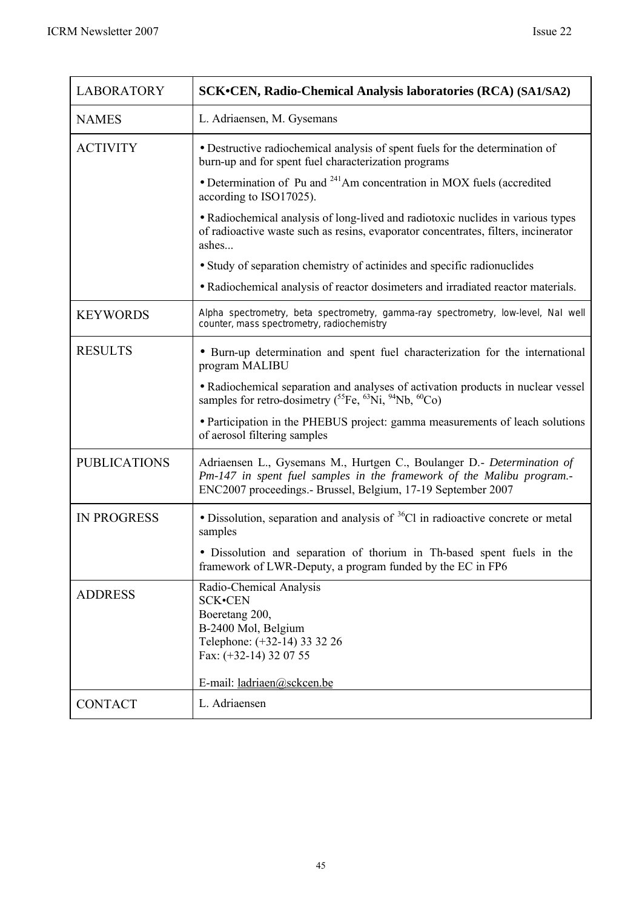| LABORATORY | **SCK•CEN, Radio-Chemical Analysis laboratories (RCA) (SA1/SA2)** |
|---|---|
| NAMES | L. Adriaensen, M. Gysemans |
| ACTIVITY | • Destructive radiochemical analysis of spent fuels for the determination of burn-up and for spent fuel characterization programs<br>• Determination of Pu and $^{241}$Am concentration in MOX fuels (accredited according to ISO17025).<br>• Radiochemical analysis of long-lived and radiotoxic nuclides in various types of radioactive waste such as resins, evaporator concentrates, filters, incinerator ashes...<br>• Study of separation chemistry of actinides and specific radionuclides<br>• Radiochemical analysis of reactor dosimeters and irradiated reactor materials. |
| KEYWORDS | Alpha spectrometry, beta spectrometry, gamma-ray spectrometry, low-level, NaI well counter, mass spectrometry, radiochemistry |
| RESULTS | • Burn-up determination and spent fuel characterization for the international program MALIBU<br>• Radiochemical separation and analyses of activation products in nuclear vessel samples for retro-dosimetry ($^{55}$Fe, $^{63}$Ni, $^{94}$Nb, $^{60}$Co)<br>• Participation in the PHEBUS project: gamma measurements of leach solutions of aerosol filtering samples |
| PUBLICATIONS | Adriaensen L., Gysemans M., Hurtgen C., Boulanger D.- *Determination of Pm-147 in spent fuel samples in the framework of the Malibu program.*- ENC2007 proceedings.- Brussel, Belgium, 17-19 September 2007 |
| IN PROGRESS | • Dissolution, separation and analysis of $^{36}$Cl in radioactive concrete or metal samples<br>• Dissolution and separation of thorium in Th-based spent fuels in the framework of LWR-Deputy, a program funded by the EC in FP6 |
| ADDRESS | Radio-Chemical Analysis<br>SCK•CEN<br>Boeretang 200,<br>B-2400 Mol, Belgium<br>Telephone: (+32-14) 33 32 26<br>Fax: (+32-14) 32 07 55<br><br>E-mail: ladriaen@sckcen.be |
| CONTACT | L. Adriaensen |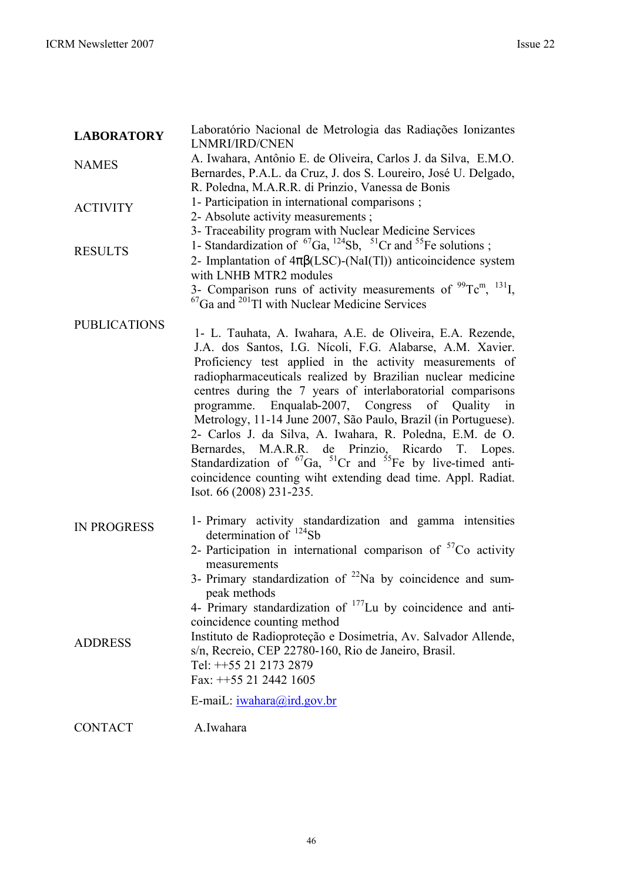| | |
|---|---|
| **LABORATORY** | Laboratório Nacional de Metrologia das Radiações Ionizantes LNMRI/IRD/CNEN |
| NAMES | A. Iwahara, Antônio E. de Oliveira, Carlos J. da Silva, E.M.O. Bernardes, P.A.L. da Cruz, J. dos S. Loureiro, José U. Delgado, R. Poledna, M.A.R.R. di Prinzio, Vanessa de Bonis |
| ACTIVITY | 1- Participation in international comparisons ;<br>2- Absolute activity measurements ;<br>3- Traceability program with Nuclear Medicine Services |
| RESULTS | 1- Standardization of $^{67}$Ga, $^{124}$Sb, $^{51}$Cr and $^{55}$Fe solutions ;<br>2- Implantation of 4πβ(LSC)-(NaI(Tl)) anticoincidence system with LNHB MTR2 modules<br>3- Comparison runs of activity measurements of $^{99}$Tc$^{m}$, $^{131}$I, $^{67}$Ga and $^{201}$Tl with Nuclear Medicine Services |
| PUBLICATIONS | 1- L. Tauhata, A. Iwahara, A.E. de Oliveira, E.A. Rezende, J.A. dos Santos, I.G. Nícoli, F.G. Alabarse, A.M. Xavier. Proficiency test applied in the activity measurements of radiopharmaceuticals realized by Brazilian nuclear medicine centres during the 7 years of interlaboratorial comparisons programme. Enqualab-2007, Congress of Quality in Metrology, 11-14 June 2007, São Paulo, Brazil (in Portuguese).<br>2- Carlos J. da Silva, A. Iwahara, R. Poledna, E.M. de O. Bernardes, M.A.R.R. de Prinzio, Ricardo T. Lopes. Standardization of $^{67}$Ga, $^{51}$Cr and $^{55}$Fe by live-timed anti-coincidence counting wiht extending dead time. Appl. Radiat. Isot. 66 (2008) 231-235. |
| IN PROGRESS | 1- Primary activity standardization and gamma intensities determination of $^{124}$Sb<br>2- Participation in international comparison of $^{57}$Co activity measurements<br>3- Primary standardization of $^{22}$Na by coincidence and sum-peak methods<br>4- Primary standardization of $^{177}$Lu by coincidence and anti-coincidence counting method |
| ADDRESS | Instituto de Radioproteção e Dosimetria, Av. Salvador Allende, s/n, Recreio, CEP 22780-160, Rio de Janeiro, Brasil.<br>Tel: ++55 21 2173 2879<br>Fax: ++55 21 2442 1605<br>E-maiL: iwahara@ird.gov.br |
| CONTACT | A.Iwahara |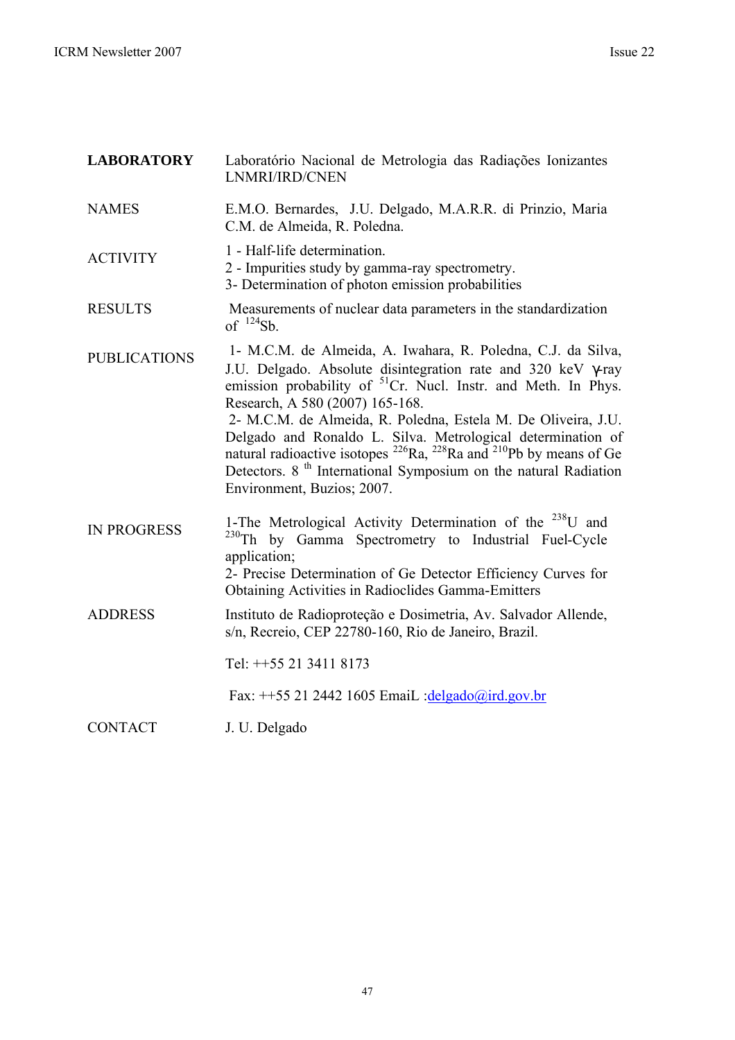| | |
|---|---|
| **LABORATORY** | Laboratório Nacional de Metrologia das Radiações Ionizantes LNMRI/IRD/CNEN |
| NAMES | E.M.O. Bernardes, J.U. Delgado, M.A.R.R. di Prinzio, Maria C.M. de Almeida, R. Poledna. |
| ACTIVITY | 1 - Half-life determination.<br>2 - Impurities study by gamma-ray spectrometry.<br>3- Determination of photon emission probabilities |
| RESULTS | Measurements of nuclear data parameters in the standardization of $^{124}$Sb. |
| PUBLICATIONS | 1- M.C.M. de Almeida, A. Iwahara, R. Poledna, C.J. da Silva, J.U. Delgado. Absolute disintegration rate and 320 keV γ-ray emission probability of $^{51}$Cr. Nucl. Instr. and Meth. In Phys. Research, A 580 (2007) 165-168.<br>2- M.C.M. de Almeida, R. Poledna, Estela M. De Oliveira, J.U. Delgado and Ronaldo L. Silva. Metrological determination of natural radioactive isotopes $^{226}$Ra, $^{228}$Ra and $^{210}$Pb by means of Ge Detectors. 8 th International Symposium on the natural Radiation Environment, Buzios; 2007. |
| IN PROGRESS | 1-The Metrological Activity Determination of the $^{238}$U and $^{230}$Th by Gamma Spectrometry to Industrial Fuel-Cycle application;<br>2- Precise Determination of Ge Detector Efficiency Curves for Obtaining Activities in Radioclides Gamma-Emitters |
| ADDRESS | Instituto de Radioproteção e Dosimetria, Av. Salvador Allende, s/n, Recreio, CEP 22780-160, Rio de Janeiro, Brazil.<br>Tel: ++55 21 3411 8173<br>Fax: ++55 21 2442 1605 EmaiL :delgado@ird.gov.br |
| CONTACT | J. U. Delgado |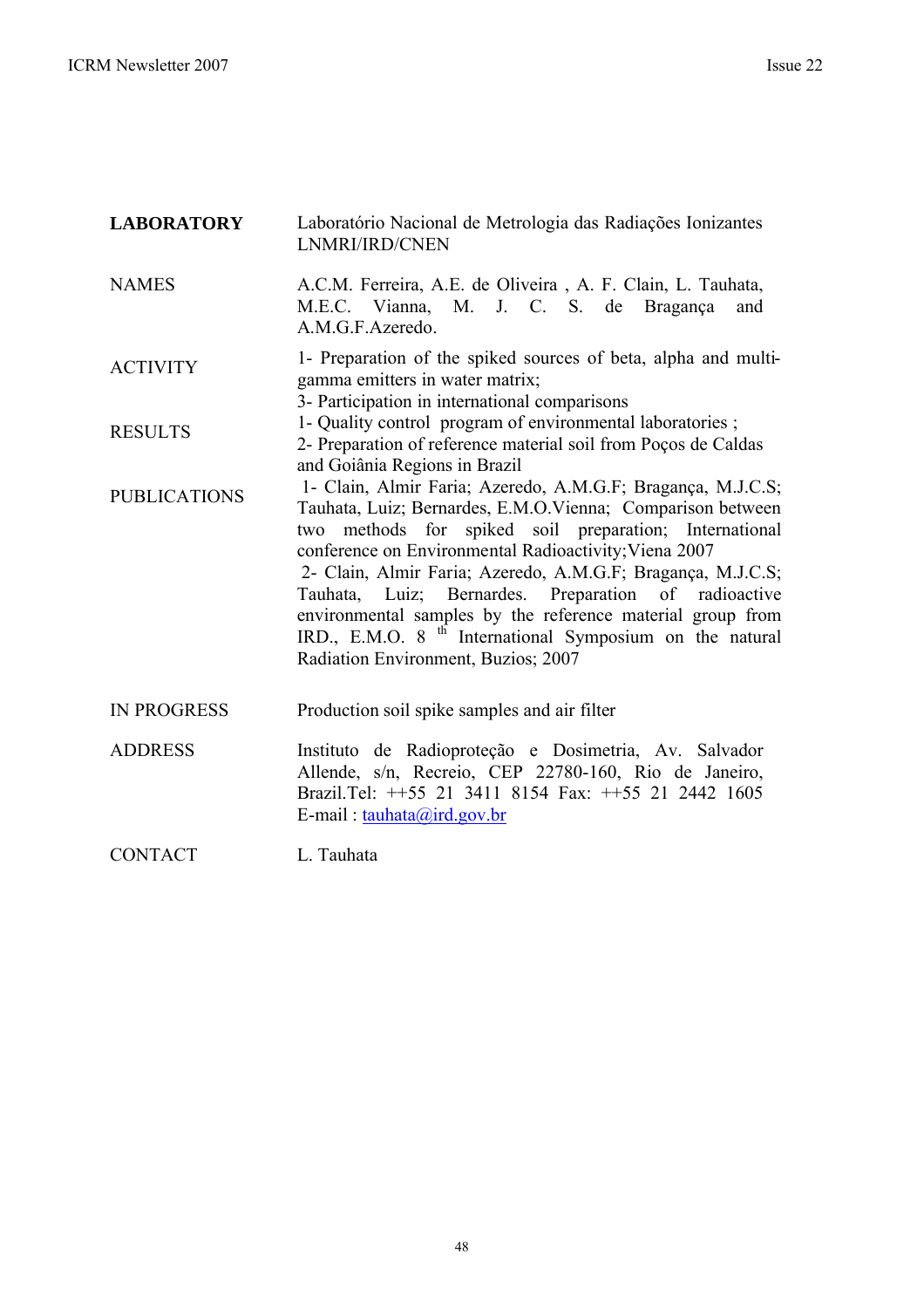| | |
|---|---|
| **LABORATORY** | Laboratório Nacional de Metrologia das Radiações Ionizantes LNMRI/IRD/CNEN |
| NAMES | A.C.M. Ferreira, A.E. de Oliveira , A. F. Clain, L. Tauhata, M.E.C. Vianna, M. J. C. S. de Bragança and A.M.G.F.Azeredo. |
| ACTIVITY | 1- Preparation of the spiked sources of beta, alpha and multi-gamma emitters in water matrix;<br>3- Participation in international comparisons |
| RESULTS | 1- Quality control program of environmental laboratories ;<br>2- Preparation of reference material soil from Poços de Caldas and Goiânia Regions in Brazil |
| PUBLICATIONS | 1- Clain, Almir Faria; Azeredo, A.M.G.F; Bragança, M.J.C.S; Tauhata, Luiz; Bernardes, E.M.O.Vienna; Comparison between two methods for spiked soil preparation; International conference on Environmental Radioactivity;Viena 2007<br>2- Clain, Almir Faria; Azeredo, A.M.G.F; Bragança, M.J.C.S; Tauhata, Luiz; Bernardes. Preparation of radioactive environmental samples by the reference material group from IRD., E.M.O. 8 th International Symposium on the natural Radiation Environment, Buzios; 2007 |
| IN PROGRESS | Production soil spike samples and air filter |
| ADDRESS | Instituto de Radioproteção e Dosimetria, Av. Salvador Allende, s/n, Recreio, CEP 22780-160, Rio de Janeiro, Brazil.Tel: ++55 21 3411 8154 Fax: ++55 21 2442 1605 E-mail : tauhata@ird.gov.br |
| CONTACT | L. Tauhata |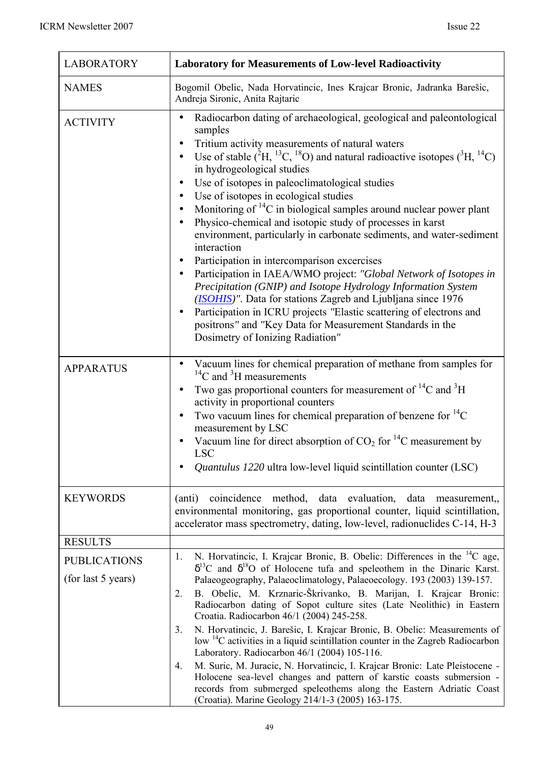| LABORATORY | **Laboratory for Measurements of Low-level Radioactivity** |
| --- | --- |
| NAMES | Bogomil Obelic, Nada Horvatincic, Ines Krajcar Bronic, Jadranka Barešic, Andreja Sironic, Anita Rajtaric |
| ACTIVITY | • Radiocarbon dating of archaeological, geological and paleontological samples<br>• Tritium activity measurements of natural waters<br>• Use of stable ($^{2}H$, $^{13}C$, $^{18}O$) and natural radioactive isotopes ($^{3}H$, $^{14}C$) in hydrogeological studies<br>• Use of isotopes in paleoclimatological studies<br>• Use of isotopes in ecological studies<br>• Monitoring of $^{14}C$ in biological samples around nuclear power plant<br>• Physico-chemical and isotopic study of processes in karst environment, particularly in carbonate sediments, and water-sediment interaction<br>• Participation in intercomparison excercises<br>• Participation in IAEA/WMO project: *"Global Network of Isotopes in Precipitation (GNIP) and Isotope Hydrology Information System (ISOHIS)"*. Data for stations Zagreb and Ljubljana since 1976<br>• Participation in ICRU projects "Elastic scattering of electrons and positrons" and "Key Data for Measurement Standards in the Dosimetry of Ionizing Radiation" |
| APPARATUS | • Vacuum lines for chemical preparation of methane from samples for $^{14}C$ and $^{3}H$ measurements<br>• Two gas proportional counters for measurement of $^{14}C$ and $^{3}H$ activity in proportional counters<br>• Two vacuum lines for chemical preparation of benzene for $^{14}C$ measurement by LSC<br>• Vacuum line for direct absorption of $CO_2$ for $^{14}C$ measurement by LSC<br>• *Quantulus 1220* ultra low-level liquid scintillation counter (LSC) |
| KEYWORDS | (anti) coincidence method, data evaluation, data measurement,, environmental monitoring, gas proportional counter, liquid scintillation, accelerator mass spectrometry, dating, low-level, radionuclides C-14, H-3 |
| RESULTS | |
| PUBLICATIONS (for last 5 years) | 1. N. Horvatincic, I. Krajcar Bronic, B. Obelic: Differences in the $^{14}C$ age, $\delta^{13}C$ and $\delta^{18}O$ of Holocene tufa and speleothem in the Dinaric Karst. Palaeogeography, Palaeoclimatology, Palaeoecology. 193 (2003) 139-157.<br>2. B. Obelic, M. Krznaric-Škrivanko, B. Marijan, I. Krajcar Bronic: Radiocarbon dating of Sopot culture sites (Late Neolithic) in Eastern Croatia. Radiocarbon 46/1 (2004) 245-258.<br>3. N. Horvatincic, J. Barešic, I. Krajcar Bronic, B. Obelic: Measurements of low $^{14}C$ activities in a liquid scintillation counter in the Zagreb Radiocarbon Laboratory. Radiocarbon 46/1 (2004) 105-116.<br>4. M. Suric, M. Juracic, N. Horvatincic, I. Krajcar Bronic: Late Pleistocene - Holocene sea-level changes and pattern of karstic coasts submersion - records from submerged speleothems along the Eastern Adriatic Coast (Croatia). Marine Geology 214/1-3 (2005) 163-175. |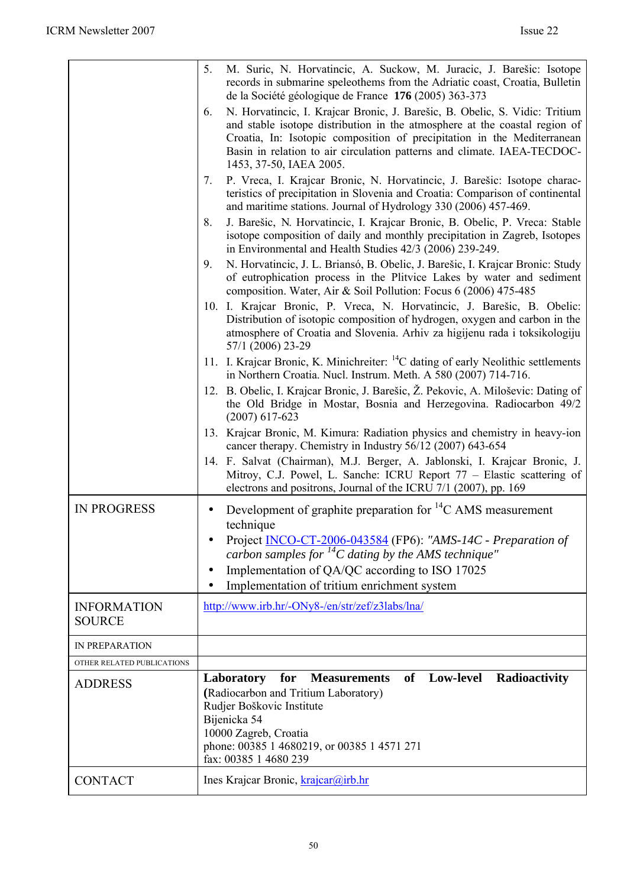| | |
|---|---|
| | 5. M. Suric, N. Horvatincic, A. Suckow, M. Juracic, J. Barešic: Isotope records in submarine speleothems from the Adriatic coast, Croatia, Bulletin de la Société géologique de France **176** (2005) 363-373<br>6. N. Horvatincic, I. Krajcar Bronic, J. Barešic, B. Obelic, S. Vidic: Tritium and stable isotope distribution in the atmosphere at the coastal region of Croatia, In: Isotopic composition of precipitation in the Mediterranean Basin in relation to air circulation patterns and climate. IAEA-TECDOC-1453, 37-50, IAEA 2005.<br>7. P. Vreca, I. Krajcar Bronic, N. Horvatincic, J. Barešic: Isotope characteristics of precipitation in Slovenia and Croatia: Comparison of continental and maritime stations. Journal of Hydrology 330 (2006) 457-469.<br>8. J. Barešic, N. Horvatincic, I. Krajcar Bronic, B. Obelic, P. Vreca: Stable isotope composition of daily and monthly precipitation in Zagreb, Isotopes in Environmental and Health Studies 42/3 (2006) 239-249.<br>9. N. Horvatincic, J. L. Briansó, B. Obelic, J. Barešic, I. Krajcar Bronic: Study of eutrophication process in the Plitvice Lakes by water and sediment composition. Water, Air & Soil Pollution: Focus 6 (2006) 475-485<br>10. I. Krajcar Bronic, P. Vreca, N. Horvatincic, J. Barešic, B. Obelic: Distribution of isotopic composition of hydrogen, oxygen and carbon in the atmosphere of Croatia and Slovenia. Arhiv za higijenu rada i toksikologiju 57/1 (2006) 23-29<br>11. I. Krajcar Bronic, K. Minichreiter: $^{14}$C dating of early Neolithic settlements in Northern Croatia. Nucl. Instrum. Meth. A 580 (2007) 714-716.<br>12. B. Obelic, I. Krajcar Bronic, J. Barešic, Ž. Pekovic, A. Miloševic: Dating of the Old Bridge in Mostar, Bosnia and Herzegovina. Radiocarbon 49/2 (2007) 617-623<br>13. Krajcar Bronic, M. Kimura: Radiation physics and chemistry in heavy-ion cancer therapy. Chemistry in Industry 56/12 (2007) 643-654<br>14. F. Salvat (Chairman), M.J. Berger, A. Jablonski, I. Krajcar Bronic, J. Mitroy, C.J. Powel, L. Sanche: ICRU Report 77 – Elastic scattering of electrons and positrons, Journal of the ICRU 7/1 (2007), pp. 169 |
| IN PROGRESS | • Development of graphite preparation for $^{14}$C AMS measurement technique<br>• Project INCO-CT-2006-043584 (FP6): *"AMS-14C - Preparation of carbon samples for $^{14}$C dating by the AMS technique"*<br>• Implementation of QA/QC according to ISO 17025<br>• Implementation of tritium enrichment system |
| INFORMATION SOURCE | http://www.irb.hr/-ONy8-/en/str/zef/z3labs/lna/ |
| IN PREPARATION | |
| OTHER RELATED PUBLICATIONS | |
| ADDRESS | **Laboratory for Measurements of Low-level Radioactivity**<br>(Radiocarbon and Tritium Laboratory)<br>Rudjer Boškovic Institute<br>Bijenicka 54<br>10000 Zagreb, Croatia<br>phone: 00385 1 4680219, or 00385 1 4571 271<br>fax: 00385 1 4680 239 |
| CONTACT | Ines Krajcar Bronic, krajcar@irb.hr |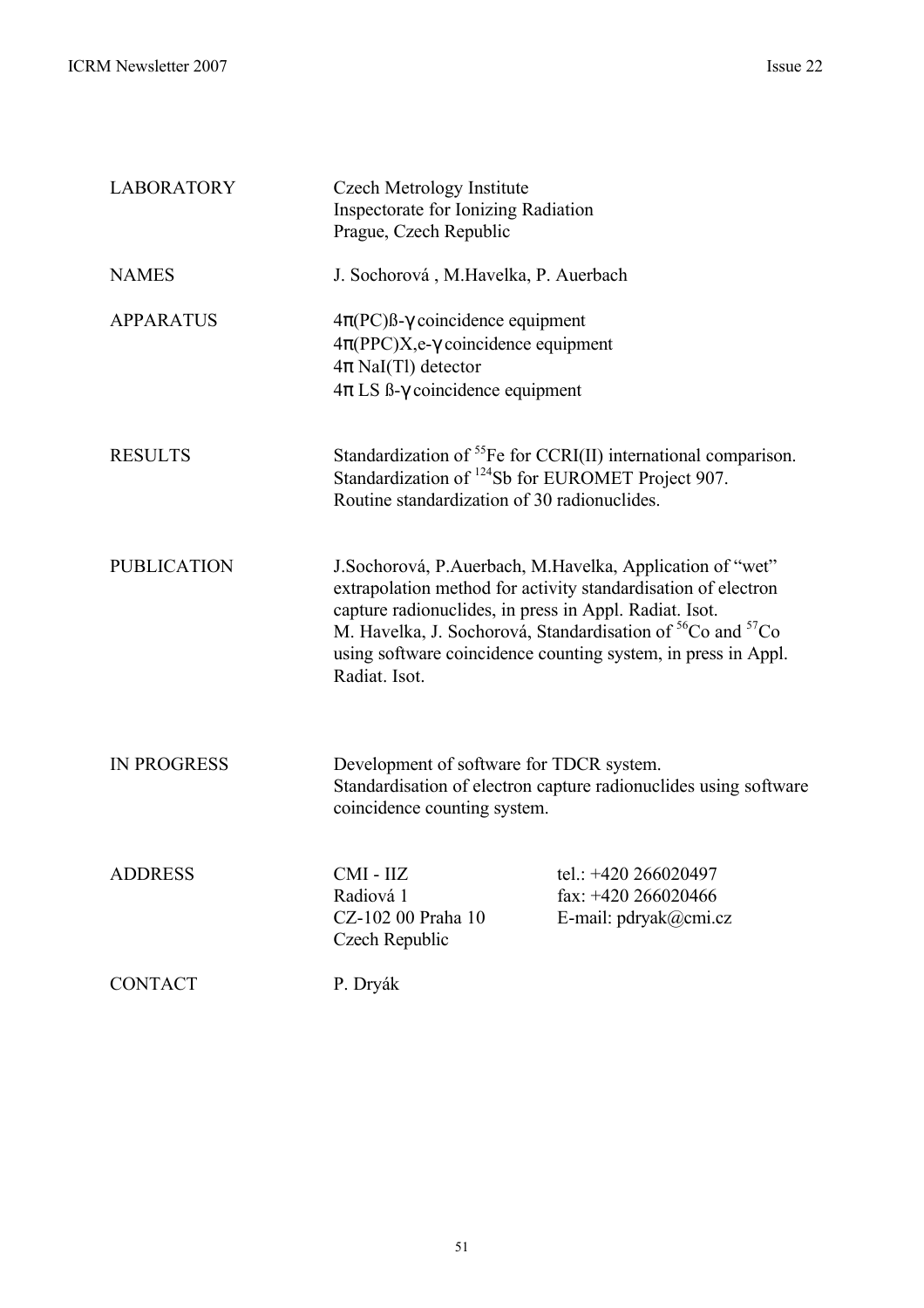| | | |
|---|---|---|
| LABORATORY | Czech Metrology Institute<br>Inspectorate for Ionizing Radiation<br>Prague, Czech Republic | |
| NAMES | J. Sochorová , M.Havelka, P. Auerbach | |
| APPARATUS | $4\pi$(PC)ß-$\gamma$ coincidence equipment<br>$4\pi$(PPC)X,e-$\gamma$ coincidence equipment<br>$4\pi$ NaI(Tl) detector<br>$4\pi$ LS ß-$\gamma$ coincidence equipment | |
| RESULTS | Standardization of $^{55}$Fe for CCRI(II) international comparison.<br>Standardization of $^{124}$Sb for EUROMET Project 907.<br>Routine standardization of 30 radionuclides. | |
| PUBLICATION | J.Sochorová, P.Auerbach, M.Havelka, Application of "wet" extrapolation method for activity standardisation of electron capture radionuclides, in press in Appl. Radiat. Isot.<br>M. Havelka, J. Sochorová, Standardisation of $^{56}$Co and $^{57}$Co using software coincidence counting system, in press in Appl. Radiat. Isot. | |
| IN PROGRESS | Development of software for TDCR system.<br>Standardisation of electron capture radionuclides using software coincidence counting system. | |
| ADDRESS | CMI - IIZ<br>Radiová 1<br>CZ-102 00 Praha 10<br>Czech Republic | tel.: +420 266020497<br>fax: +420 266020466<br>E-mail: pdryak@cmi.cz |
| CONTACT | P. Dryák | |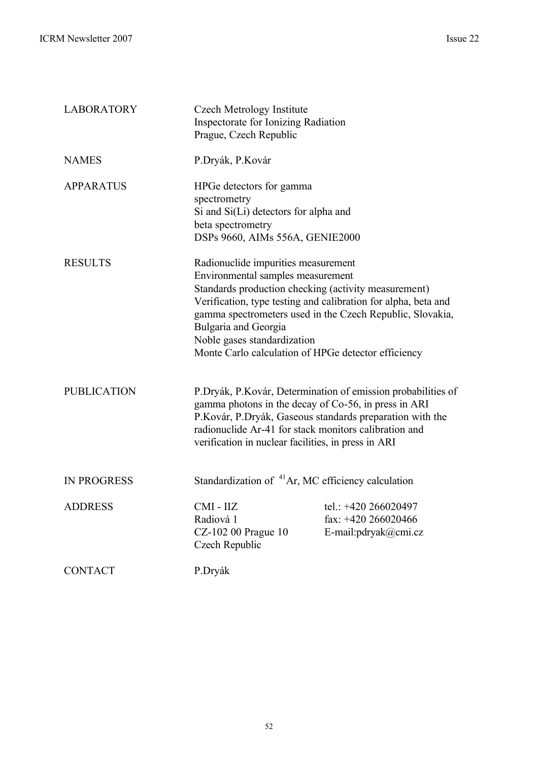| | |
|---|---|
| LABORATORY | Czech Metrology Institute<br>Inspectorate for Ionizing Radiation<br>Prague, Czech Republic |
| NAMES | P.Dryák, P.Kovár |
| APPARATUS | HPGe detectors for gamma spectrometry<br>Si and Si(Li) detectors for alpha and beta spectrometry<br>DSPs 9660, AIMs 556A, GENIE2000 |
| RESULTS | Radionuclide impurities measurement<br>Environmental samples measurement<br>Standards production checking (activity measurement)<br>Verification, type testing and calibration for alpha, beta and gamma spectrometers used in the Czech Republic, Slovakia, Bulgaria and Georgia<br>Noble gases standardization<br>Monte Carlo calculation of HPGe detector efficiency |
| PUBLICATION | P.Dryák, P.Kovár, Determination of emission probabilities of gamma photons in the decay of Co-56, in press in ARI<br>P.Kovár, P.Dryák, Gaseous standards preparation with the radionuclide Ar-41 for stack monitors calibration and verification in nuclear facilities, in press in ARI |
| IN PROGRESS | Standardization of $^{41}$Ar, MC efficiency calculation |
| ADDRESS | CMI - IIZ<br>Radiová 1<br>CZ-102 00 Prague 10<br>Czech Republic<br><br>tel.: +420 266020497<br>fax: +420 266020466<br>E-mail:pdryak@cmi.cz |
| CONTACT | P.Dryák |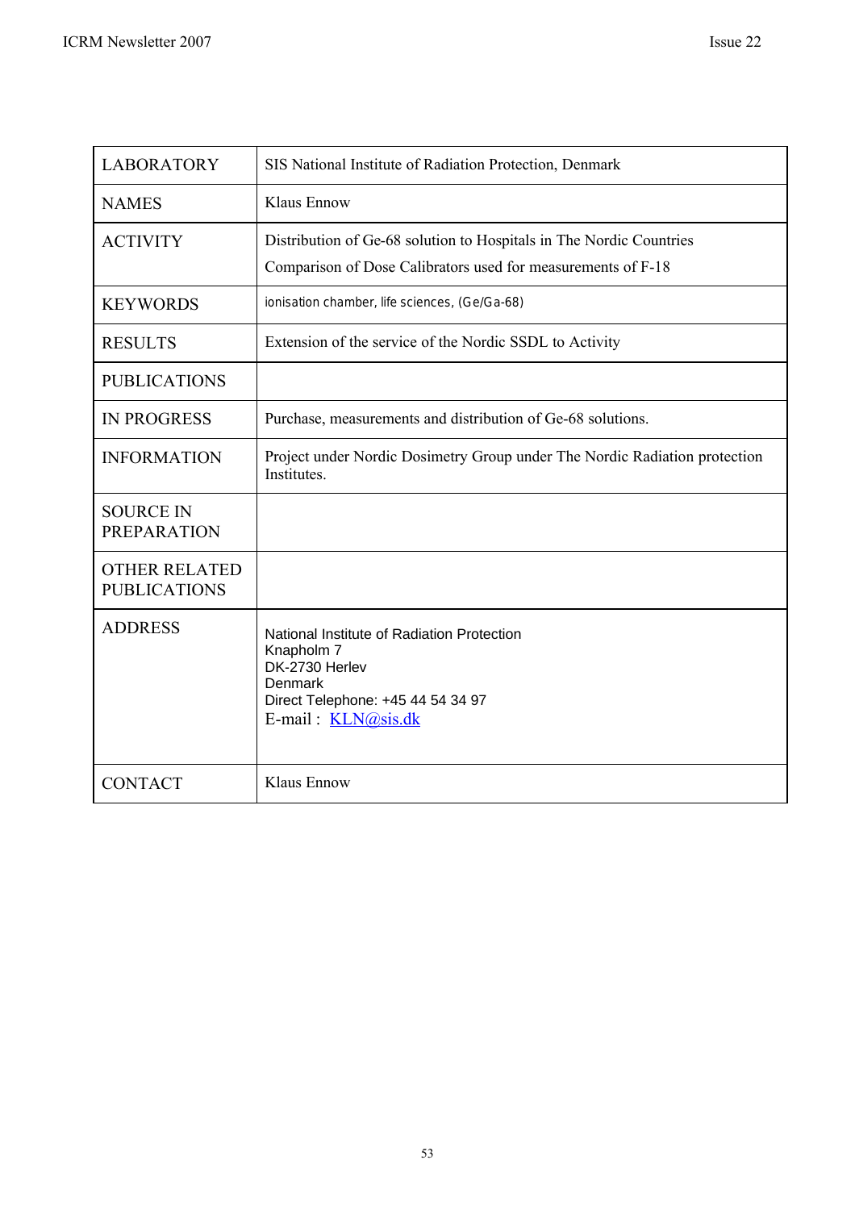| | |
|---|---|
| LABORATORY | SIS National Institute of Radiation Protection, Denmark |
| NAMES | Klaus Ennow |
| ACTIVITY | Distribution of Ge-68 solution to Hospitals in The Nordic Countries<br>Comparison of Dose Calibrators used for measurements of F-18 |
| KEYWORDS | ionisation chamber, life sciences, (Ge/Ga-68) |
| RESULTS | Extension of the service of the Nordic SSDL to Activity |
| PUBLICATIONS | |
| IN PROGRESS | Purchase, measurements and distribution of Ge-68 solutions. |
| INFORMATION | Project under Nordic Dosimetry Group under The Nordic Radiation protection Institutes. |
| SOURCE IN PREPARATION | |
| OTHER RELATED PUBLICATIONS | |
| ADDRESS | National Institute of Radiation Protection<br>Knapholm 7<br>DK-2730 Herlev<br>Denmark<br>Direct Telephone: +45 44 54 34 97<br>E-mail : KLN@sis.dk |
| CONTACT | Klaus Ennow |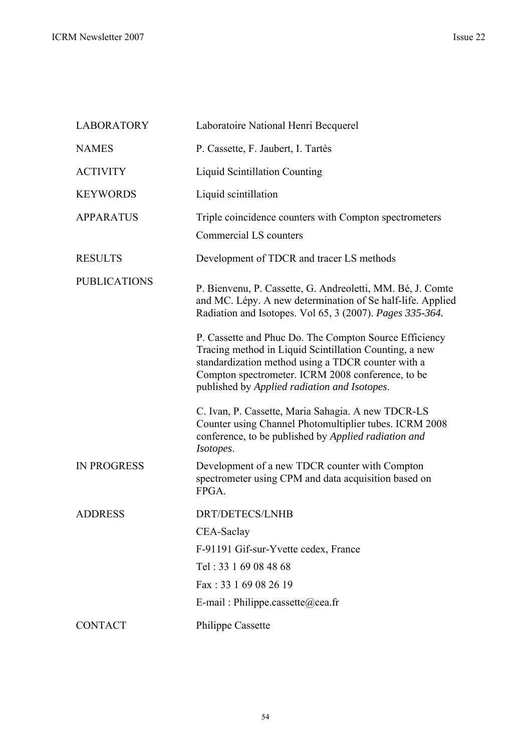| | |
|---|---|
| LABORATORY | Laboratoire National Henri Becquerel |
| NAMES | P. Cassette, F. Jaubert, I. Tartès |
| ACTIVITY | Liquid Scintillation Counting |
| KEYWORDS | Liquid scintillation |
| APPARATUS | Triple coincidence counters with Compton spectrometers<br>Commercial LS counters |
| RESULTS | Development of TDCR and tracer LS methods |
| PUBLICATIONS | P. Bienvenu, P. Cassette, G. Andreoletti, MM. Bé, J. Comte and MC. Lépy. A new determination of Se half-life. Applied Radiation and Isotopes. Vol 65, 3 (2007). *Pages 335-364.*<br><br>P. Cassette and Phuc Do. The Compton Source Efficiency Tracing method in Liquid Scintillation Counting, a new standardization method using a TDCR counter with a Compton spectrometer. ICRM 2008 conference, to be published by *Applied radiation and Isotopes*.<br><br>C. Ivan, P. Cassette, Maria Sahagia. A new TDCR-LS Counter using Channel Photomultiplier tubes. ICRM 2008 conference, to be published by *Applied radiation and Isotopes*. |
| IN PROGRESS | Development of a new TDCR counter with Compton spectrometer using CPM and data acquisition based on FPGA. |
| ADDRESS | DRT/DETECS/LNHB<br>CEA-Saclay<br>F-91191 Gif-sur-Yvette cedex, France<br>Tel : 33 1 69 08 48 68<br>Fax : 33 1 69 08 26 19<br>E-mail : Philippe.cassette@cea.fr |
| CONTACT | Philippe Cassette |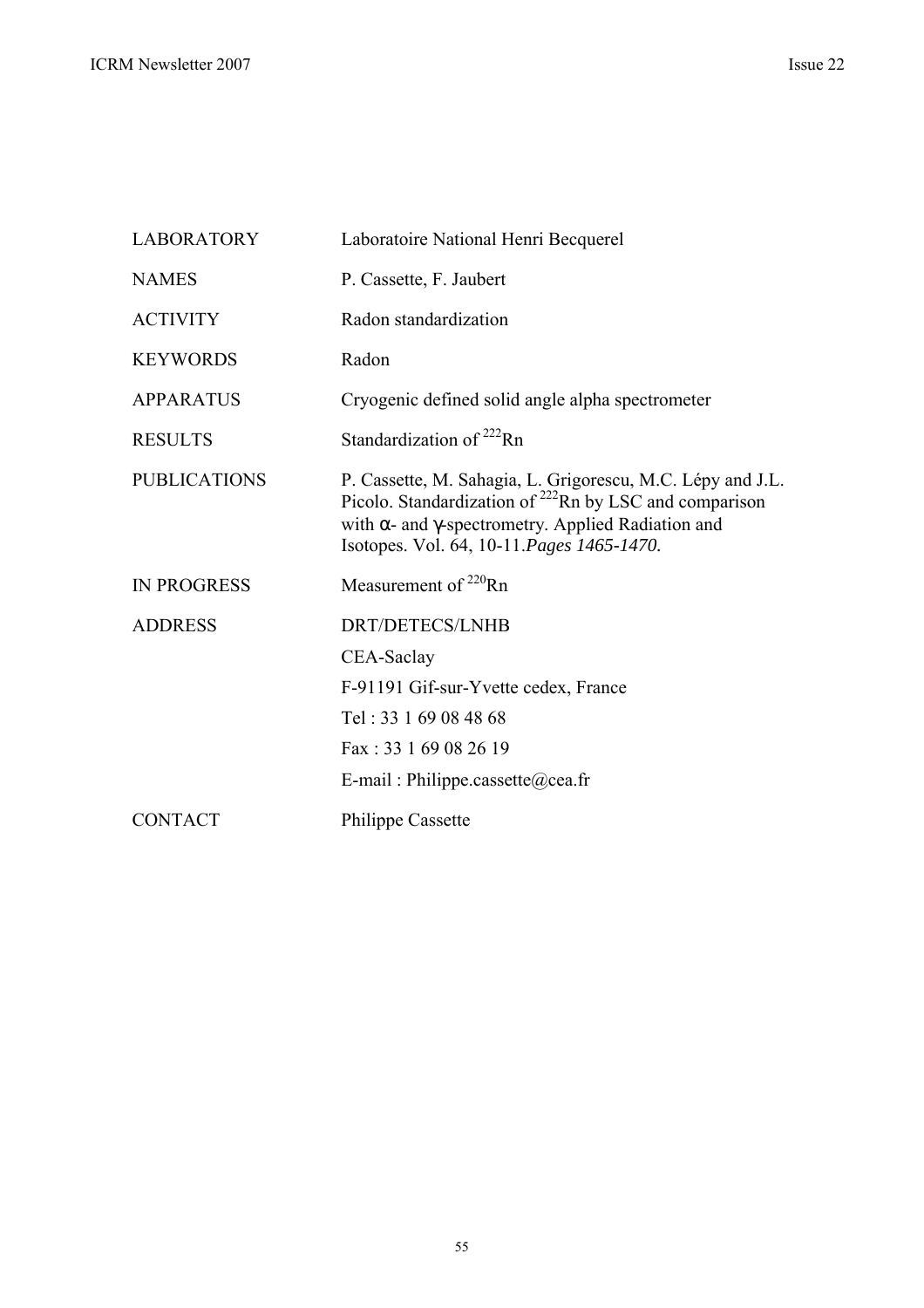| | |
|---|---|
| LABORATORY | Laboratoire National Henri Becquerel |
| NAMES | P. Cassette, F. Jaubert |
| ACTIVITY | Radon standardization |
| KEYWORDS | Radon |
| APPARATUS | Cryogenic defined solid angle alpha spectrometer |
| RESULTS | Standardization of $^{222}$Rn |
| PUBLICATIONS | P. Cassette, M. Sahagia, L. Grigorescu, M.C. Lépy and J.L. Picolo. Standardization of $^{222}$Rn by LSC and comparison with α- and γ-spectrometry. Applied Radiation and Isotopes. Vol. 64, 10-11.*Pages 1465-1470.* |
| IN PROGRESS | Measurement of $^{220}$Rn |
| ADDRESS | DRT/DETECS/LNHB<br>CEA-Saclay<br>F-91191 Gif-sur-Yvette cedex, France<br>Tel : 33 1 69 08 48 68<br>Fax : 33 1 69 08 26 19<br>E-mail : Philippe.cassette@cea.fr |
| CONTACT | Philippe Cassette |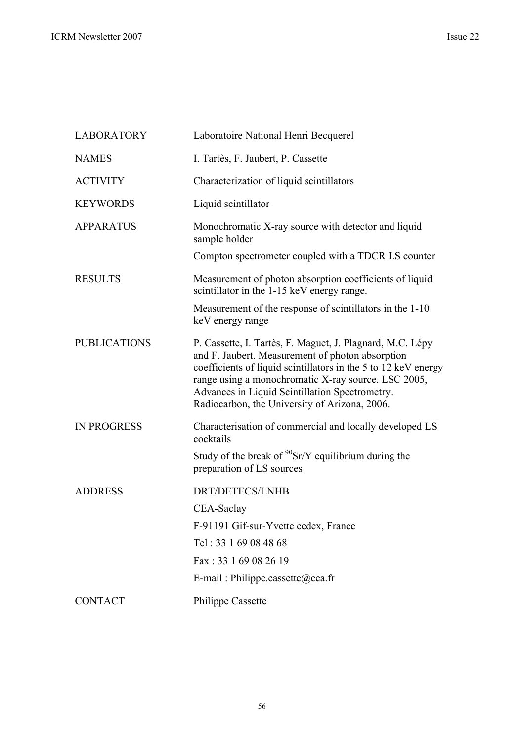| | |
|---|---|
| LABORATORY | Laboratoire National Henri Becquerel |
| NAMES | I. Tartès, F. Jaubert, P. Cassette |
| ACTIVITY | Characterization of liquid scintillators |
| KEYWORDS | Liquid scintillator |
| APPARATUS | Monochromatic X-ray source with detector and liquid sample holder<br><br>Compton spectrometer coupled with a TDCR LS counter |
| RESULTS | Measurement of photon absorption coefficients of liquid scintillator in the 1-15 keV energy range.<br><br>Measurement of the response of scintillators in the 1-10 keV energy range |
| PUBLICATIONS | P. Cassette, I. Tartès, F. Maguet, J. Plagnard, M.C. Lépy and F. Jaubert. Measurement of photon absorption coefficients of liquid scintillators in the 5 to 12 keV energy range using a monochromatic X-ray source. LSC 2005, Advances in Liquid Scintillation Spectrometry. Radiocarbon, the University of Arizona, 2006. |
| IN PROGRESS | Characterisation of commercial and locally developed LS cocktails<br><br>Study of the break of $^{90}$Sr/Y equilibrium during the preparation of LS sources |
| ADDRESS | DRT/DETECS/LNHB<br><br>CEA-Saclay<br><br>F-91191 Gif-sur-Yvette cedex, France<br><br>Tel : 33 1 69 08 48 68<br><br>Fax : 33 1 69 08 26 19<br><br>E-mail : Philippe.cassette@cea.fr |
| CONTACT | Philippe Cassette |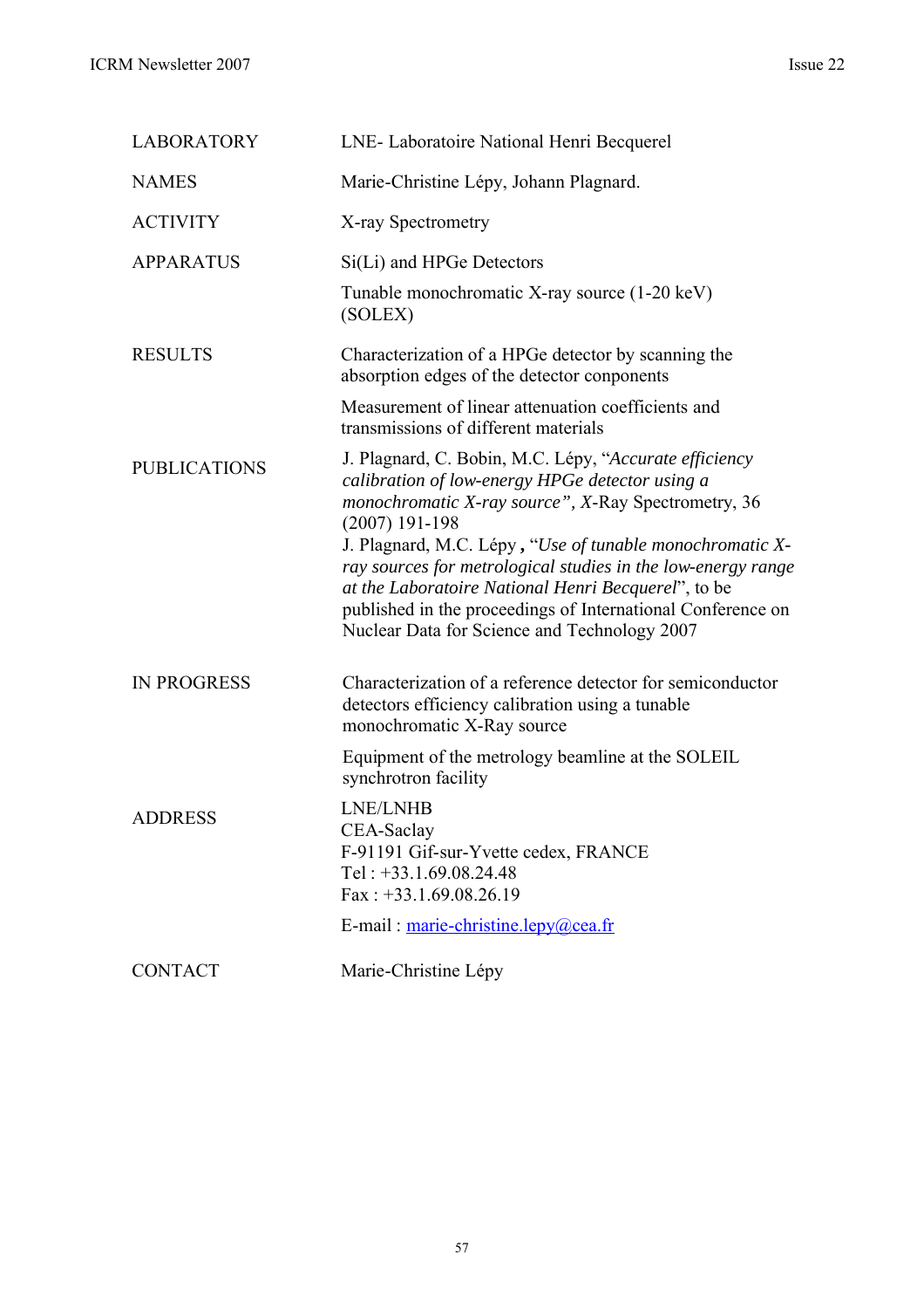| | |
|---|---|
| LABORATORY | LNE- Laboratoire National Henri Becquerel |
| NAMES | Marie-Christine Lépy, Johann Plagnard. |
| ACTIVITY | X-ray Spectrometry |
| APPARATUS | Si(Li) and HPGe Detectors<br><br>Tunable monochromatic X-ray source (1-20 keV) (SOLEX) |
| RESULTS | Characterization of a HPGe detector by scanning the absorption edges of the detector components<br><br>Measurement of linear attenuation coefficients and transmissions of different materials |
| PUBLICATIONS | J. Plagnard, C. Bobin, M.C. Lépy, "*Accurate efficiency calibration of low-energy HPGe detector using a monochromatic X-ray source", X*-Ray Spectrometry, 36 (2007) 191-198<br>J. Plagnard, M.C. Lépy **,** "*Use of tunable monochromatic X-ray sources for metrological studies in the low-energy range at the Laboratoire National Henri Becquerel*", to be published in the proceedings of International Conference on Nuclear Data for Science and Technology 2007 |
| IN PROGRESS | Characterization of a reference detector for semiconductor detectors efficiency calibration using a tunable monochromatic X-Ray source<br><br>Equipment of the metrology beamline at the SOLEIL synchrotron facility |
| ADDRESS | LNE/LNHB<br>CEA-Saclay<br>F-91191 Gif-sur-Yvette cedex, FRANCE<br>Tel : +33.1.69.08.24.48<br>Fax : +33.1.69.08.26.19<br><br>E-mail : marie-christine.lepy@cea.fr |
| CONTACT | Marie-Christine Lépy |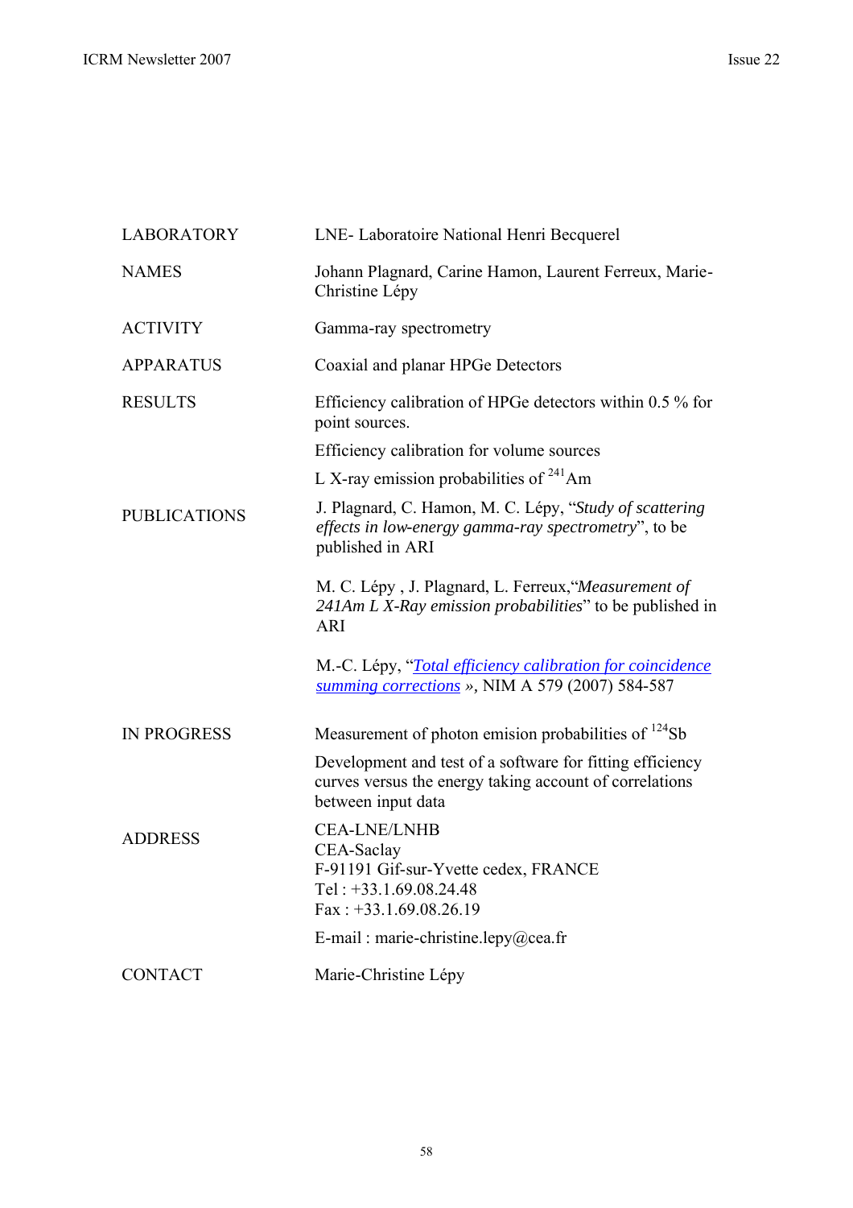| | |
|---|---|
| LABORATORY | LNE- Laboratoire National Henri Becquerel |
| NAMES | Johann Plagnard, Carine Hamon, Laurent Ferreux, Marie-Christine Lépy |
| ACTIVITY | Gamma-ray spectrometry |
| APPARATUS | Coaxial and planar HPGe Detectors |
| RESULTS | Efficiency calibration of HPGe detectors within 0.5 % for point sources.<br>Efficiency calibration for volume sources<br>L X-ray emission probabilities of $^{241}$Am |
| PUBLICATIONS | J. Plagnard, C. Hamon, M. C. Lépy, "*Study of scattering effects in low-energy gamma-ray spectrometry*", to be published in ARI<br><br>M. C. Lépy , J. Plagnard, L. Ferreux,"*Measurement of 241Am L X-Ray emission probabilities*" to be published in ARI<br><br>M.-C. Lépy, "*Total efficiency calibration for coincidence summing corrections* », NIM A 579 (2007) 584-587 |
| IN PROGRESS | Measurement of photon emision probabilities of $^{124}$Sb<br>Development and test of a software for fitting efficiency curves versus the energy taking account of correlations between input data |
| ADDRESS | CEA-LNE/LNHB<br>CEA-Saclay<br>F-91191 Gif-sur-Yvette cedex, FRANCE<br>Tel : +33.1.69.08.24.48<br>Fax : +33.1.69.08.26.19<br>E-mail : marie-christine.lepy@cea.fr |
| CONTACT | Marie-Christine Lépy |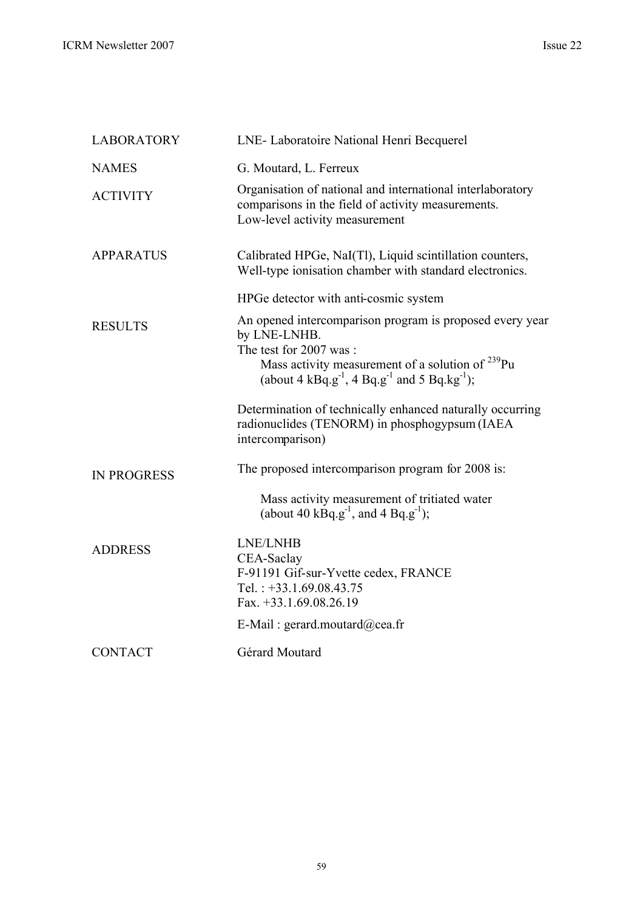| | |
|---|---|
| LABORATORY | LNE- Laboratoire National Henri Becquerel |
| NAMES | G. Moutard, L. Ferreux |
| ACTIVITY | Organisation of national and international interlaboratory comparisons in the field of activity measurements.<br>Low-level activity measurement |
| APPARATUS | Calibrated HPGe, NaI(Tl), Liquid scintillation counters, Well-type ionisation chamber with standard electronics.<br><br>HPGe detector with anti-cosmic system |
| RESULTS | An opened intercomparison program is proposed every year by LNE-LNHB.<br>The test for 2007 was :<br>Mass activity measurement of a solution of $^{239}Pu$ (about 4 $kBq.g^{-1}$, 4 $Bq.g^{-1}$ and 5 $Bq.kg^{-1}$);<br><br>Determination of technically enhanced naturally occurring radionuclides (TENORM) in phosphogypsum (IAEA intercomparison) |
| IN PROGRESS | The proposed intercomparison program for 2008 is:<br><br>Mass activity measurement of tritiated water (about 40 $kBq.g^{-1}$, and 4 $Bq.g^{-1}$); |
| ADDRESS | LNE/LNHB<br>CEA-Saclay<br>F-91191 Gif-sur-Yvette cedex, FRANCE<br>Tel. : +33.1.69.08.43.75<br>Fax. +33.1.69.08.26.19<br><br>E-Mail : gerard.moutard@cea.fr |
| CONTACT | Gérard Moutard |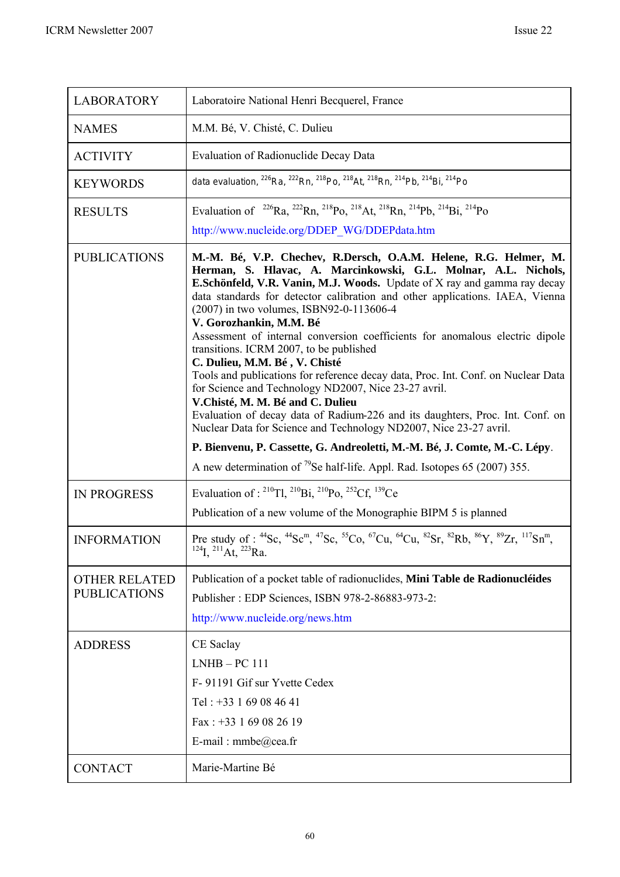| LABORATORY | Laboratoire National Henri Becquerel, France |
|---|---|
| NAMES | M.M. Bé, V. Chisté, C. Dulieu |
| ACTIVITY | Evaluation of Radionuclide Decay Data |
| KEYWORDS | data evaluation, $^{226}$Ra, $^{222}$Rn, $^{218}$Po, $^{218}$At, $^{218}$Rn, $^{214}$Pb, $^{214}$Bi, $^{214}$Po |
| RESULTS | Evaluation of $^{226}$Ra, $^{222}$Rn, $^{218}$Po, $^{218}$At, $^{218}$Rn, $^{214}$Pb, $^{214}$Bi, $^{214}$Po<br>http://www.nucleide.org/DDEP_WG/DDEPdata.htm |
| PUBLICATIONS | **M.-M. Bé, V.P. Chechev, R.Dersch, O.A.M. Helene, R.G. Helmer, M. Herman, S. Hlavac, A. Marcinkowski, G.L. Molnar, A.L. Nichols, E.Schönfeld, V.R. Vanin, M.J. Woods.** Update of X ray and gamma ray decay data standards for detector calibration and other applications. IAEA, Vienna (2007) in two volumes, ISBN92-0-113606-4<br>**V. Gorozhankin, M.M. Bé**<br>Assessment of internal conversion coefficients for anomalous electric dipole transitions. ICRM 2007, to be published<br>**C. Dulieu, M.M. Bé , V. Chisté**<br>Tools and publications for reference decay data, Proc. Int. Conf. on Nuclear Data for Science and Technology ND2007, Nice 23-27 avril.<br>**V.Chisté, M. M. Bé and C. Dulieu**<br>Evaluation of decay data of Radium-226 and its daughters, Proc. Int. Conf. on Nuclear Data for Science and Technology ND2007, Nice 23-27 avril.<br>**P. Bienvenu, P. Cassette, G. Andreoletti, M.-M. Bé, J. Comte, M.-C. Lépy**.<br>A new determination of $^{79}$Se half-life. Appl. Rad. Isotopes 65 (2007) 355. |
| IN PROGRESS | Evaluation of : $^{210}$Tl, $^{210}$Bi, $^{210}$Po, $^{252}$Cf, $^{139}$Ce<br>Publication of a new volume of the Monographie BIPM 5 is planned |
| INFORMATION | Pre study of : $^{44}$Sc, $^{44}$Sc$^{m}$, $^{47}$Sc, $^{55}$Co, $^{67}$Cu, $^{64}$Cu, $^{82}$Sr, $^{82}$Rb, $^{86}$Y, $^{89}$Zr, $^{117}$Sn$^{m}$, $^{124}$I, $^{211}$At, $^{223}$Ra. |
| OTHER RELATED PUBLICATIONS | Publication of a pocket table of radionuclides, **Mini Table de Radionucléides**<br>Publisher : EDP Sciences, ISBN 978-2-86883-973-2:<br>http://www.nucleide.org/news.htm |
| ADDRESS | CE Saclay<br>LNHB – PC 111<br>F- 91191 Gif sur Yvette Cedex<br>Tel : +33 1 69 08 46 41<br>Fax : +33 1 69 08 26 19<br>E-mail : mmbe@cea.fr |
| CONTACT | Marie-Martine Bé |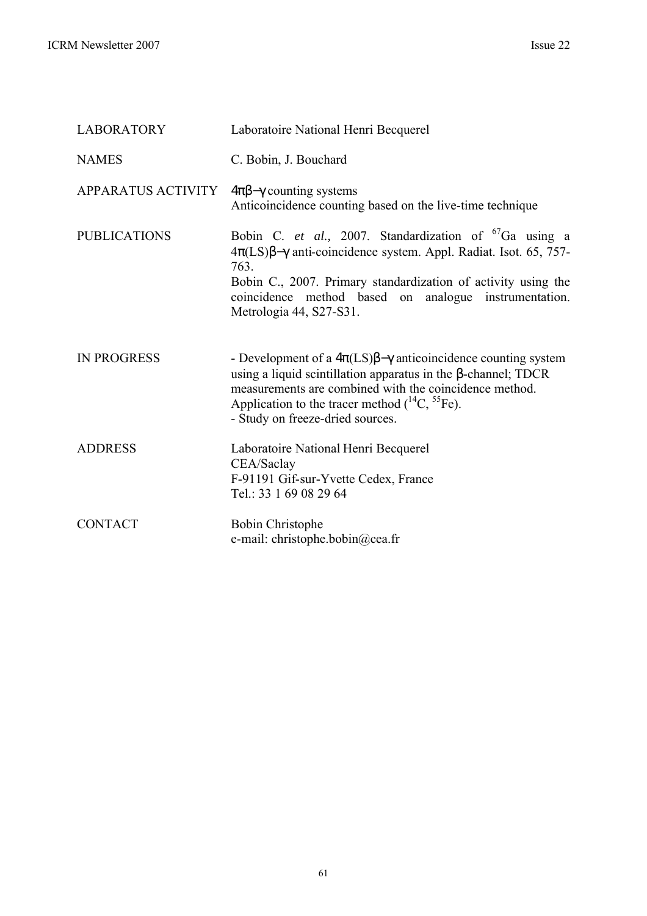| | |
|---|---|
| LABORATORY | Laboratoire National Henri Becquerel |
| NAMES | C. Bobin, J. Bouchard |
| APPARATUS ACTIVITY | $4\pi\beta-\gamma$ counting systems<br>Anticoincidence counting based on the live-time technique |
| PUBLICATIONS | Bobin C. *et al.,* 2007. Standardization of $^{67}$Ga using a $4\pi$(LS)$\beta-\gamma$ anti-coincidence system. Appl. Radiat. Isot. 65, 757-763.<br>Bobin C., 2007. Primary standardization of activity using the coincidence method based on analogue instrumentation. Metrologia 44, S27-S31. |
| IN PROGRESS | - Development of a $4\pi$(LS)$\beta-\gamma$ anticoincidence counting system using a liquid scintillation apparatus in the $\beta$-channel; TDCR measurements are combined with the coincidence method. Application to the tracer method ($^{14}$C, $^{55}$Fe).<br>- Study on freeze-dried sources. |
| ADDRESS | Laboratoire National Henri Becquerel<br>CEA/Saclay<br>F-91191 Gif-sur-Yvette Cedex, France<br>Tel.: 33 1 69 08 29 64 |
| CONTACT | Bobin Christophe<br>e-mail: christophe.bobin@cea.fr |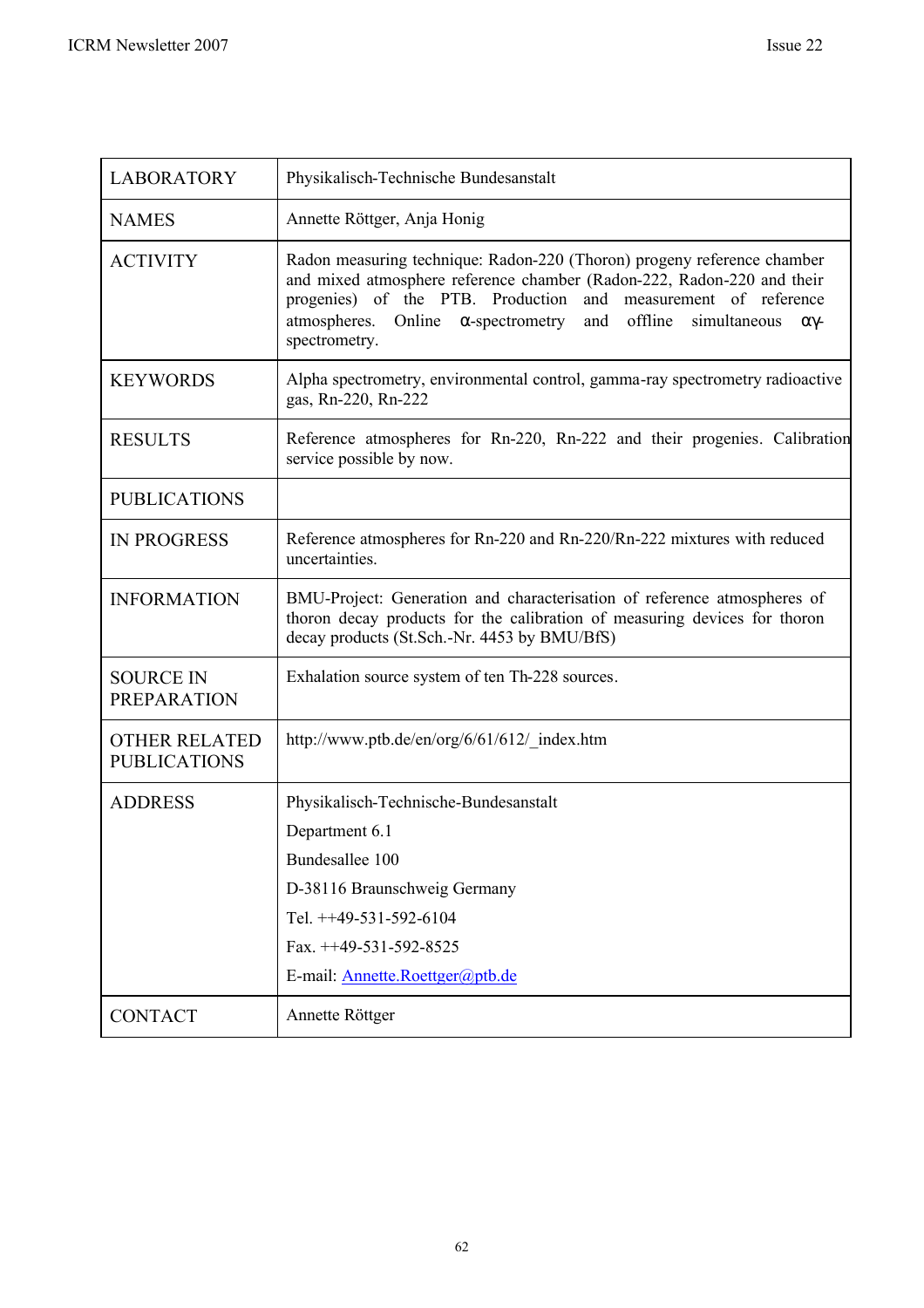| LABORATORY | Physikalisch-Technische Bundesanstalt |
|---|---|
| NAMES | Annette Röttger, Anja Honig |
| ACTIVITY | Radon measuring technique: Radon-220 (Thoron) progeny reference chamber and mixed atmosphere reference chamber (Radon-222, Radon-220 and their progenies) of the PTB. Production and measurement of reference atmospheres. Online α-spectrometry and offline simultaneous αγ-spectrometry. |
| KEYWORDS | Alpha spectrometry, environmental control, gamma-ray spectrometry radioactive gas, Rn-220, Rn-222 |
| RESULTS | Reference atmospheres for Rn-220, Rn-222 and their progenies. Calibration service possible by now. |
| PUBLICATIONS | |
| IN PROGRESS | Reference atmospheres for Rn-220 and Rn-220/Rn-222 mixtures with reduced uncertainties. |
| INFORMATION | BMU-Project: Generation and characterisation of reference atmospheres of thoron decay products for the calibration of measuring devices for thoron decay products (St.Sch.-Nr. 4453 by BMU/BfS) |
| SOURCE IN PREPARATION | Exhalation source system of ten Th-228 sources. |
| OTHER RELATED PUBLICATIONS | http://www.ptb.de/en/org/6/61/612/_index.htm |
| ADDRESS | Physikalisch-Technische-Bundesanstalt<br>Department 6.1<br>Bundesallee 100<br>D-38116 Braunschweig Germany<br>Tel. ++49-531-592-6104<br>Fax. ++49-531-592-8525<br>E-mail: Annette.Roettger@ptb.de |
| CONTACT | Annette Röttger |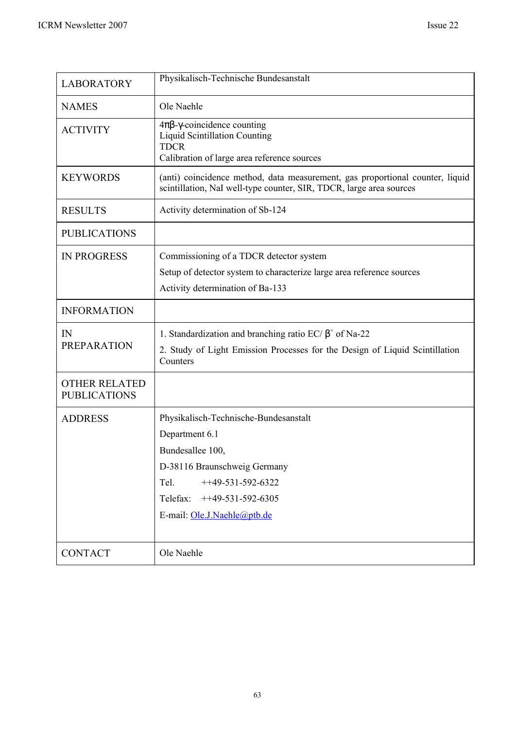| LABORATORY | Physikalisch-Technische Bundesanstalt |
|---|---|
| NAMES | Ole Naehle |
| ACTIVITY | $4\pi\beta$-$\gamma$-coincidence counting<br>Liquid Scintillation Counting<br>TDCR<br>Calibration of large area reference sources |
| KEYWORDS | (anti) coincidence method, data measurement, gas proportional counter, liquid scintillation, NaI well-type counter, SIR, TDCR, large area sources |
| RESULTS | Activity determination of Sb-124 |
| PUBLICATIONS | |
| IN PROGRESS | Commissioning of a TDCR detector system<br>Setup of detector system to characterize large area reference sources<br>Activity determination of Ba-133 |
| INFORMATION | |
| IN PREPARATION | 1. Standardization and branching ratio EC/ $\beta^+$ of Na-22<br>2. Study of Light Emission Processes for the Design of Liquid Scintillation Counters |
| OTHER RELATED PUBLICATIONS | |
| ADDRESS | Physikalisch-Technische-Bundesanstalt<br>Department 6.1<br>Bundesallee 100,<br>D-38116 Braunschweig Germany<br>Tel. ++49-531-592-6322<br>Telefax: ++49-531-592-6305<br>E-mail: Ole.J.Naehle@ptb.de |
| CONTACT | Ole Naehle |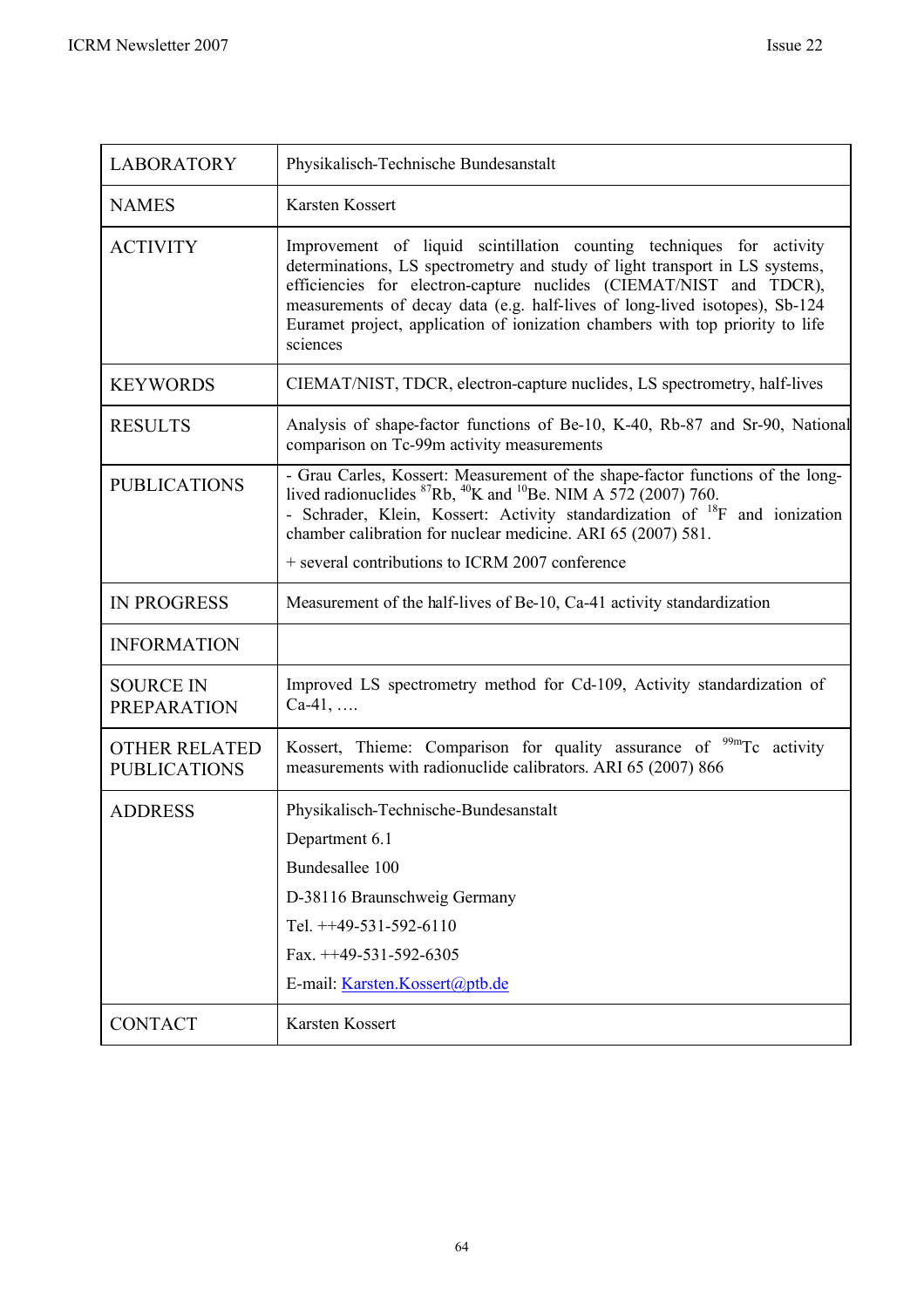| | |
|---|---|
| LABORATORY | Physikalisch-Technische Bundesanstalt |
| NAMES | Karsten Kossert |
| ACTIVITY | Improvement of liquid scintillation counting techniques for activity determinations, LS spectrometry and study of light transport in LS systems, efficiencies for electron-capture nuclides (CIEMAT/NIST and TDCR), measurements of decay data (e.g. half-lives of long-lived isotopes), Sb-124 Euramet project, application of ionization chambers with top priority to life sciences |
| KEYWORDS | CIEMAT/NIST, TDCR, electron-capture nuclides, LS spectrometry, half-lives |
| RESULTS | Analysis of shape-factor functions of Be-10, K-40, Rb-87 and Sr-90, National comparison on Tc-99m activity measurements |
| PUBLICATIONS | - Grau Carles, Kossert: Measurement of the shape-factor functions of the long-lived radionuclides $^{87}$Rb, $^{40}$K and $^{10}$Be. NIM A 572 (2007) 760.<br>- Schrader, Klein, Kossert: Activity standardization of $^{18}$F and ionization chamber calibration for nuclear medicine. ARI 65 (2007) 581.<br>+ several contributions to ICRM 2007 conference |
| IN PROGRESS | Measurement of the half-lives of Be-10, Ca-41 activity standardization |
| INFORMATION | |
| SOURCE IN PREPARATION | Improved LS spectrometry method for Cd-109, Activity standardization of Ca-41, …. |
| OTHER RELATED PUBLICATIONS | Kossert, Thieme: Comparison for quality assurance of $^{99m}$Tc activity measurements with radionuclide calibrators. ARI 65 (2007) 866 |
| ADDRESS | Physikalisch-Technische-Bundesanstalt<br>Department 6.1<br>Bundesallee 100<br>D-38116 Braunschweig Germany<br>Tel. ++49-531-592-6110<br>Fax. ++49-531-592-6305<br>E-mail: Karsten.Kossert@ptb.de |
| CONTACT | Karsten Kossert |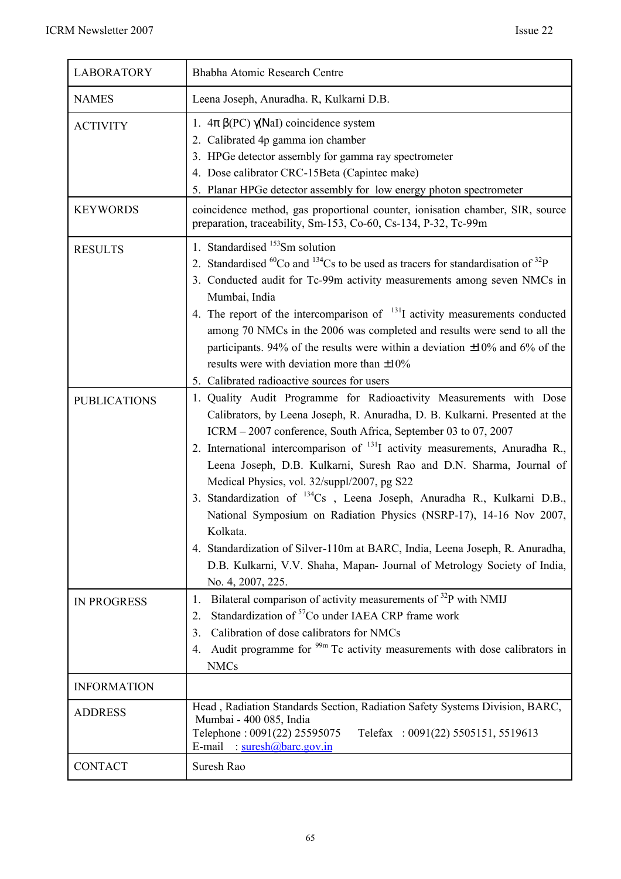| LABORATORY | Bhabha Atomic Research Centre |
|---|---|
| NAMES | Leena Joseph, Anuradha. R, Kulkarni D.B. |
| ACTIVITY | 1. $4\pi\beta$(PC) $\gamma$(NaI) coincidence system<br>2. Calibrated 4p gamma ion chamber<br>3. HPGe detector assembly for gamma ray spectrometer<br>4. Dose calibrator CRC-15Beta (Capintec make)<br>5. Planar HPGe detector assembly for low energy photon spectrometer |
| KEYWORDS | coincidence method, gas proportional counter, ionisation chamber, SIR, source preparation, traceability, Sm-153, Co-60, Cs-134, P-32, Tc-99m |
| RESULTS | 1. Standardised $^{153}$Sm solution<br>2. Standardised $^{60}$Co and $^{134}$Cs to be used as tracers for standardisation of $^{32}$P<br>3. Conducted audit for Tc-99m activity measurements among seven NMCs in Mumbai, India<br>4. The report of the intercomparison of $^{131}$I activity measurements conducted among 70 NMCs in the 2006 was completed and results were send to all the participants. 94% of the results were within a deviation ±10% and 6% of the results were with deviation more than ±10%<br>5. Calibrated radioactive sources for users |
| PUBLICATIONS | 1. Quality Audit Programme for Radioactivity Measurements with Dose Calibrators, by Leena Joseph, R. Anuradha, D. B. Kulkarni. Presented at the ICRM – 2007 conference, South Africa, September 03 to 07, 2007<br>2. International intercomparison of $^{131}$I activity measurements, Anuradha R., Leena Joseph, D.B. Kulkarni, Suresh Rao and D.N. Sharma, Journal of Medical Physics, vol. 32/suppl/2007, pg S22<br>3. Standardization of $^{134}$Cs , Leena Joseph, Anuradha R., Kulkarni D.B., National Symposium on Radiation Physics (NSRP-17), 14-16 Nov 2007, Kolkata.<br>4. Standardization of Silver-110m at BARC, India, Leena Joseph, R. Anuradha, D.B. Kulkarni, V.V. Shaha, Mapan- Journal of Metrology Society of India, No. 4, 2007, 225. |
| IN PROGRESS | 1. Bilateral comparison of activity measurements of $^{32}$P with NMIJ<br>2. Standardization of $^{57}$Co under IAEA CRP frame work<br>3. Calibration of dose calibrators for NMCs<br>4. Audit programme for $^{99m}$Tc activity measurements with dose calibrators in NMCs |
| INFORMATION | |
| ADDRESS | Head , Radiation Standards Section, Radiation Safety Systems Division, BARC, Mumbai - 400 085, India<br>Telephone : 0091(22) 25595075 Telefax : 0091(22) 5505151, 5519613<br>E-mail : suresh@barc.gov.in |
| CONTACT | Suresh Rao |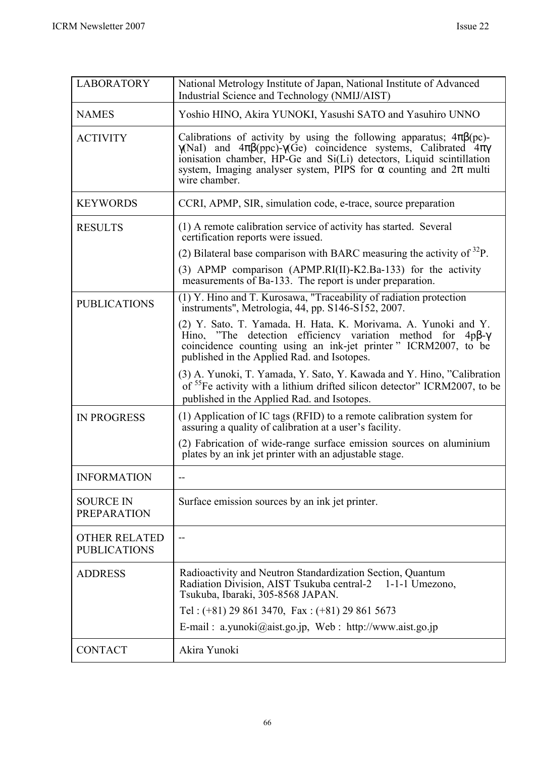| LABORATORY | National Metrology Institute of Japan, National Institute of Advanced Industrial Science and Technology (NMIJ/AIST) |
| --- | --- |
| NAMES | Yoshio HINO, Akira YUNOKI, Yasushi SATO and Yasuhiro UNNO |
| ACTIVITY | Calibrations of activity by using the following apparatus; $4\pi\beta$(pc)-$\gamma$(NaI) and $4\pi\beta$(ppc)-$\gamma$(Ge) coincidence systems, Calibrated $4\pi\gamma$ ionisation chamber, HP-Ge and Si(Li) detectors, Liquid scintillation system, Imaging analyser system, PIPS for $\alpha$ counting and $2\pi$ multi wire chamber. |
| KEYWORDS | CCRI, APMP, SIR, simulation code, e-trace, source preparation |
| RESULTS | (1) A remote calibration service of activity has started. Several certification reports were issued.<br>(2) Bilateral base comparison with BARC measuring the activity of $^{32}$P.<br>(3) APMP comparison (APMP.RI(II)-K2.Ba-133) for the activity measurements of Ba-133. The report is under preparation. |
| PUBLICATIONS | (1) Y. Hino and T. Kurosawa, "Traceability of radiation protection instruments", Metrologia, 44, pp. S146-S152, 2007.<br>(2) Y. Sato, T. Yamada, H. Hata, K. Moriyama, A. Yunoki and Y. Hino, "The detection efficiency variation method for 4p$\beta$-$\gamma$ coincidence counting using an ink-jet printer" ICRM2007, to be published in the Applied Rad. and Isotopes.<br>(3) A. Yunoki, T. Yamada, Y. Sato, Y. Kawada and Y. Hino, "Calibration of $^{55}$Fe activity with a lithium drifted silicon detector" ICRM2007, to be published in the Applied Rad. and Isotopes. |
| IN PROGRESS | (1) Application of IC tags (RFID) to a remote calibration system for assuring a quality of calibration at a user's facility.<br>(2) Fabrication of wide-range surface emission sources on aluminium plates by an ink jet printer with an adjustable stage. |
| INFORMATION | -- |
| SOURCE IN PREPARATION | Surface emission sources by an ink jet printer. |
| OTHER RELATED PUBLICATIONS | -- |
| ADDRESS | Radioactivity and Neutron Standardization Section, Quantum Radiation Division, AIST Tsukuba central-2 1-1-1 Umezono, Tsukuba, Ibaraki, 305-8568 JAPAN.<br>Tel : (+81) 29 861 3470, Fax : (+81) 29 861 5673<br>E-mail : a.yunoki@aist.go.jp, Web : http://www.aist.go.jp |
| CONTACT | Akira Yunoki |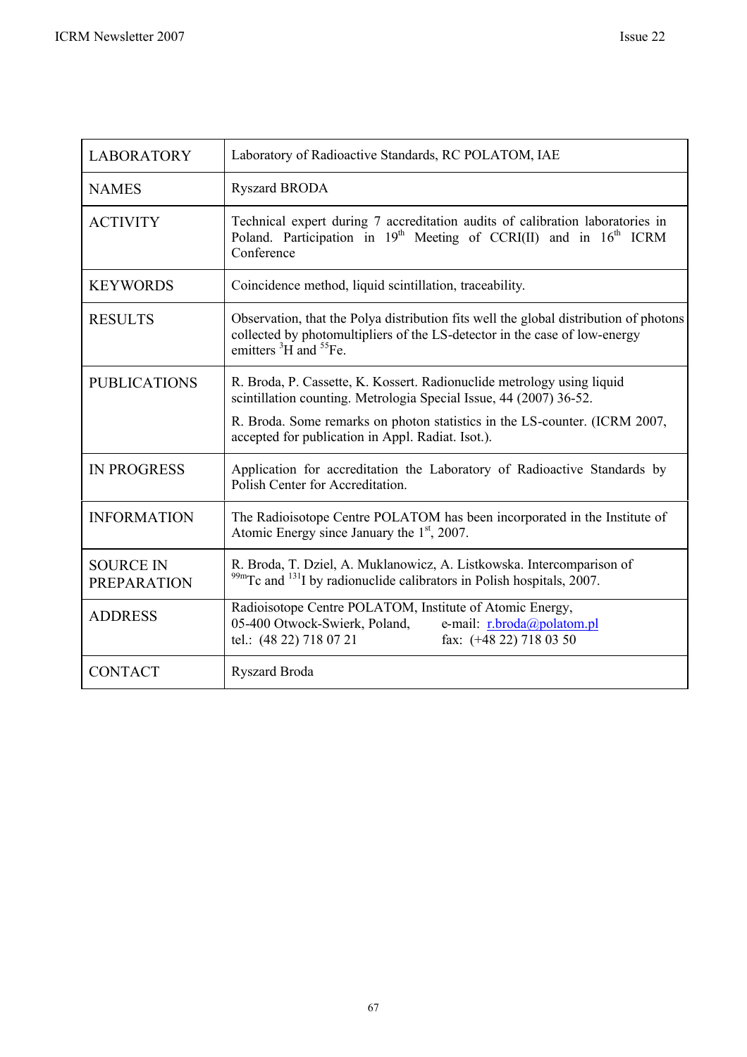| | |
|---|---|
| LABORATORY | Laboratory of Radioactive Standards, RC POLATOM, IAE |
| NAMES | Ryszard BRODA |
| ACTIVITY | Technical expert during 7 accreditation audits of calibration laboratories in Poland. Participation in 19th Meeting of CCRI(II) and in 16th ICRM Conference |
| KEYWORDS | Coincidence method, liquid scintillation, traceability. |
| RESULTS | Observation, that the Polya distribution fits well the global distribution of photons collected by photomultipliers of the LS-detector in the case of low-energy emitters $^{3}$H and $^{55}$Fe. |
| PUBLICATIONS | R. Broda, P. Cassette, K. Kossert. Radionuclide metrology using liquid scintillation counting. Metrologia Special Issue, 44 (2007) 36-52. <br> R. Broda. Some remarks on photon statistics in the LS-counter. (ICRM 2007, accepted for publication in Appl. Radiat. Isot.). |
| IN PROGRESS | Application for accreditation the Laboratory of Radioactive Standards by Polish Center for Accreditation. |
| INFORMATION | The Radioisotope Centre POLATOM has been incorporated in the Institute of Atomic Energy since January the 1st, 2007. |
| SOURCE IN PREPARATION | R. Broda, T. Dziel, A. Muklanowicz, A. Listkowska. Intercomparison of $^{99m}$Tc and $^{131}$I by radionuclide calibrators in Polish hospitals, 2007. |
| ADDRESS | Radioisotope Centre POLATOM, Institute of Atomic Energy, <br> 05-400 Otwock-Swierk, Poland, e-mail: r.broda@polatom.pl <br> tel.: (48 22) 718 07 21 fax: (+48 22) 718 03 50 |
| CONTACT | Ryszard Broda |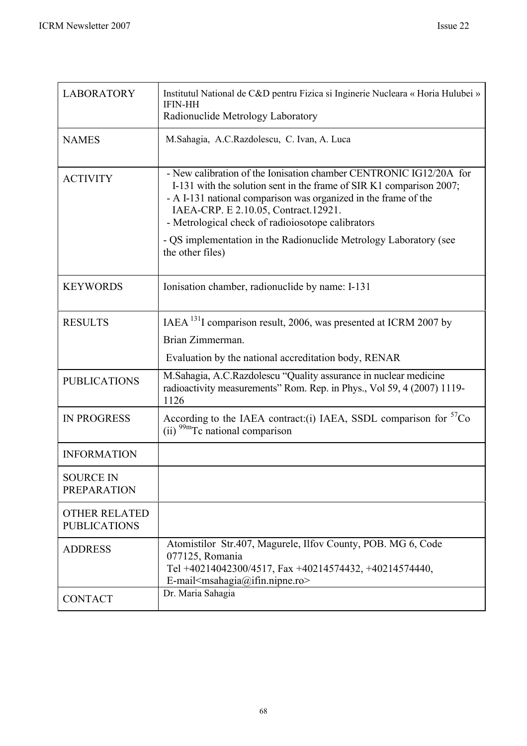| LABORATORY | Institutul National de C&D pentru Fizica si Inginerie Nucleara « Horia Hulubei » IFIN-HH<br>Radionuclide Metrology Laboratory |
|---|---|
| NAMES | M.Sahagia, A.C.Razdolescu, C. Ivan, A. Luca |
| ACTIVITY | - New calibration of the Ionisation chamber CENTRONIC IG12/20A for I-131 with the solution sent in the frame of SIR K1 comparison 2007;<br>- A I-131 national comparison was organized in the frame of the IAEA-CRP. E 2.10.05, Contract.12921.<br>- Metrological check of radioiosotope calibrators<br>- QS implementation in the Radionuclide Metrology Laboratory (see the other files) |
| KEYWORDS | Ionisation chamber, radionuclide by name: I-131 |
| RESULTS | IAEA $^{131}$I comparison result, 2006, was presented at ICRM 2007 by Brian Zimmerman.<br>Evaluation by the national accreditation body, RENAR |
| PUBLICATIONS | M.Sahagia, A.C.Razdolescu "Quality assurance in nuclear medicine radioactivity measurements" Rom. Rep. in Phys., Vol 59, 4 (2007) 1119-1126 |
| IN PROGRESS | According to the IAEA contract:(i) IAEA, SSDL comparison for $^{57}$Co (ii) $^{99m}$Tc national comparison |
| INFORMATION | |
| SOURCE IN PREPARATION | |
| OTHER RELATED PUBLICATIONS | |
| ADDRESS | Atomistilor Str.407, Magurele, Ilfov County, POB. MG 6, Code 077125, Romania<br>Tel +40214042300/4517, Fax +40214574432, +40214574440,<br>E-mail<msahagia@ifin.nipne.ro> |
| CONTACT | Dr. Maria Sahagia |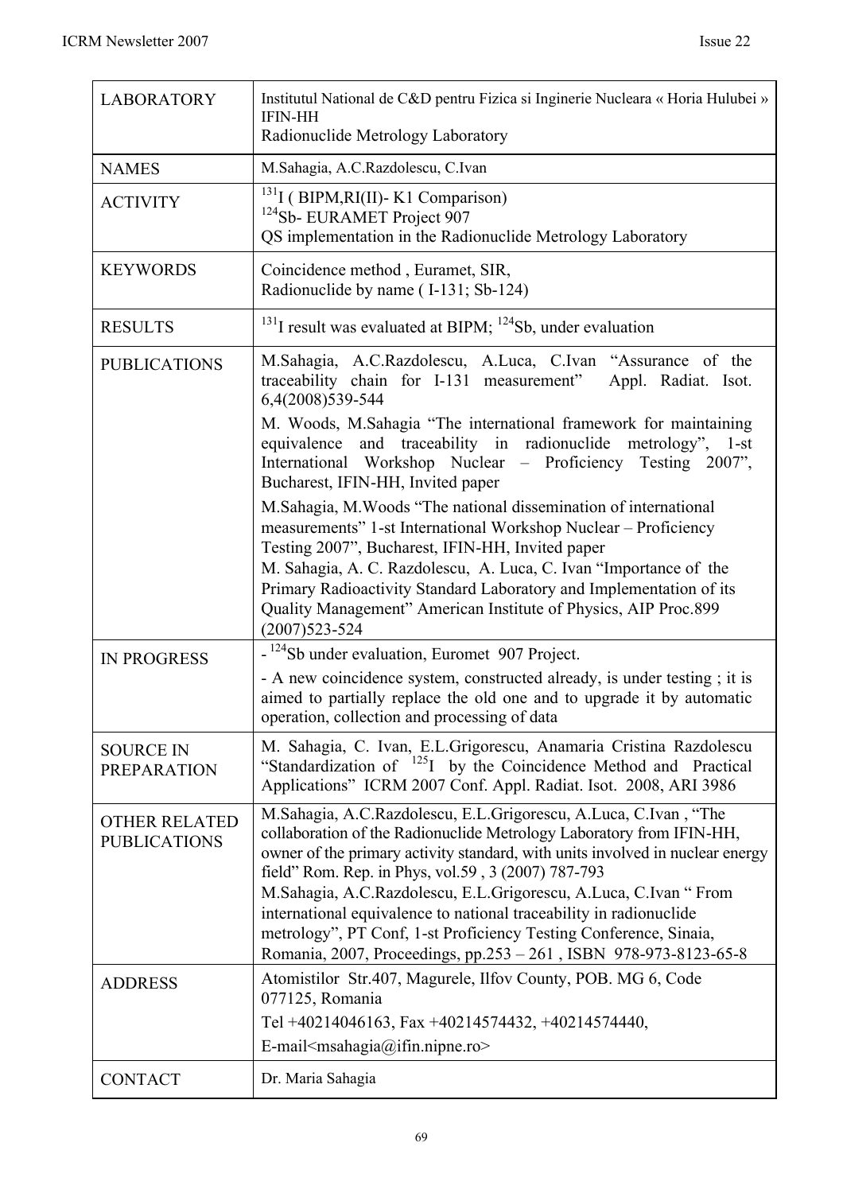| | |
|---|---|
| LABORATORY | Institutul National de C&D pentru Fizica si Inginerie Nucleara « Horia Hulubei » IFIN-HH<br>Radionuclide Metrology Laboratory |
| NAMES | M.Sahagia, A.C.Razdolescu, C.Ivan |
| ACTIVITY | $^{131}$I ( BIPM,RI(II)- K1 Comparison)<br>$^{124}$Sb- EURAMET Project 907<br>QS implementation in the Radionuclide Metrology Laboratory |
| KEYWORDS | Coincidence method , Euramet, SIR,<br>Radionuclide by name ( I-131; Sb-124) |
| RESULTS | $^{131}$I result was evaluated at BIPM; $^{124}$Sb, under evaluation |
| PUBLICATIONS | M.Sahagia, A.C.Razdolescu, A.Luca, C.Ivan "Assurance of the traceability chain for I-131 measurement" Appl. Radiat. Isot. 6,4(2008)539-544<br>M. Woods, M.Sahagia "The international framework for maintaining equivalence and traceability in radionuclide metrology", 1-st International Workshop Nuclear – Proficiency Testing 2007", Bucharest, IFIN-HH, Invited paper<br>M.Sahagia, M.Woods "The national dissemination of international measurements" 1-st International Workshop Nuclear – Proficiency Testing 2007", Bucharest, IFIN-HH, Invited paper<br>M. Sahagia, A. C. Razdolescu, A. Luca, C. Ivan "Importance of the Primary Radioactivity Standard Laboratory and Implementation of its Quality Management" American Institute of Physics, AIP Proc.899 (2007)523-524 |
| IN PROGRESS | - $^{124}$Sb under evaluation, Euromet 907 Project.<br>- A new coincidence system, constructed already, is under testing ; it is aimed to partially replace the old one and to upgrade it by automatic operation, collection and processing of data |
| SOURCE IN PREPARATION | M. Sahagia, C. Ivan, E.L.Grigorescu, Anamaria Cristina Razdolescu "Standardization of $^{125}$I by the Coincidence Method and Practical Applications" ICRM 2007 Conf. Appl. Radiat. Isot. 2008, ARI 3986 |
| OTHER RELATED PUBLICATIONS | M.Sahagia, A.C.Razdolescu, E.L.Grigorescu, A.Luca, C.Ivan , "The collaboration of the Radionuclide Metrology Laboratory from IFIN-HH, owner of the primary activity standard, with units involved in nuclear energy field" Rom. Rep. in Phys, vol.59 , 3 (2007) 787-793<br>M.Sahagia, A.C.Razdolescu, E.L.Grigorescu, A.Luca, C.Ivan " From international equivalence to national traceability in radionuclide metrology", PT Conf, 1-st Proficiency Testing Conference, Sinaia, Romania, 2007, Proceedings, pp.253 – 261 , ISBN 978-973-8123-65-8 |
| ADDRESS | Atomistilor Str.407, Magurele, Ilfov County, POB. MG 6, Code 077125, Romania<br>Tel +40214046163, Fax +40214574432, +40214574440,<br>E-mail<msahagia@ifin.nipne.ro> |
| CONTACT | Dr. Maria Sahagia |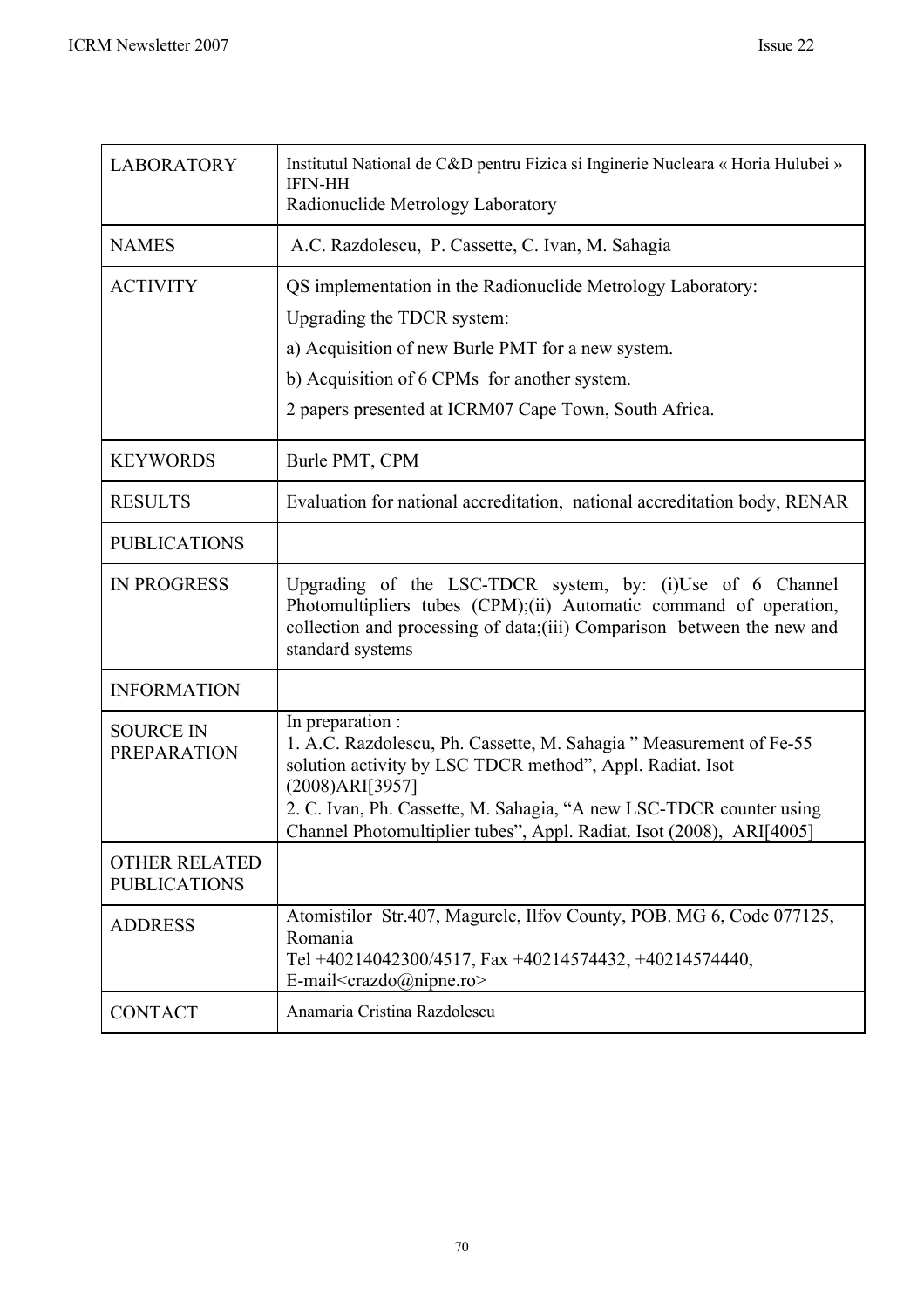| LABORATORY | Institutul National de C&D pentru Fizica si Inginerie Nucleara « Horia Hulubei » IFIN-HH<br>Radionuclide Metrology Laboratory |
|---|---|
| NAMES | A.C. Razdolescu, P. Cassette, C. Ivan, M. Sahagia |
| ACTIVITY | QS implementation in the Radionuclide Metrology Laboratory:<br>Upgrading the TDCR system:<br>a) Acquisition of new Burle PMT for a new system.<br>b) Acquisition of 6 CPMs for another system.<br>2 papers presented at ICRM07 Cape Town, South Africa. |
| KEYWORDS | Burle PMT, CPM |
| RESULTS | Evaluation for national accreditation, national accreditation body, RENAR |
| PUBLICATIONS | |
| IN PROGRESS | Upgrading of the LSC-TDCR system, by: (i)Use of 6 Channel Photomultipliers tubes (CPM);(ii) Automatic command of operation, collection and processing of data;(iii) Comparison between the new and standard systems |
| INFORMATION | |
| SOURCE IN PREPARATION | In preparation :<br>1. A.C. Razdolescu, Ph. Cassette, M. Sahagia " Measurement of Fe-55 solution activity by LSC TDCR method", Appl. Radiat. Isot (2008)ARI[3957]<br>2. C. Ivan, Ph. Cassette, M. Sahagia, "A new LSC-TDCR counter using Channel Photomultiplier tubes", Appl. Radiat. Isot (2008), ARI[4005] |
| OTHER RELATED PUBLICATIONS | |
| ADDRESS | Atomistilor Str.407, Magurele, Ilfov County, POB. MG 6, Code 077125, Romania<br>Tel +40214042300/4517, Fax +40214574432, +40214574440,<br>E-mail<crazdo@nipne.ro> |
| CONTACT | Anamaria Cristina Razdolescu |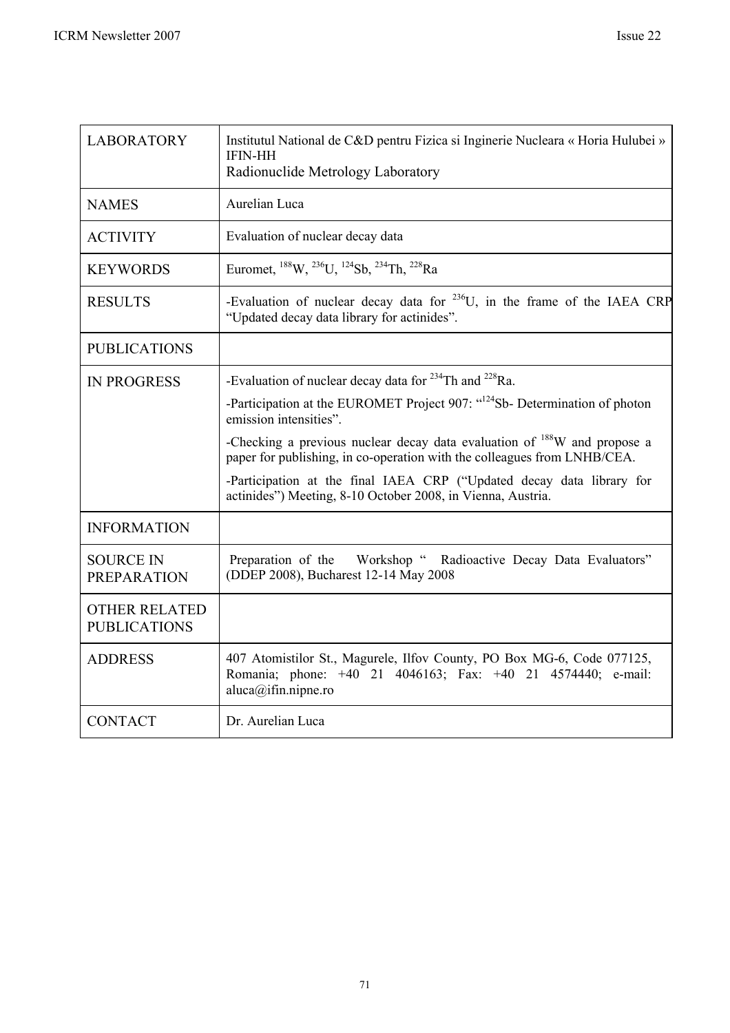| LABORATORY | Institutul National de C&D pentru Fizica si Inginerie Nucleara « Horia Hulubei » IFIN-HH<br>Radionuclide Metrology Laboratory |
|---|---|
| NAMES | Aurelian Luca |
| ACTIVITY | Evaluation of nuclear decay data |
| KEYWORDS | Euromet, $^{188}$W, $^{236}$U, $^{124}$Sb, $^{234}$Th, $^{228}$Ra |
| RESULTS | -Evaluation of nuclear decay data for $^{236}$U, in the frame of the IAEA CRP "Updated decay data library for actinides". |
| PUBLICATIONS | |
| IN PROGRESS | -Evaluation of nuclear decay data for $^{234}$Th and $^{228}$Ra.<br>-Participation at the EUROMET Project 907: "$^{124}$Sb- Determination of photon emission intensities".<br>-Checking a previous nuclear decay data evaluation of $^{188}$W and propose a paper for publishing, in co-operation with the colleagues from LNHB/CEA.<br>-Participation at the final IAEA CRP ("Updated decay data library for actinides") Meeting, 8-10 October 2008, in Vienna, Austria. |
| INFORMATION | |
| SOURCE IN PREPARATION | Preparation of the Workshop " Radioactive Decay Data Evaluators" (DDEP 2008), Bucharest 12-14 May 2008 |
| OTHER RELATED PUBLICATIONS | |
| ADDRESS | 407 Atomistilor St., Magurele, Ilfov County, PO Box MG-6, Code 077125, Romania; phone: +40 21 4046163; Fax: +40 21 4574440; e-mail: aluca@ifin.nipne.ro |
| CONTACT | Dr. Aurelian Luca |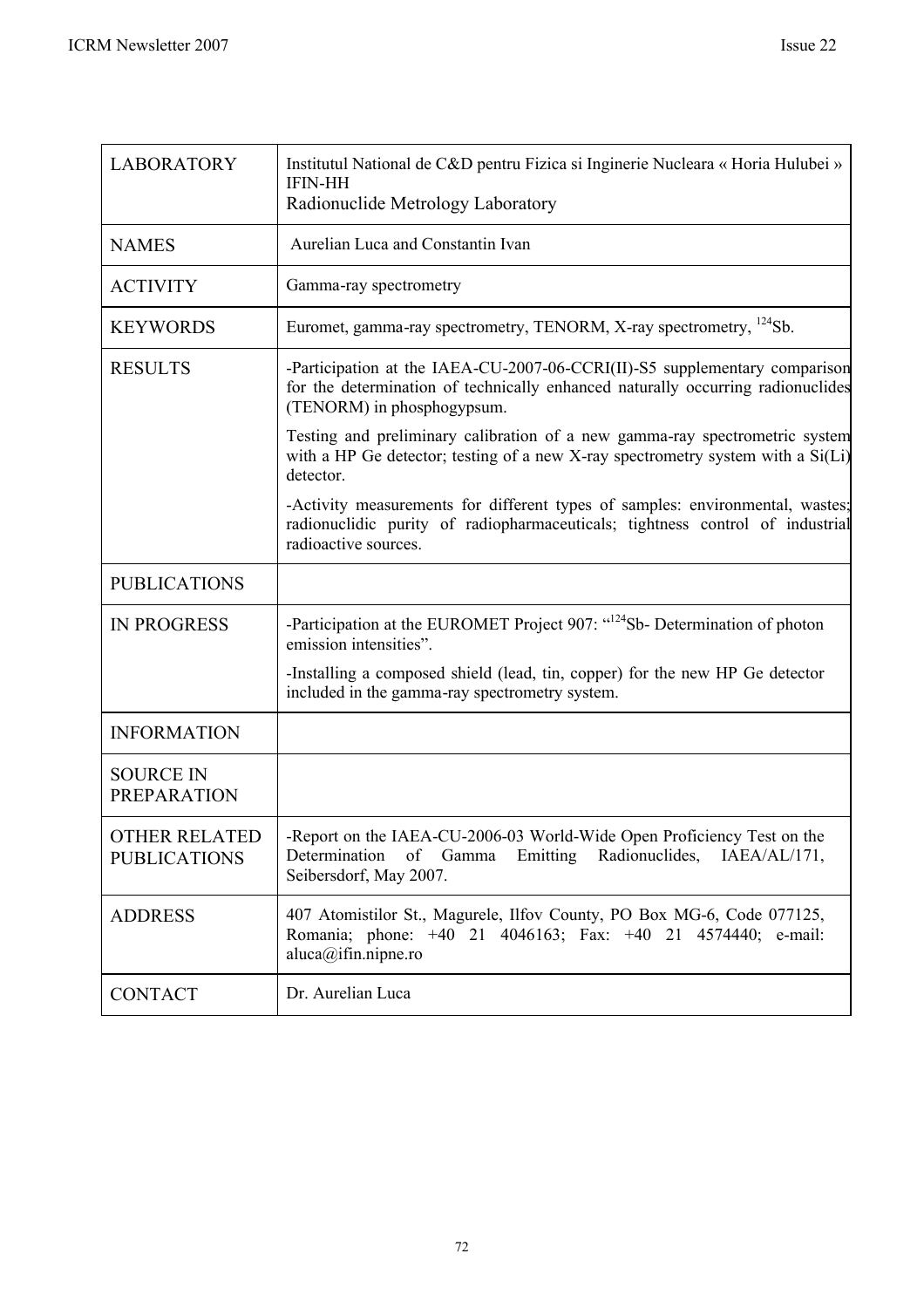| LABORATORY | Institutul National de C&D pentru Fizica si Inginerie Nucleara « Horia Hulubei » IFIN-HH<br>Radionuclide Metrology Laboratory |
|---|---|
| NAMES | Aurelian Luca and Constantin Ivan |
| ACTIVITY | Gamma-ray spectrometry |
| KEYWORDS | Euromet, gamma-ray spectrometry, TENORM, X-ray spectrometry, $^{124}$Sb. |
| RESULTS | -Participation at the IAEA-CU-2007-06-CCRI(II)-S5 supplementary comparison for the determination of technically enhanced naturally occurring radionuclides (TENORM) in phosphogypsum.<br>Testing and preliminary calibration of a new gamma-ray spectrometric system with a HP Ge detector; testing of a new X-ray spectrometry system with a Si(Li) detector.<br>-Activity measurements for different types of samples: environmental, wastes; radionuclidic purity of radiopharmaceuticals; tightness control of industrial radioactive sources. |
| PUBLICATIONS | |
| IN PROGRESS | -Participation at the EUROMET Project 907: "$^{124}$Sb- Determination of photon emission intensities".<br>-Installing a composed shield (lead, tin, copper) for the new HP Ge detector included in the gamma-ray spectrometry system. |
| INFORMATION | |
| SOURCE IN PREPARATION | |
| OTHER RELATED PUBLICATIONS | -Report on the IAEA-CU-2006-03 World-Wide Open Proficiency Test on the Determination of Gamma Emitting Radionuclides, IAEA/AL/171, Seibersdorf, May 2007. |
| ADDRESS | 407 Atomistilor St., Magurele, Ilfov County, PO Box MG-6, Code 077125, Romania; phone: +40 21 4046163; Fax: +40 21 4574440; e-mail: aluca@ifin.nipne.ro |
| CONTACT | Dr. Aurelian Luca |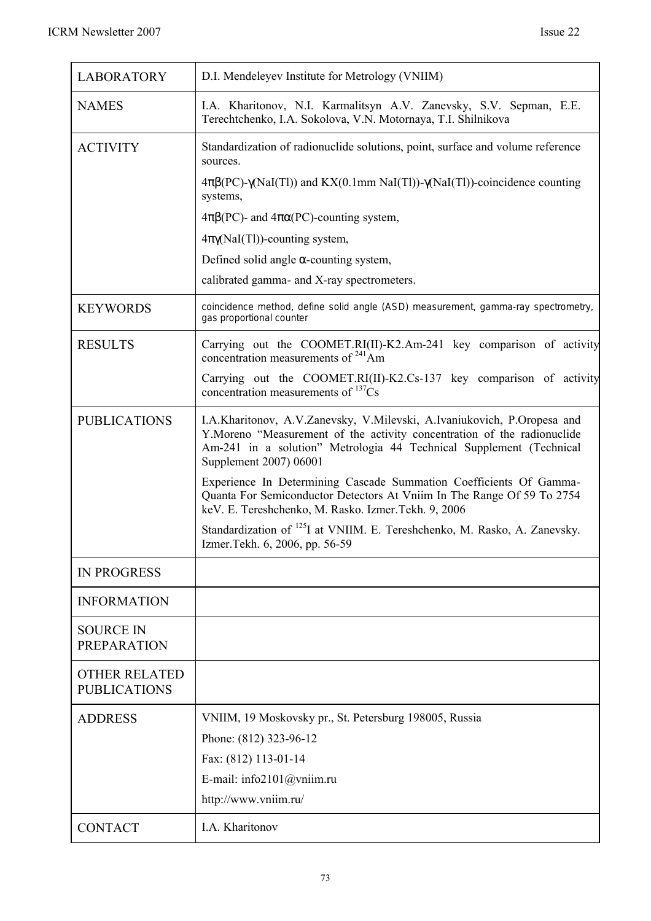| | |
|---|---|
| LABORATORY | D.I. Mendeleyev Institute for Metrology (VNIIM) |
| NAMES | I.A. Kharitonov, N.I. Karmalitsyn A.V. Zanevsky, S.V. Sepman, E.E. Terechtchenko, I.A. Sokolova, V.N. Motornaya, T.I. Shilnikova |
| ACTIVITY | Standardization of radionuclide solutions, point, surface and volume reference sources.<br>$4\pi\beta$(PC)-$\gamma$(NaI(Tl)) and KX(0.1mm NaI(Tl))-$\gamma$(NaI(Tl))-coincidence counting systems,<br>$4\pi\beta$(PC)- and $4\pi\alpha$(PC)-counting system,<br>$4\pi\gamma$(NaI(Tl))-counting system,<br>Defined solid angle $\alpha$-counting system,<br>calibrated gamma- and X-ray spectrometers. |
| KEYWORDS | coincidence method, define solid angle (ASD) measurement, gamma-ray spectrometry, gas proportional counter |
| RESULTS | Carrying out the COOMET.RI(II)-K2.Am-241 key comparison of activity concentration measurements of $^{241}$Am<br>Carrying out the COOMET.RI(II)-K2.Cs-137 key comparison of activity concentration measurements of $^{137}$Cs |
| PUBLICATIONS | I.A.Kharitonov, A.V.Zanevsky, V.Milevski, A.Ivaniukovich, P.Oropesa and Y.Moreno "Measurement of the activity concentration of the radionuclide Am-241 in a solution" Metrologia 44 Technical Supplement (Technical Supplement 2007) 06001<br>Experience In Determining Cascade Summation Coefficients Of Gamma-Quanta For Semiconductor Detectors At Vniim In The Range Of 59 To 2754 keV. E. Tereshchenko, M. Rasko. Izmer.Tekh. 9, 2006<br>Standardization of $^{125}$I at VNIIM. E. Tereshchenko, M. Rasko, A. Zanevsky. Izmer.Tekh. 6, 2006, pp. 56-59 |
| IN PROGRESS | |
| INFORMATION | |
| SOURCE IN PREPARATION | |
| OTHER RELATED PUBLICATIONS | |
| ADDRESS | VNIIM, 19 Moskovsky pr., St. Petersburg 198005, Russia<br>Phone: (812) 323-96-12<br>Fax: (812) 113-01-14<br>E-mail: info2101@vniim.ru<br>http://www.vniim.ru/ |
| CONTACT | I.A. Kharitonov |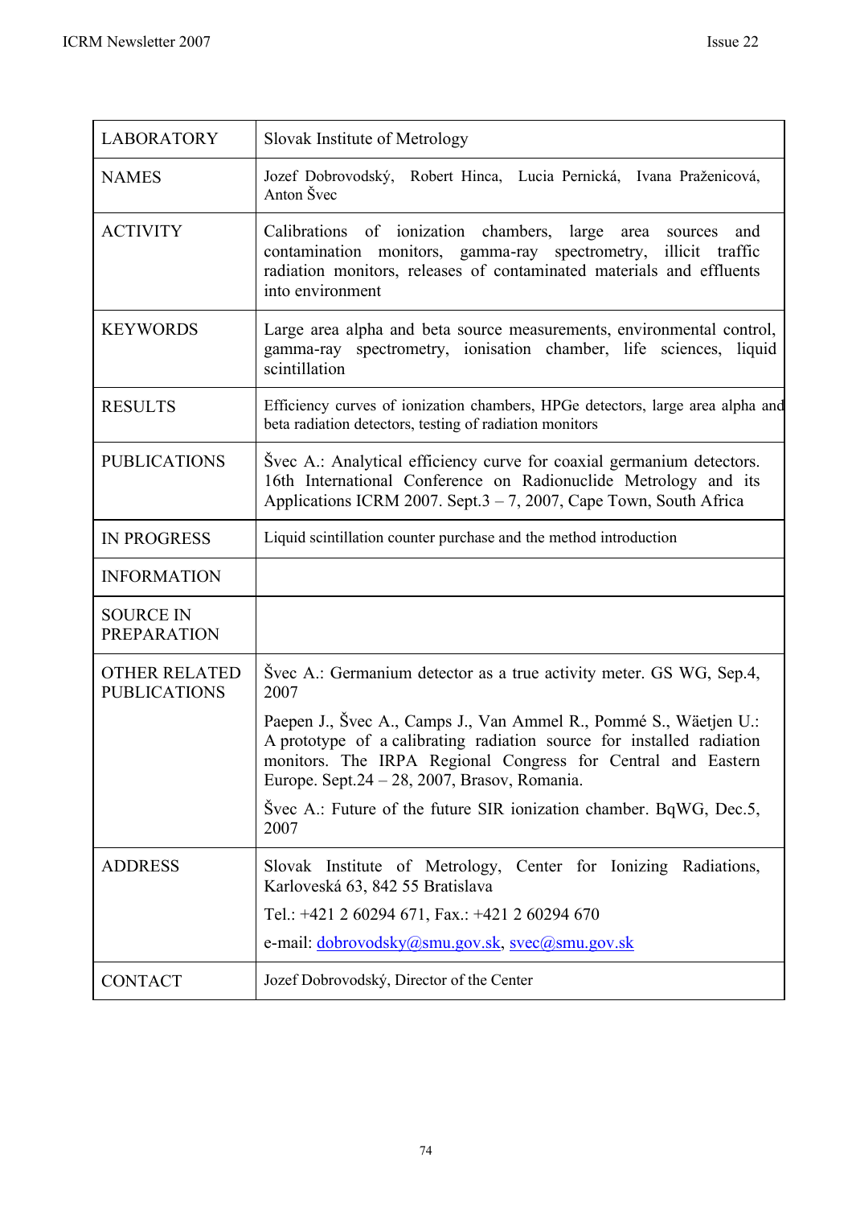| LABORATORY | Slovak Institute of Metrology |
|---|---|
| NAMES | Jozef Dobrovodský, Robert Hinca, Lucia Pernická, Ivana Praženicová, Anton Švec |
| ACTIVITY | Calibrations of ionization chambers, large area sources and contamination monitors, gamma-ray spectrometry, illicit traffic radiation monitors, releases of contaminated materials and effluents into environment |
| KEYWORDS | Large area alpha and beta source measurements, environmental control, gamma-ray spectrometry, ionisation chamber, life sciences, liquid scintillation |
| RESULTS | Efficiency curves of ionization chambers, HPGe detectors, large area alpha and beta radiation detectors, testing of radiation monitors |
| PUBLICATIONS | Švec A.: Analytical efficiency curve for coaxial germanium detectors. 16th International Conference on Radionuclide Metrology and its Applications ICRM 2007. Sept.3 – 7, 2007, Cape Town, South Africa |
| IN PROGRESS | Liquid scintillation counter purchase and the method introduction |
| INFORMATION | |
| SOURCE IN PREPARATION | |
| OTHER RELATED PUBLICATIONS | Švec A.: Germanium detector as a true activity meter. GS WG, Sep.4, 2007<br><br>Paepen J., Švec A., Camps J., Van Ammel R., Pommé S., Wäetjen U.: A prototype of a calibrating radiation source for installed radiation monitors. The IRPA Regional Congress for Central and Eastern Europe. Sept.24 – 28, 2007, Brasov, Romania.<br><br>Švec A.: Future of the future SIR ionization chamber. BqWG, Dec.5, 2007 |
| ADDRESS | Slovak Institute of Metrology, Center for Ionizing Radiations, Karloveská 63, 842 55 Bratislava<br><br>Tel.: +421 2 60294 671, Fax.: +421 2 60294 670<br><br>e-mail: dobrovodsky@smu.gov.sk, svec@smu.gov.sk |
| CONTACT | Jozef Dobrovodský, Director of the Center |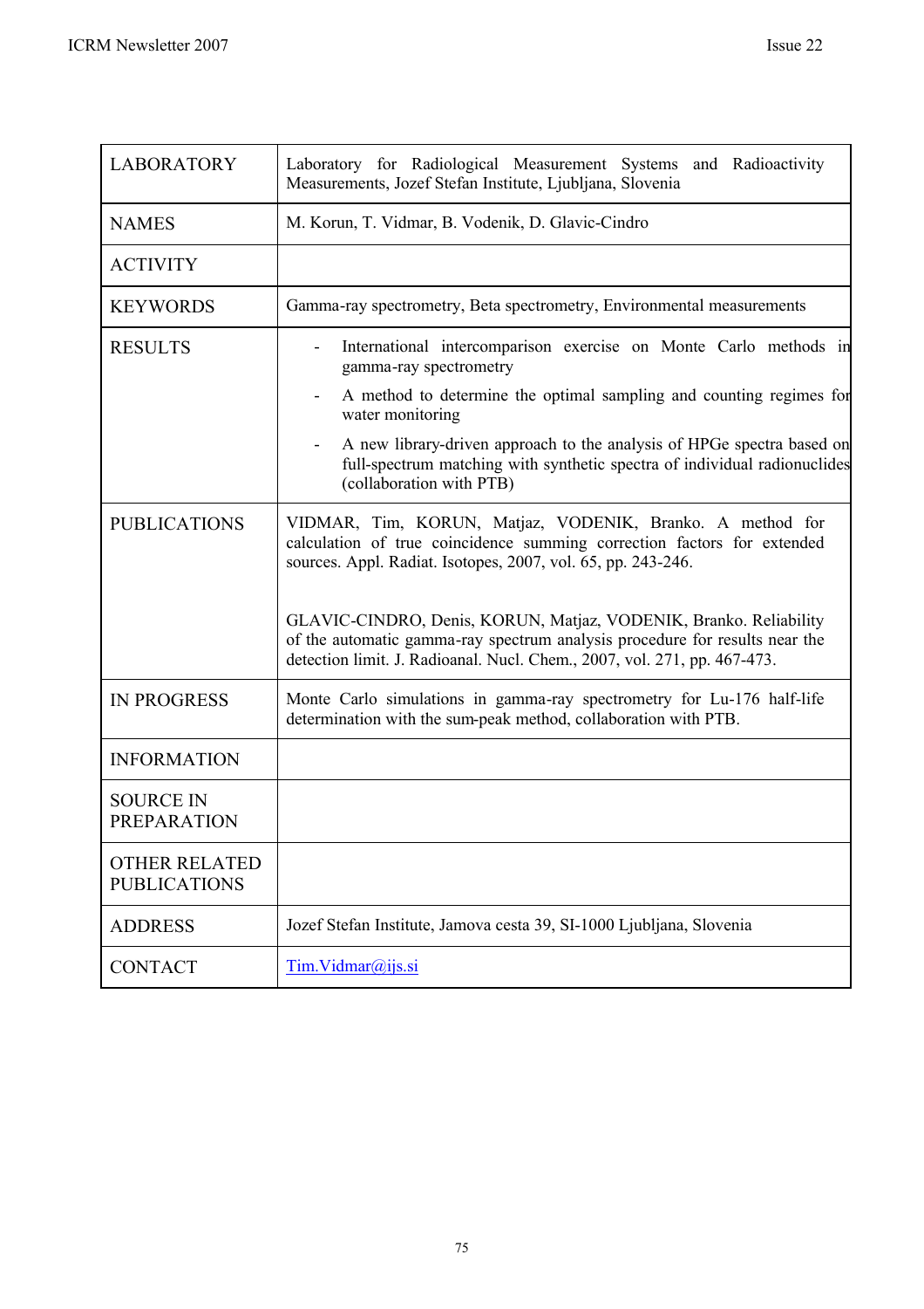| LABORATORY | Laboratory for Radiological Measurement Systems and Radioactivity Measurements, Jozef Stefan Institute, Ljubljana, Slovenia |
|---|---|
| NAMES | M. Korun, T. Vidmar, B. Vodenik, D. Glavic-Cindro |
| ACTIVITY | |
| KEYWORDS | Gamma-ray spectrometry, Beta spectrometry, Environmental measurements |
| RESULTS | - International intercomparison exercise on Monte Carlo methods in gamma-ray spectrometry<br>- A method to determine the optimal sampling and counting regimes for water monitoring<br>- A new library-driven approach to the analysis of HPGe spectra based on full-spectrum matching with synthetic spectra of individual radionuclides (collaboration with PTB) |
| PUBLICATIONS | VIDMAR, Tim, KORUN, Matjaz, VODENIK, Branko. A method for calculation of true coincidence summing correction factors for extended sources. Appl. Radiat. Isotopes, 2007, vol. 65, pp. 243-246.<br><br>GLAVIC-CINDRO, Denis, KORUN, Matjaz, VODENIK, Branko. Reliability of the automatic gamma-ray spectrum analysis procedure for results near the detection limit. J. Radioanal. Nucl. Chem., 2007, vol. 271, pp. 467-473. |
| IN PROGRESS | Monte Carlo simulations in gamma-ray spectrometry for Lu-176 half-life determination with the sum-peak method, collaboration with PTB. |
| INFORMATION | |
| SOURCE IN PREPARATION | |
| OTHER RELATED PUBLICATIONS | |
| ADDRESS | Jozef Stefan Institute, Jamova cesta 39, SI-1000 Ljubljana, Slovenia |
| CONTACT | Tim.Vidmar@ijs.si |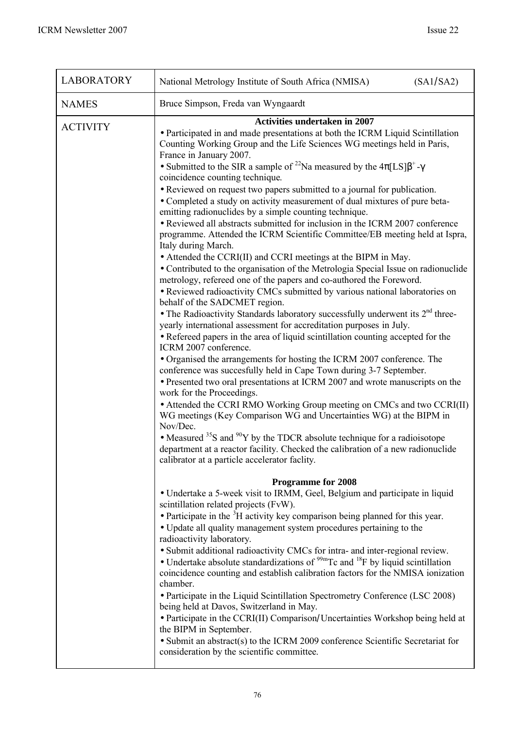| LABORATORY | National Metrology Institute of South Africa (NMISA) (SA1/SA2) |
|---|---|
| NAMES | Bruce Simpson, Freda van Wyngaardt |
| ACTIVITY | **Activities undertaken in 2007**<br>• Participated in and made presentations at both the ICRM Liquid Scintillation Counting Working Group and the Life Sciences WG meetings held in Paris, France in January 2007.<br>• Submitted to the SIR a sample of $^{22}Na$ measured by the $4\pi[LS]\beta^{+}$-$\gamma$ coincidence counting technique.<br>• Reviewed on request two papers submitted to a journal for publication.<br>• Completed a study on activity measurement of dual mixtures of pure beta-emitting radionuclides by a simple counting technique.<br>• Reviewed all abstracts submitted for inclusion in the ICRM 2007 conference programme. Attended the ICRM Scientific Committee/EB meeting held at Ispra, Italy during March.<br>• Attended the CCRI(II) and CCRI meetings at the BIPM in May.<br>• Contributed to the organisation of the Metrologia Special Issue on radionuclide metrology, refereed one of the papers and co-authored the Foreword.<br>• Reviewed radioactivity CMCs submitted by various national laboratories on behalf of the SADCMET region.<br>• The Radioactivity Standards laboratory successfully underwent its 2nd three-yearly international assessment for accreditation purposes in July.<br>• Refereed papers in the area of liquid scintillation counting accepted for the ICRM 2007 conference.<br>• Organised the arrangements for hosting the ICRM 2007 conference. The conference was succesfully held in Cape Town during 3-7 September.<br>• Presented two oral presentations at ICRM 2007 and wrote manuscripts on the work for the Proceedings.<br>• Attended the CCRI RMO Working Group meeting on CMCs and two CCRI(II) WG meetings (Key Comparison WG and Uncertainties WG) at the BIPM in Nov/Dec.<br>• Measured $^{35}S$ and $^{90}Y$ by the TDCR absolute technique for a radioisotope department at a reactor facility. Checked the calibration of a new radionuclide calibrator at a particle accelerator faclity.<br><br>**Programme for 2008**<br>• Undertake a 5-week visit to IRMM, Geel, Belgium and participate in liquid scintillation related projects (FvW).<br>• Participate in the $^{3}H$ activity key comparison being planned for this year.<br>• Update all quality management system procedures pertaining to the radioactivity laboratory.<br>• Submit additional radioactivity CMCs for intra- and inter-regional review.<br>• Undertake absolute standardizations of $^{99m}Tc$ and $^{18}F$ by liquid scintillation coincidence counting and establish calibration factors for the NMISA ionization chamber.<br>• Participate in the Liquid Scintillation Spectrometry Conference (LSC 2008) being held at Davos, Switzerland in May.<br>• Participate in the CCRI(II) Comparison/Uncertainties Workshop being held at the BIPM in September.<br>• Submit an abstract(s) to the ICRM 2009 conference Scientific Secretariat for consideration by the scientific committee. |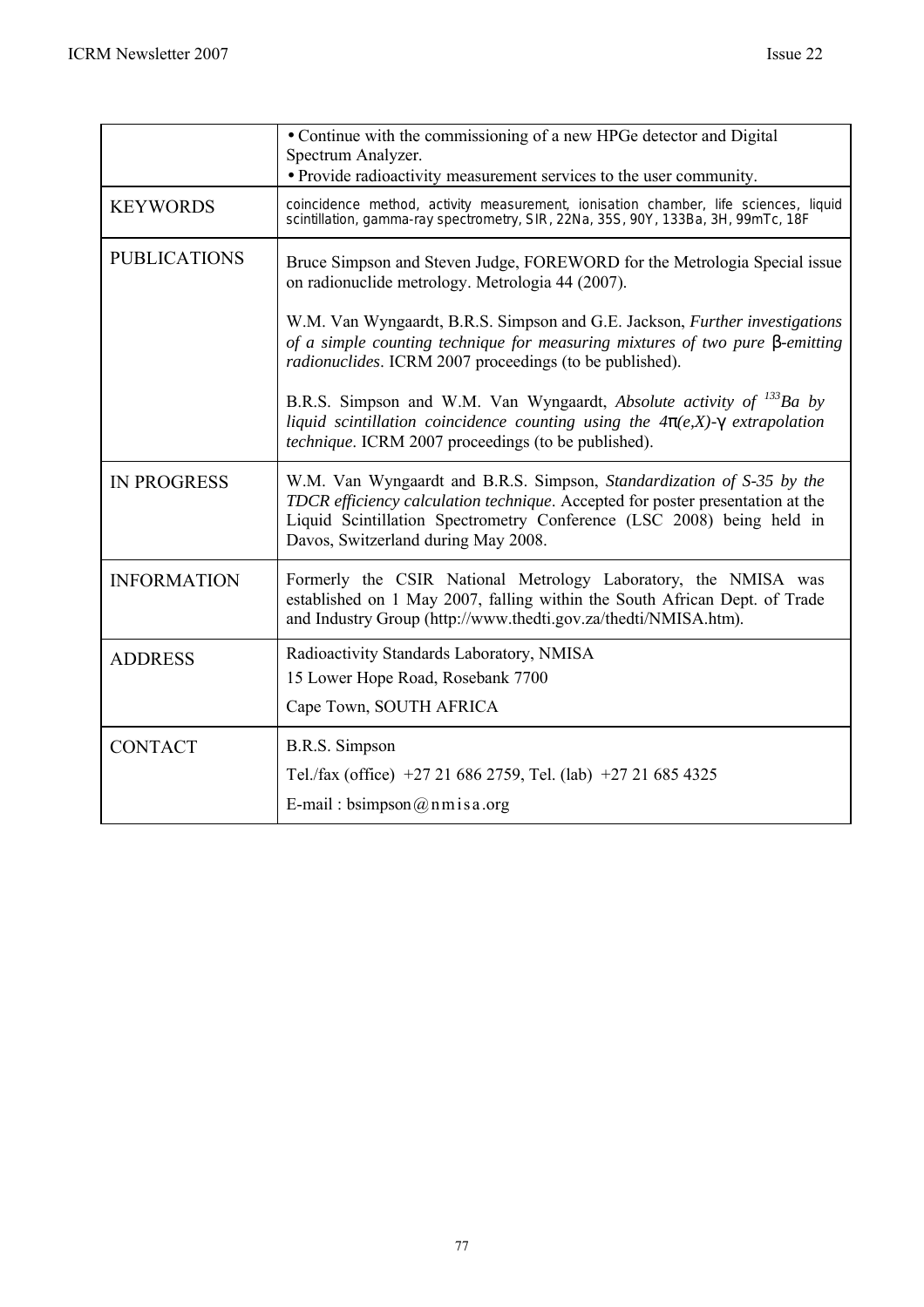| | |
|---|---|
| | • Continue with the commissioning of a new HPGe detector and Digital Spectrum Analyzer.<br>• Provide radioactivity measurement services to the user community. |
| KEYWORDS | coincidence method, activity measurement, ionisation chamber, life sciences, liquid scintillation, gamma-ray spectrometry, SIR, 22Na, 35S, 90Y, 133Ba, 3H, 99mTc, 18F |
| PUBLICATIONS | Bruce Simpson and Steven Judge, FOREWORD for the Metrologia Special issue on radionuclide metrology. Metrologia 44 (2007).<br><br>W.M. Van Wyngaardt, B.R.S. Simpson and G.E. Jackson, *Further investigations of a simple counting technique for measuring mixtures of two pure β-emitting radionuclides*. ICRM 2007 proceedings (to be published).<br><br>B.R.S. Simpson and W.M. Van Wyngaardt, *Absolute activity of* $^{133}$*Ba by liquid scintillation coincidence counting using the* $4\pi(e,X)$-$\gamma$ *extrapolation technique*. ICRM 2007 proceedings (to be published). |
| IN PROGRESS | W.M. Van Wyngaardt and B.R.S. Simpson, *Standardization of S-35 by the TDCR efficiency calculation technique*. Accepted for poster presentation at the Liquid Scintillation Spectrometry Conference (LSC 2008) being held in Davos, Switzerland during May 2008. |
| INFORMATION | Formerly the CSIR National Metrology Laboratory, the NMISA was established on 1 May 2007, falling within the South African Dept. of Trade and Industry Group (http://www.thedti.gov.za/thedti/NMISA.htm). |
| ADDRESS | Radioactivity Standards Laboratory, NMISA<br>15 Lower Hope Road, Rosebank 7700<br>Cape Town, SOUTH AFRICA |
| CONTACT | B.R.S. Simpson<br>Tel./fax (office) +27 21 686 2759, Tel. (lab) +27 21 685 4325<br>E-mail : bsimpson@nmisa.org |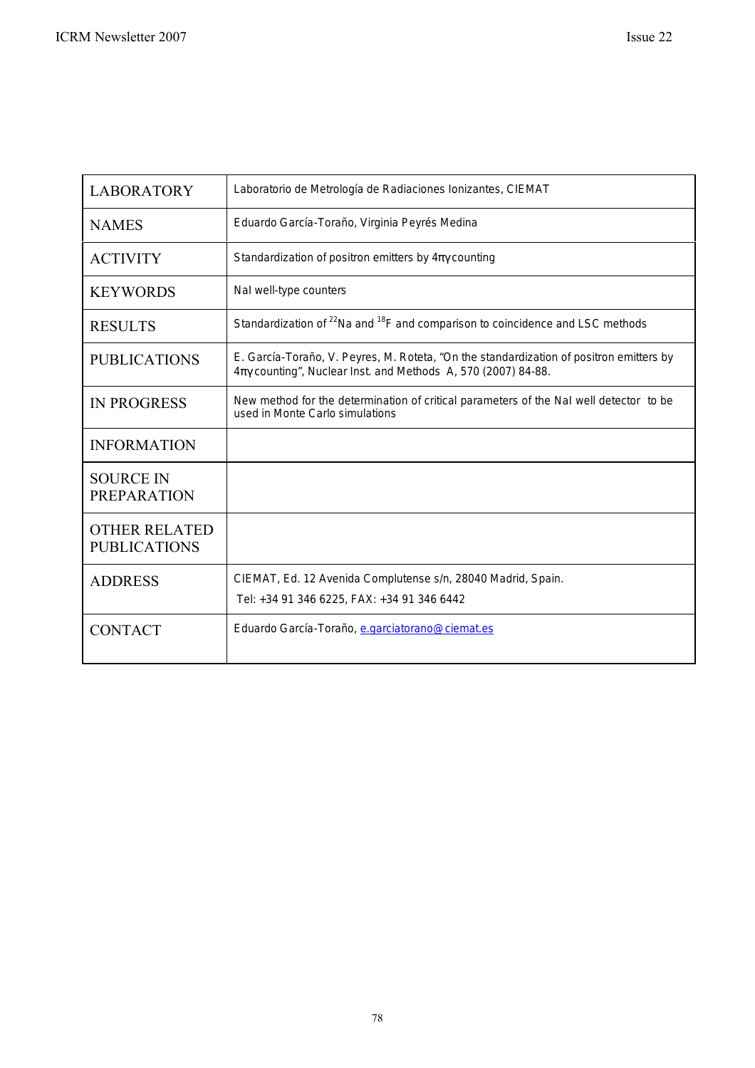| LABORATORY | Laboratorio de Metrología de Radiaciones Ionizantes, CIEMAT |
|---|---|
| NAMES | Eduardo García-Toraño, Virginia Peyrés Medina |
| ACTIVITY | Standardization of positron emitters by 4πγ counting |
| KEYWORDS | NaI well-type counters |
| RESULTS | Standardization of $^{22}$Na and $^{18}$F and comparison to coincidence and LSC methods |
| PUBLICATIONS | E. García-Toraño, V. Peyres, M. Roteta, "On the standardization of positron emitters by 4πγ counting", Nuclear Inst. and Methods A, 570 (2007) 84-88. |
| IN PROGRESS | New method for the determination of critical parameters of the NaI well detector to be used in Monte Carlo simulations |
| INFORMATION | |
| SOURCE IN PREPARATION | |
| OTHER RELATED PUBLICATIONS | |
| ADDRESS | CIEMAT, Ed. 12 Avenida Complutense s/n, 28040 Madrid, Spain. Tel: +34 91 346 6225, FAX: +34 91 346 6442 |
| CONTACT | Eduardo García-Toraño, e.garciatorano@ciemat.es |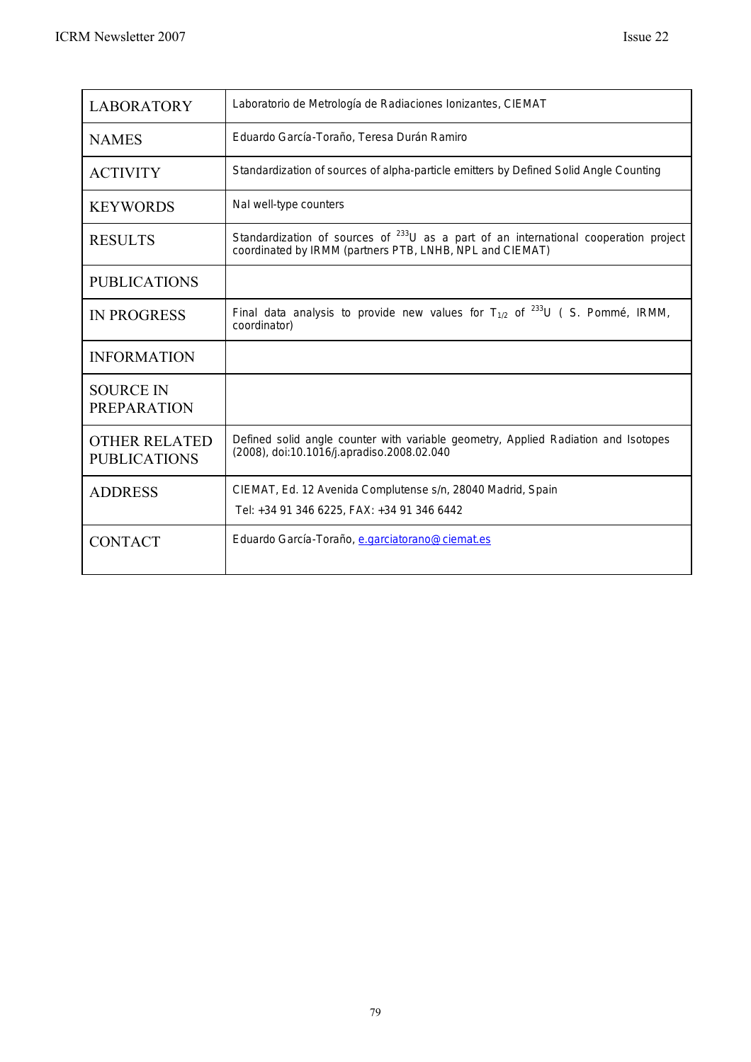| LABORATORY | Laboratorio de Metrología de Radiaciones Ionizantes, CIEMAT |
|---|---|
| NAMES | Eduardo García-Toraño, Teresa Durán Ramiro |
| ACTIVITY | Standardization of sources of alpha-particle emitters by Defined Solid Angle Counting |
| KEYWORDS | NaI well-type counters |
| RESULTS | Standardization of sources of $^{233}U$ as a part of an international cooperation project coordinated by IRMM (partners PTB, LNHB, NPL and CIEMAT) |
| PUBLICATIONS | |
| IN PROGRESS | Final data analysis to provide new values for $T_{1/2}$ of $^{233}U$ ( S. Pommé, IRMM, coordinator) |
| INFORMATION | |
| SOURCE IN PREPARATION | |
| OTHER RELATED PUBLICATIONS | Defined solid angle counter with variable geometry, Applied Radiation and Isotopes (2008), doi:10.1016/j.apradiso.2008.02.040 |
| ADDRESS | CIEMAT, Ed. 12 Avenida Complutense s/n, 28040 Madrid, Spain<br>Tel: +34 91 346 6225, FAX: +34 91 346 6442 |
| CONTACT | Eduardo García-Toraño, e.garciatorano@ciemat.es |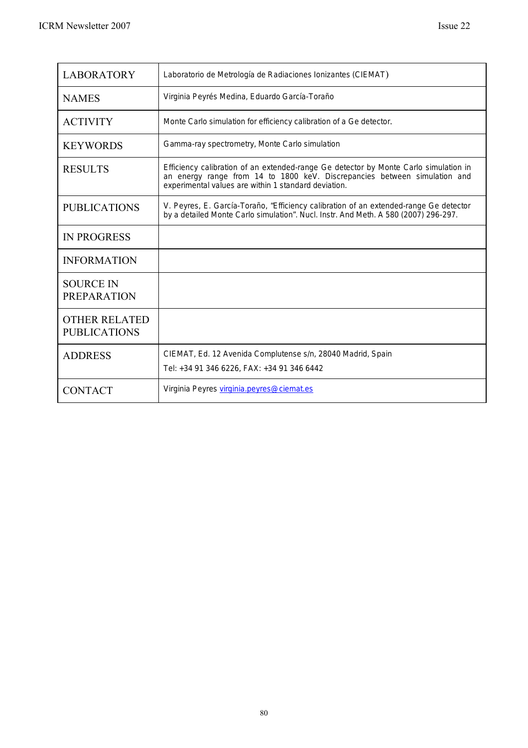| LABORATORY | Laboratorio de Metrología de Radiaciones Ionizantes (CIEMAT) |
|---|---|
| NAMES | Virginia Peyrés Medina, Eduardo García-Toraño |
| ACTIVITY | Monte Carlo simulation for efficiency calibration of a Ge detector. |
| KEYWORDS | Gamma-ray spectrometry, Monte Carlo simulation |
| RESULTS | Efficiency calibration of an extended-range Ge detector by Monte Carlo simulation in an energy range from 14 to 1800 keV. Discrepancies between simulation and experimental values are within 1 standard deviation. |
| PUBLICATIONS | V. Peyres, E. García-Toraño, "Efficiency calibration of an extended-range Ge detector by a detailed Monte Carlo simulation". Nucl. Instr. And Meth. A 580 (2007) 296-297. |
| IN PROGRESS | |
| INFORMATION | |
| SOURCE IN PREPARATION | |
| OTHER RELATED PUBLICATIONS | |
| ADDRESS | CIEMAT, Ed. 12 Avenida Complutense s/n, 28040 Madrid, Spain<br>Tel: +34 91 346 6226, FAX: +34 91 346 6442 |
| CONTACT | Virginia Peyres virginia.peyres@ciemat.es |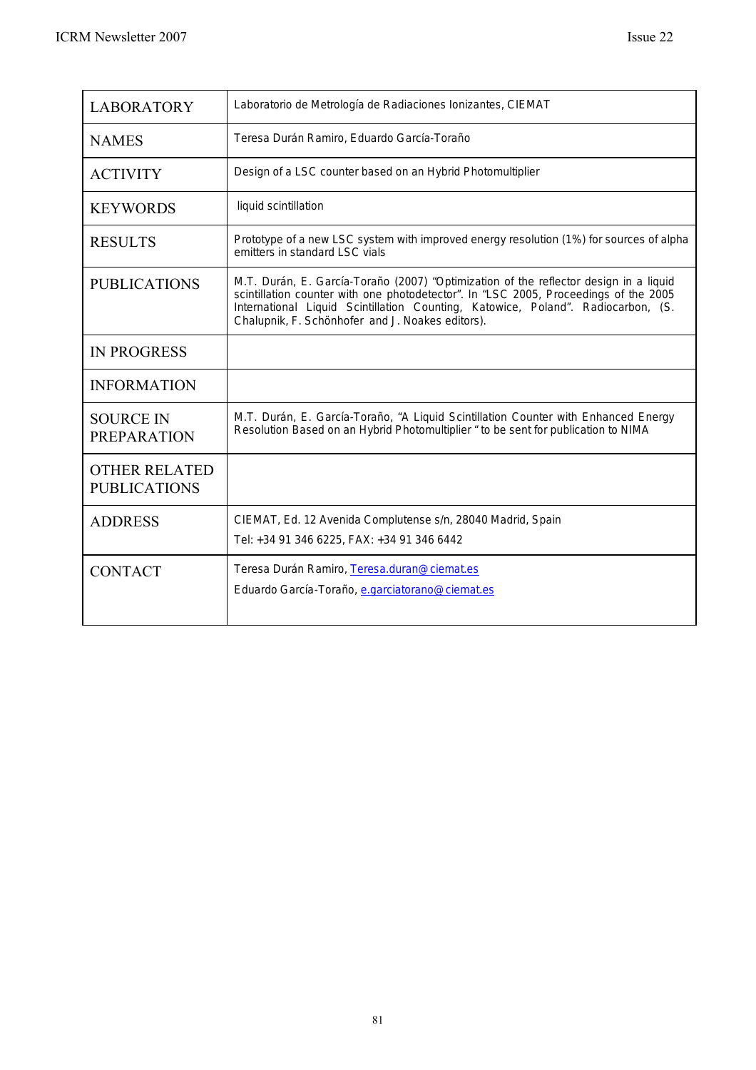| LABORATORY | Laboratorio de Metrología de Radiaciones Ionizantes, CIEMAT |
|---|---|
| NAMES | Teresa Durán Ramiro, Eduardo García-Toraño |
| ACTIVITY | Design of a LSC counter based on an Hybrid Photomultiplier |
| KEYWORDS | liquid scintillation |
| RESULTS | Prototype of a new LSC system with improved energy resolution (1%) for sources of alpha emitters in standard LSC vials |
| PUBLICATIONS | M.T. Durán, E. García-Toraño (2007) "Optimization of the reflector design in a liquid scintillation counter with one photodetector". In "LSC 2005, Proceedings of the 2005 International Liquid Scintillation Counting, Katowice, Poland". Radiocarbon, (S. Chalupnik, F. Schönhofer and J. Noakes editors). |
| IN PROGRESS | |
| INFORMATION | |
| SOURCE IN PREPARATION | M.T. Durán, E. García-Toraño, "A Liquid Scintillation Counter with Enhanced Energy Resolution Based on an Hybrid Photomultiplier " to be sent for publication to NIMA |
| OTHER RELATED PUBLICATIONS | |
| ADDRESS | CIEMAT, Ed. 12 Avenida Complutense s/n, 28040 Madrid, Spain<br>Tel: +34 91 346 6225, FAX: +34 91 346 6442 |
| CONTACT | Teresa Durán Ramiro, Teresa.duran@ciemat.es<br>Eduardo García-Toraño, e.garciatorano@ciemat.es |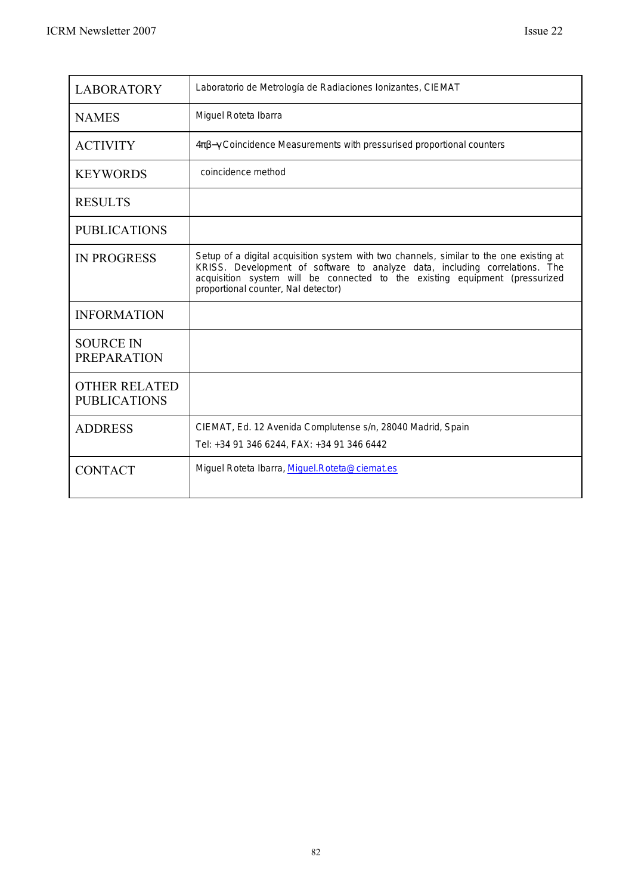| LABORATORY | Laboratorio de Metrología de Radiaciones Ionizantes, CIEMAT |
|---|---|
| NAMES | Miguel Roteta Ibarra |
| ACTIVITY | $4\pi\beta-\gamma$ Coincidence Measurements with pressurised proportional counters |
| KEYWORDS | coincidence method |
| RESULTS | |
| PUBLICATIONS | |
| IN PROGRESS | Setup of a digital acquisition system with two channels, similar to the one existing at KRISS. Development of software to analyze data, including correlations. The acquisition system will be connected to the existing equipment (pressurized proportional counter, NaI detector) |
| INFORMATION | |
| SOURCE IN PREPARATION | |
| OTHER RELATED PUBLICATIONS | |
| ADDRESS | CIEMAT, Ed. 12 Avenida Complutense s/n, 28040 Madrid, Spain<br>Tel: +34 91 346 6244, FAX: +34 91 346 6442 |
| CONTACT | Miguel Roteta Ibarra, Miguel.Roteta@ciemat.es |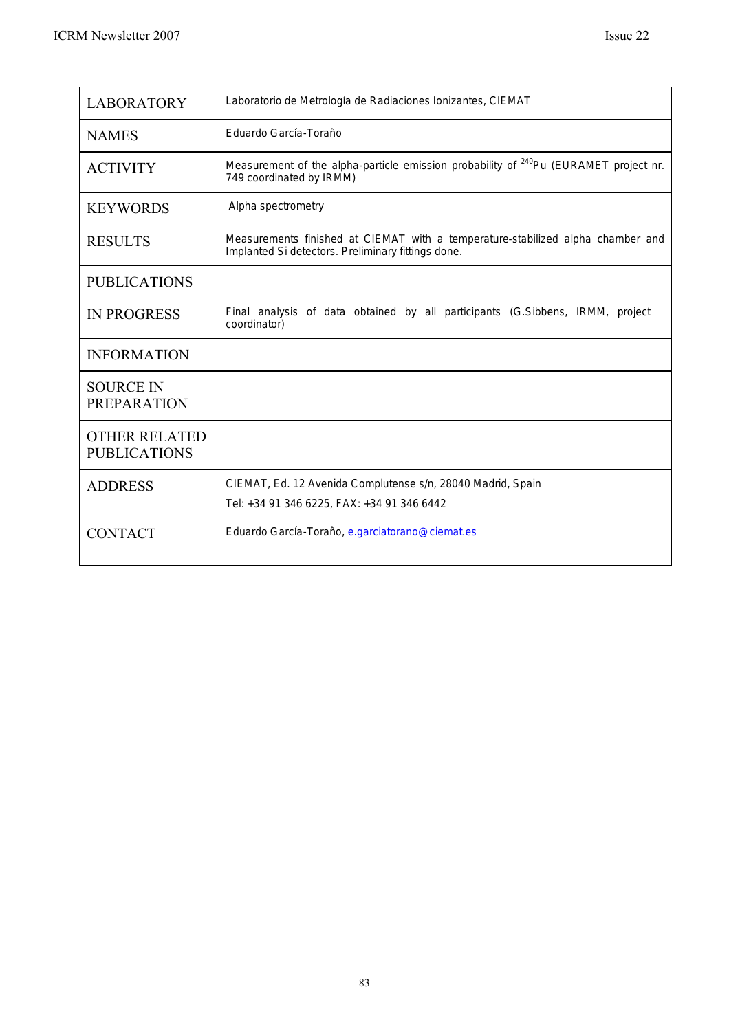| LABORATORY | Laboratorio de Metrología de Radiaciones Ionizantes, CIEMAT |
|---|---|
| NAMES | Eduardo García-Toraño |
| ACTIVITY | Measurement of the alpha-particle emission probability of $^{240}$Pu (EURAMET project nr. 749 coordinated by IRMM) |
| KEYWORDS | Alpha spectrometry |
| RESULTS | Measurements finished at CIEMAT with a temperature-stabilized alpha chamber and Implanted Si detectors. Preliminary fittings done. |
| PUBLICATIONS | |
| IN PROGRESS | Final analysis of data obtained by all participants (G.Sibbens, IRMM, project coordinator) |
| INFORMATION | |
| SOURCE IN PREPARATION | |
| OTHER RELATED PUBLICATIONS | |
| ADDRESS | CIEMAT, Ed. 12 Avenida Complutense s/n, 28040 Madrid, Spain<br>Tel: +34 91 346 6225, FAX: +34 91 346 6442 |
| CONTACT | Eduardo García-Toraño, e.garciatorano@ciemat.es |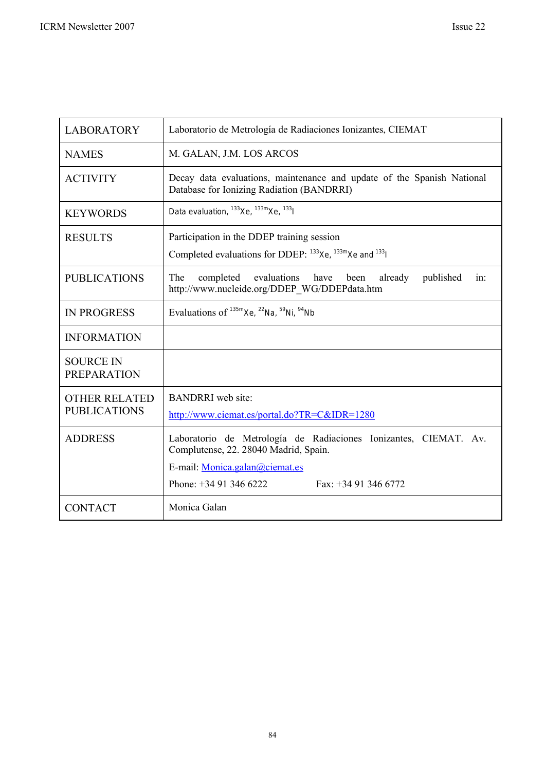| | |
|---|---|
| LABORATORY | Laboratorio de Metrología de Radiaciones Ionizantes, CIEMAT |
| NAMES | M. GALAN, J.M. LOS ARCOS |
| ACTIVITY | Decay data evaluations, maintenance and update of the Spanish National Database for Ionizing Radiation (BANDRRI) |
| KEYWORDS | Data evaluation, $^{133}$Xe, $^{133m}$Xe, $^{133}$I |
| RESULTS | Participation in the DDEP training session<br>Completed evaluations for DDEP: $^{133}$Xe, $^{133m}$Xe and $^{133}$I |
| PUBLICATIONS | The completed evaluations have been already published in: http://www.nucleide.org/DDEP_WG/DDEPdata.htm |
| IN PROGRESS | Evaluations of $^{135m}$Xe, $^{22}$Na, $^{59}$Ni, $^{94}$Nb |
| INFORMATION | |
| SOURCE IN PREPARATION | |
| OTHER RELATED PUBLICATIONS | BANDRRI web site:<br>http://www.ciemat.es/portal.do?TR=C&IDR=1280 |
| ADDRESS | Laboratorio de Metrología de Radiaciones Ionizantes, CIEMAT. Av. Complutense, 22. 28040 Madrid, Spain.<br>E-mail: Monica.galan@ciemat.es<br>Phone: +34 91 346 6222 Fax: +34 91 346 6772 |
| CONTACT | Monica Galan |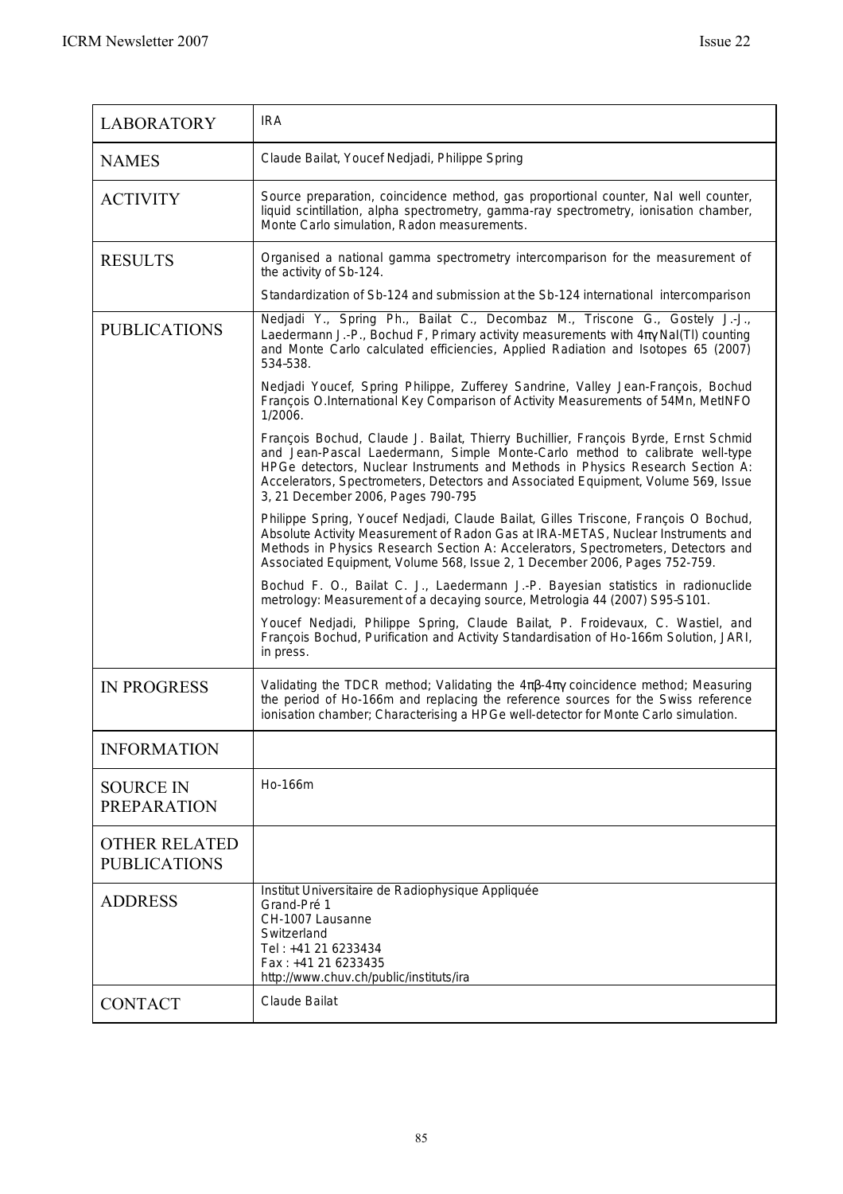| LABORATORY | IRA |
|---|---|
| NAMES | Claude Bailat, Youcef Nedjadi, Philippe Spring |
| ACTIVITY | Source preparation, coincidence method, gas proportional counter, NaI well counter, liquid scintillation, alpha spectrometry, gamma-ray spectrometry, ionisation chamber, Monte Carlo simulation, Radon measurements. |
| RESULTS | Organised a national gamma spectrometry intercomparison for the measurement of the activity of Sb-124.<br><br>Standardization of Sb-124 and submission at the Sb-124 international intercomparison |
| PUBLICATIONS | Nedjadi Y., Spring Ph., Bailat C., Decombaz M., Triscone G., Gostely J.-J., Laedermann J.-P., Bochud F, Primary activity measurements with $4\pi\gamma$ NaI(Tl) counting and Monte Carlo calculated efficiencies, Applied Radiation and Isotopes 65 (2007) 534-538.<br><br>Nedjadi Youcef, Spring Philippe, Zufferey Sandrine, Valley Jean-François, Bochud François O.International Key Comparison of Activity Measurements of 54Mn, MetINFO 1/2006.<br><br>François Bochud, Claude J. Bailat, Thierry Buchillier, François Byrde, Ernst Schmid and Jean-Pascal Laedermann, Simple Monte-Carlo method to calibrate well-type HPGe detectors, Nuclear Instruments and Methods in Physics Research Section A: Accelerators, Spectrometers, Detectors and Associated Equipment, Volume 569, Issue 3, 21 December 2006, Pages 790-795<br><br>Philippe Spring, Youcef Nedjadi, Claude Bailat, Gilles Triscone, François O Bochud, Absolute Activity Measurement of Radon Gas at IRA-METAS, Nuclear Instruments and Methods in Physics Research Section A: Accelerators, Spectrometers, Detectors and Associated Equipment, Volume 568, Issue 2, 1 December 2006, Pages 752-759.<br><br>Bochud F. O., Bailat C. J., Laedermann J.-P. Bayesian statistics in radionuclide metrology: Measurement of a decaying source, Metrologia 44 (2007) S95-S101.<br><br>Youcef Nedjadi, Philippe Spring, Claude Bailat, P. Froidevaux, C. Wastiel, and François Bochud, Purification and Activity Standardisation of Ho-166m Solution, JARI, in press. |
| IN PROGRESS | Validating the TDCR method; Validating the $4\pi\beta$-$4\pi\gamma$ coincidence method; Measuring the period of Ho-166m and replacing the reference sources for the Swiss reference ionisation chamber; Characterising a HPGe well-detector for Monte Carlo simulation. |
| INFORMATION | |
| SOURCE IN PREPARATION | Ho-166m |
| OTHER RELATED PUBLICATIONS | |
| ADDRESS | Institut Universitaire de Radiophysique Appliquée<br>Grand-Pré 1<br>CH-1007 Lausanne<br>Switzerland<br>Tel : +41 21 6233434<br>Fax : +41 21 6233435<br>http://www.chuv.ch/public/instituts/ira |
| CONTACT | Claude Bailat |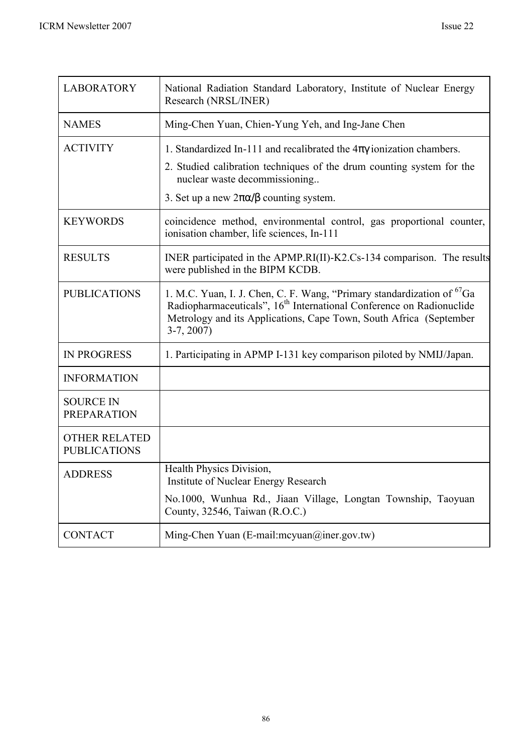| LABORATORY | National Radiation Standard Laboratory, Institute of Nuclear Energy Research (NRSL/INER) |
|---|---|
| NAMES | Ming-Chen Yuan, Chien-Yung Yeh, and Ing-Jane Chen |
| ACTIVITY | 1. Standardized In-111 and recalibrated the $4\pi\gamma$ ionization chambers.<br>2. Studied calibration techniques of the drum counting system for the nuclear waste decommissioning..<br>3. Set up a new $2\pi\alpha/\beta$ counting system. |
| KEYWORDS | coincidence method, environmental control, gas proportional counter, ionisation chamber, life sciences, In-111 |
| RESULTS | INER participated in the APMP.RI(II)-K2.Cs-134 comparison. The results were published in the BIPM KCDB. |
| PUBLICATIONS | 1. M.C. Yuan, I. J. Chen, C. F. Wang, "Primary standardization of $^{67}$Ga Radiopharmaceuticals", 16th International Conference on Radionuclide Metrology and its Applications, Cape Town, South Africa (September 3-7, 2007) |
| IN PROGRESS | 1. Participating in APMP I-131 key comparison piloted by NMIJ/Japan. |
| INFORMATION | |
| SOURCE IN PREPARATION | |
| OTHER RELATED PUBLICATIONS | |
| ADDRESS | Health Physics Division,<br>Institute of Nuclear Energy Research<br>No.1000, Wunhua Rd., Jiaan Village, Longtan Township, Taoyuan County, 32546, Taiwan (R.O.C.) |
| CONTACT | Ming-Chen Yuan (E-mail:mcyuan@iner.gov.tw) |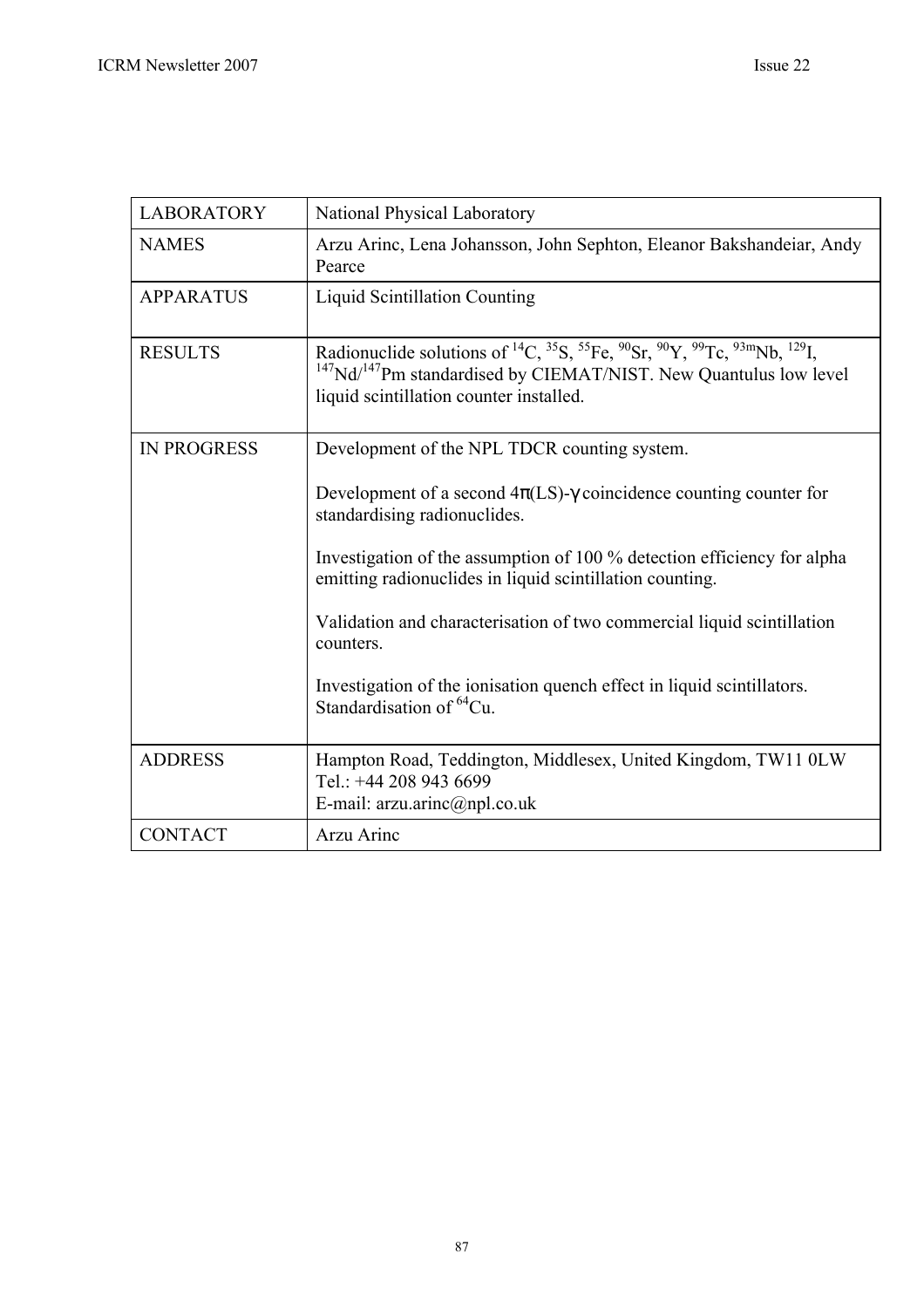| LABORATORY | National Physical Laboratory |
|---|---|
| NAMES | Arzu Arinc, Lena Johansson, John Sephton, Eleanor Bakshandeiar, Andy Pearce |
| APPARATUS | Liquid Scintillation Counting |
| RESULTS | Radionuclide solutions of $^{14}C$, $^{35}S$, $^{55}Fe$, $^{90}Sr$, $^{90}Y$, $^{99}Tc$, $^{93m}Nb$, $^{129}I$, $^{147}Nd/^{147}Pm$ standardised by CIEMAT/NIST. New Quantulus low level liquid scintillation counter installed. |
| IN PROGRESS | Development of the NPL TDCR counting system.<br><br>Development of a second $4\pi(LS)$-$\gamma$ coincidence counting counter for standardising radionuclides.<br><br>Investigation of the assumption of 100 % detection efficiency for alpha emitting radionuclides in liquid scintillation counting.<br><br>Validation and characterisation of two commercial liquid scintillation counters.<br><br>Investigation of the ionisation quench effect in liquid scintillators. Standardisation of $^{64}Cu$. |
| ADDRESS | Hampton Road, Teddington, Middlesex, United Kingdom, TW11 0LW<br>Tel.: +44 208 943 6699<br>E-mail: arzu.arinc@npl.co.uk |
| CONTACT | Arzu Arinc |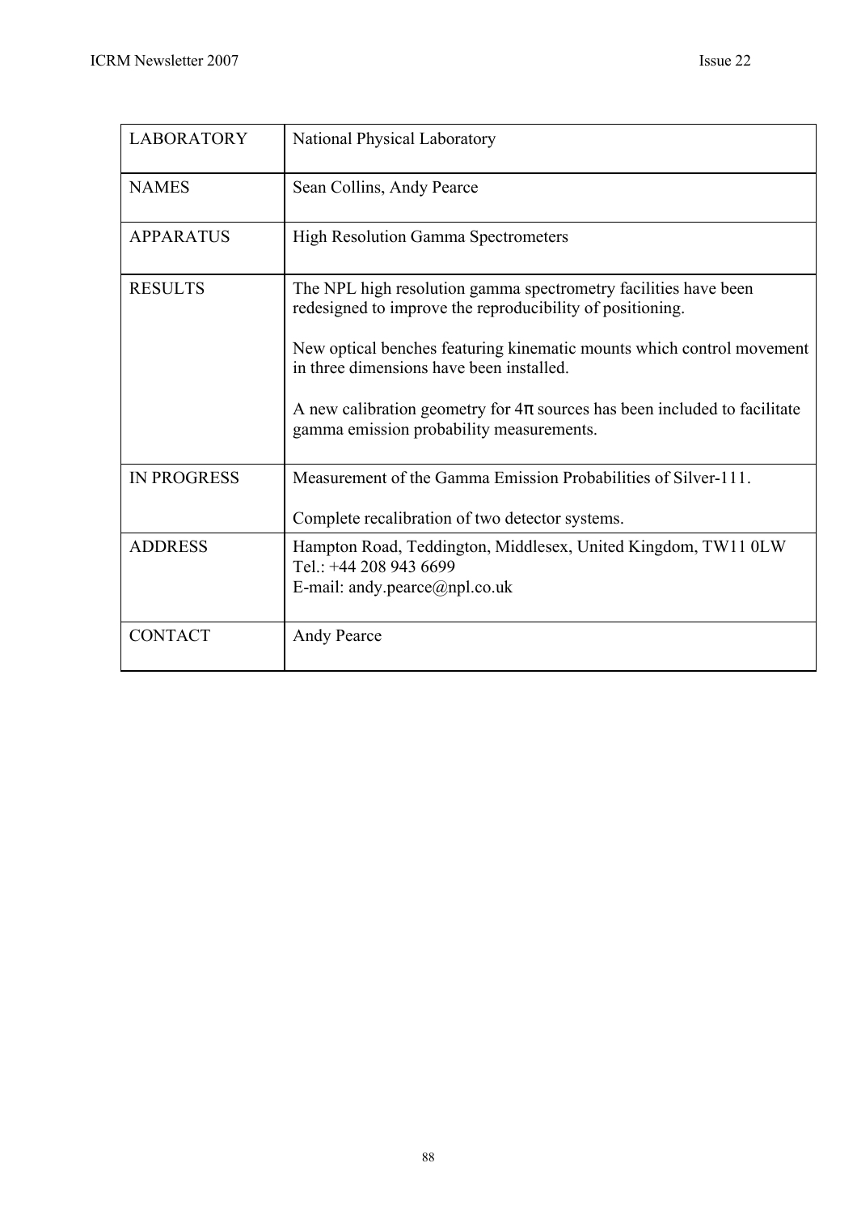| LABORATORY | National Physical Laboratory |
| --- | --- |
| NAMES | Sean Collins, Andy Pearce |
| APPARATUS | High Resolution Gamma Spectrometers |
| RESULTS | The NPL high resolution gamma spectrometry facilities have been redesigned to improve the reproducibility of positioning.<br><br>New optical benches featuring kinematic mounts which control movement in three dimensions have been installed.<br><br>A new calibration geometry for 4π sources has been included to facilitate gamma emission probability measurements. |
| IN PROGRESS | Measurement of the Gamma Emission Probabilities of Silver-111.<br><br>Complete recalibration of two detector systems. |
| ADDRESS | Hampton Road, Teddington, Middlesex, United Kingdom, TW11 0LW<br>Tel.: +44 208 943 6699<br>E-mail: andy.pearce@npl.co.uk |
| CONTACT | Andy Pearce |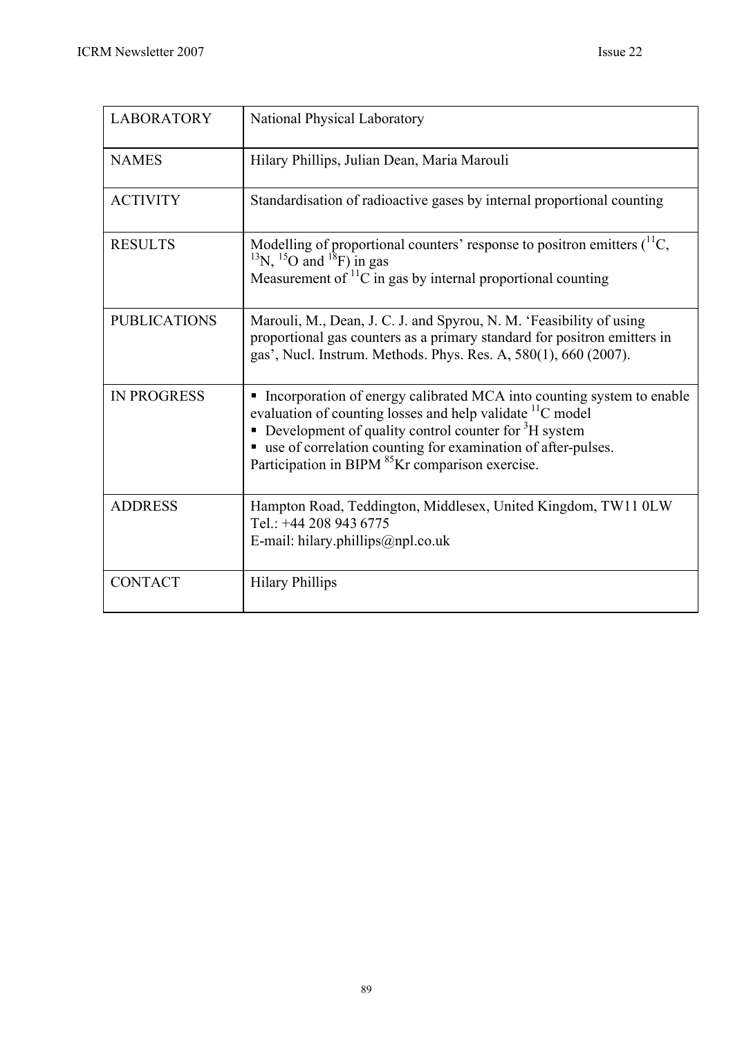| | |
|---|---|
| LABORATORY | National Physical Laboratory |
| NAMES | Hilary Phillips, Julian Dean, Maria Marouli |
| ACTIVITY | Standardisation of radioactive gases by internal proportional counting |
| RESULTS | Modelling of proportional counters' response to positron emitters ($^{11}C$, $^{13}N$, $^{15}O$ and $^{18}F$) in gas<br>Measurement of $^{11}C$ in gas by internal proportional counting |
| PUBLICATIONS | Marouli, M., Dean, J. C. J. and Spyrou, N. M. 'Feasibility of using proportional gas counters as a primary standard for positron emitters in gas', Nucl. Instrum. Methods. Phys. Res. A, 580(1), 660 (2007). |
| IN PROGRESS | ▪ Incorporation of energy calibrated MCA into counting system to enable evaluation of counting losses and help validate $^{11}C$ model<br>▪ Development of quality control counter for $^{3}H$ system<br>▪ use of correlation counting for examination of after-pulses.<br>Participation in BIPM $^{85}Kr$ comparison exercise. |
| ADDRESS | Hampton Road, Teddington, Middlesex, United Kingdom, TW11 0LW<br>Tel.: +44 208 943 6775<br>E-mail: hilary.phillips@npl.co.uk |
| CONTACT | Hilary Phillips |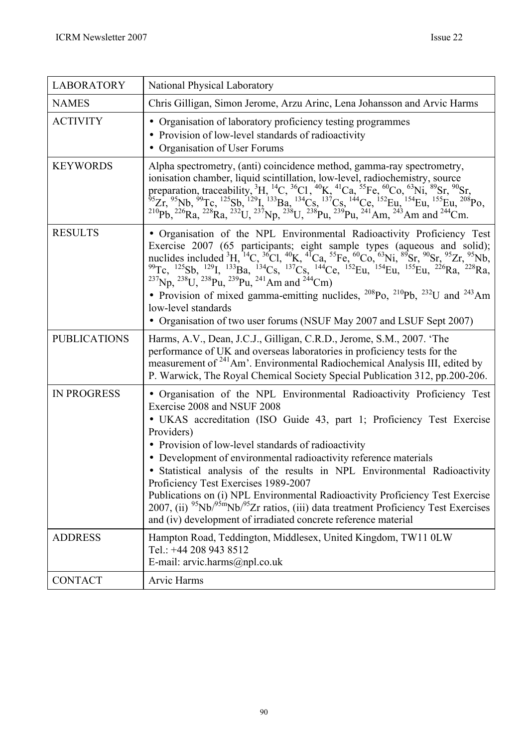| LABORATORY | National Physical Laboratory |
|---|---|
| NAMES | Chris Gilligan, Simon Jerome, Arzu Arinc, Lena Johansson and Arvic Harms |
| ACTIVITY | • Organisation of laboratory proficiency testing programmes<br>• Provision of low-level standards of radioactivity<br>• Organisation of User Forums |
| KEYWORDS | Alpha spectrometry, (anti) coincidence method, gamma-ray spectrometry, ionisation chamber, liquid scintillation, low-level, radiochemistry, source preparation, traceability, $^{3}$H, $^{14}$C, $^{36}$Cl , $^{40}$K, $^{41}$Ca, $^{55}$Fe, $^{60}$Co, $^{63}$Ni, $^{89}$Sr, $^{90}$Sr, $^{95}$Zr, $^{95}$Nb, $^{99}$Tc, $^{125}$Sb, $^{129}$I, $^{133}$Ba, $^{134}$Cs, $^{137}$Cs, $^{144}$Ce, $^{152}$Eu, $^{154}$Eu, $^{155}$Eu, $^{208}$Po, $^{210}$Pb, $^{226}$Ra, $^{228}$Ra, $^{232}$U, $^{237}$Np, $^{238}$U, $^{238}$Pu, $^{239}$Pu, $^{241}$Am, $^{243}$Am and $^{244}$Cm. |
| RESULTS | • Organisation of the NPL Environmental Radioactivity Proficiency Test Exercise 2007 (65 participants; eight sample types (aqueous and solid); nuclides included $^{3}$H, $^{14}$C, $^{36}$Cl, $^{40}$K, $^{41}$Ca, $^{55}$Fe, $^{60}$Co, $^{63}$Ni, $^{89}$Sr, $^{90}$Sr, $^{95}$Zr, $^{95}$Nb, $^{99}$Tc, $^{125}$Sb, $^{129}$I, $^{133}$Ba, $^{134}$Cs, $^{137}$Cs, $^{144}$Ce, $^{152}$Eu, $^{154}$Eu, $^{155}$Eu, $^{226}$Ra, $^{228}$Ra, $^{237}$Np, $^{238}$U, $^{238}$Pu, $^{239}$Pu, $^{241}$Am and $^{244}$Cm)<br>• Provision of mixed gamma-emitting nuclides, $^{208}$Po, $^{210}$Pb, $^{232}$U and $^{243}$Am low-level standards<br>• Organisation of two user forums (NSUF May 2007 and LSUF Sept 2007) |
| PUBLICATIONS | Harms, A.V., Dean, J.C.J., Gilligan, C.R.D., Jerome, S.M., 2007. 'The performance of UK and overseas laboratories in proficiency tests for the measurement of $^{241}$Am'. Environmental Radiochemical Analysis III, edited by P. Warwick, The Royal Chemical Society Special Publication 312, pp.200-206. |
| IN PROGRESS | • Organisation of the NPL Environmental Radioactivity Proficiency Test Exercise 2008 and NSUF 2008<br>• UKAS accreditation (ISO Guide 43, part 1; Proficiency Test Exercise Providers)<br>• Provision of low-level standards of radioactivity<br>• Development of environmental radioactivity reference materials<br>• Statistical analysis of the results in NPL Environmental Radioactivity Proficiency Test Exercises 1989-2007<br>Publications on (i) NPL Environmental Radioactivity Proficiency Test Exercise 2007, (ii) $^{95}$Nb/$^{95m}$Nb/$^{95}$Zr ratios, (iii) data treatment Proficiency Test Exercises and (iv) development of irradiated concrete reference material |
| ADDRESS | Hampton Road, Teddington, Middlesex, United Kingdom, TW11 0LW<br>Tel.: +44 208 943 8512<br>E-mail: arvic.harms@npl.co.uk |
| CONTACT | Arvic Harms |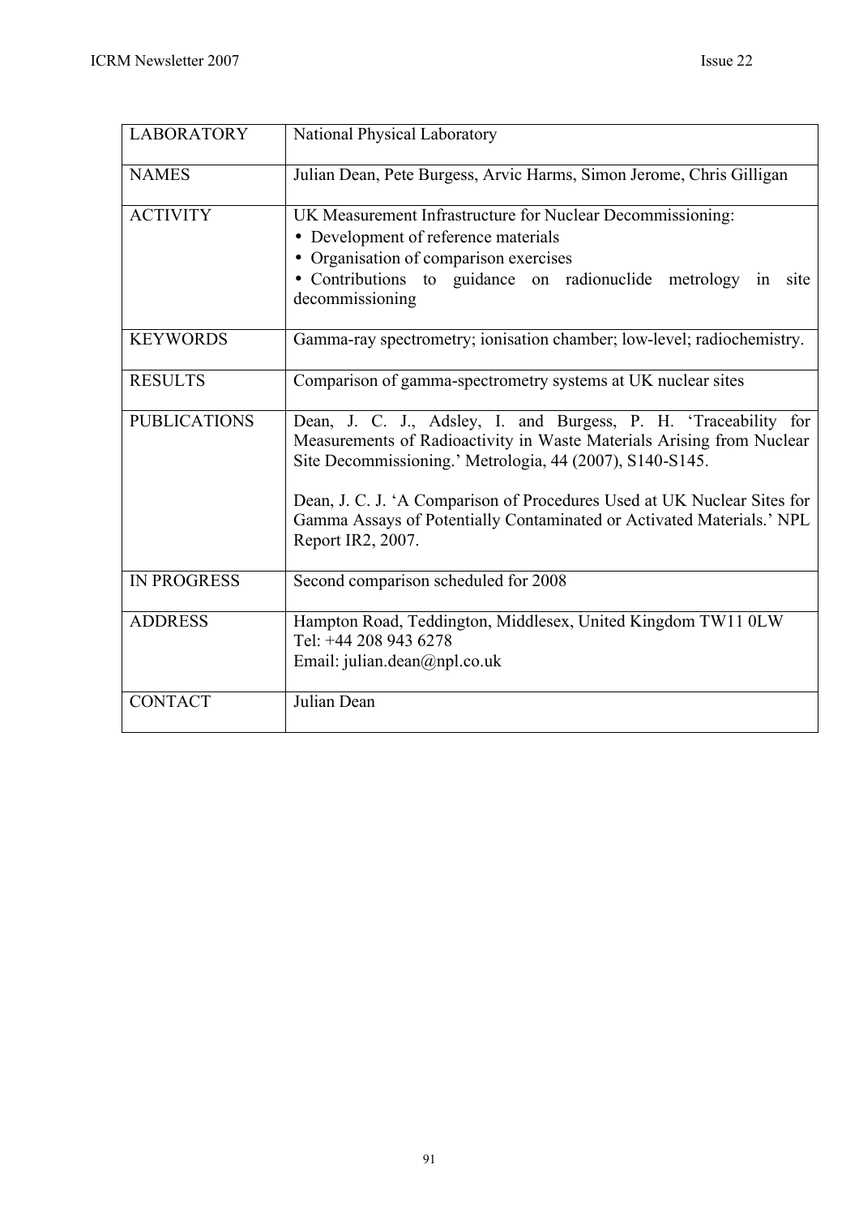| LABORATORY | National Physical Laboratory |
|---|---|
| NAMES | Julian Dean, Pete Burgess, Arvic Harms, Simon Jerome, Chris Gilligan |
| ACTIVITY | UK Measurement Infrastructure for Nuclear Decommissioning:<br>• Development of reference materials<br>• Organisation of comparison exercises<br>• Contributions to guidance on radionuclide metrology in site decommissioning |
| KEYWORDS | Gamma-ray spectrometry; ionisation chamber; low-level; radiochemistry. |
| RESULTS | Comparison of gamma-spectrometry systems at UK nuclear sites |
| PUBLICATIONS | Dean, J. C. J., Adsley, I. and Burgess, P. H. 'Traceability for Measurements of Radioactivity in Waste Materials Arising from Nuclear Site Decommissioning.' Metrologia, 44 (2007), S140-S145.<br><br>Dean, J. C. J. 'A Comparison of Procedures Used at UK Nuclear Sites for Gamma Assays of Potentially Contaminated or Activated Materials.' NPL Report IR2, 2007. |
| IN PROGRESS | Second comparison scheduled for 2008 |
| ADDRESS | Hampton Road, Teddington, Middlesex, United Kingdom TW11 0LW<br>Tel: +44 208 943 6278<br>Email: julian.dean@npl.co.uk |
| CONTACT | Julian Dean |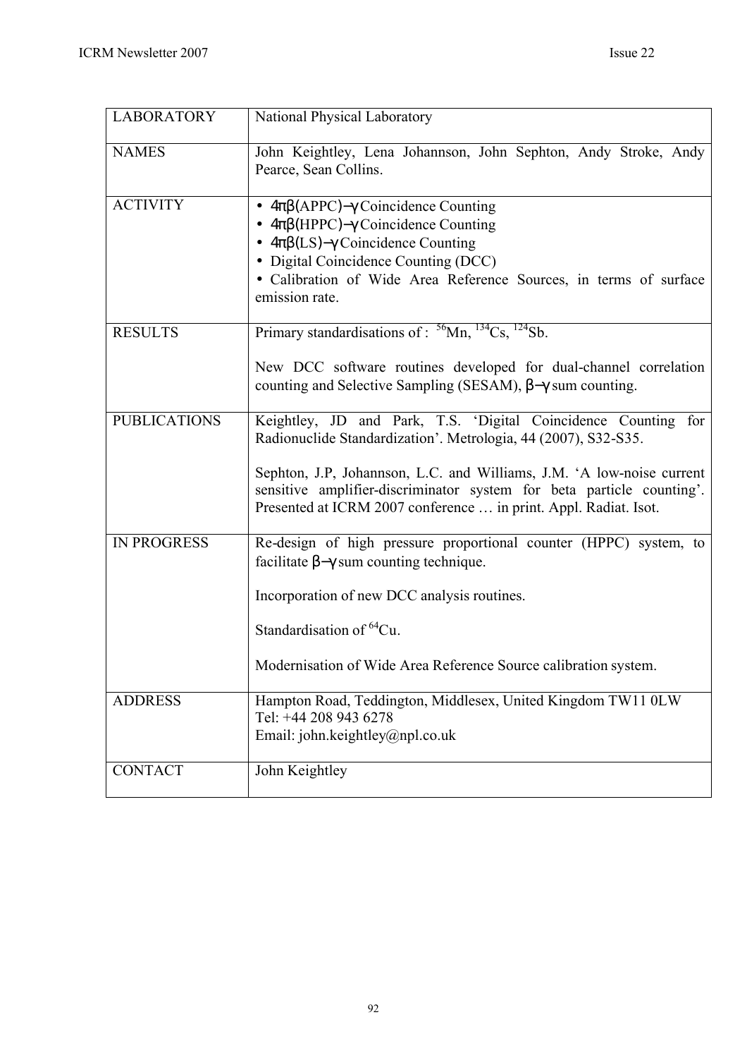| | |
|---|---|
| LABORATORY | National Physical Laboratory |
| NAMES | John Keightley, Lena Johannson, John Sephton, Andy Stroke, Andy Pearce, Sean Collins. |
| ACTIVITY | • $4\pi\beta$(APPC)$-\gamma$ Coincidence Counting<br>• $4\pi\beta$(HPPC)$-\gamma$ Coincidence Counting<br>• $4\pi\beta$(LS)$-\gamma$ Coincidence Counting<br>• Digital Coincidence Counting (DCC)<br>• Calibration of Wide Area Reference Sources, in terms of surface emission rate. |
| RESULTS | Primary standardisations of : $^{56}$Mn, $^{134}$Cs, $^{124}$Sb.<br><br>New DCC software routines developed for dual-channel correlation counting and Selective Sampling (SESAM), $\beta-\gamma$ sum counting. |
| PUBLICATIONS | Keightley, JD and Park, T.S. 'Digital Coincidence Counting for Radionuclide Standardization'. Metrologia, 44 (2007), S32-S35.<br><br>Sephton, J.P, Johannson, L.C. and Williams, J.M. 'A low-noise current sensitive amplifier-discriminator system for beta particle counting'. Presented at ICRM 2007 conference … in print. Appl. Radiat. Isot. |
| IN PROGRESS | Re-design of high pressure proportional counter (HPPC) system, to facilitate $\beta-\gamma$ sum counting technique.<br><br>Incorporation of new DCC analysis routines.<br><br>Standardisation of $^{64}$Cu.<br><br>Modernisation of Wide Area Reference Source calibration system. |
| ADDRESS | Hampton Road, Teddington, Middlesex, United Kingdom TW11 0LW<br>Tel: +44 208 943 6278<br>Email: john.keightley@npl.co.uk |
| CONTACT | John Keightley |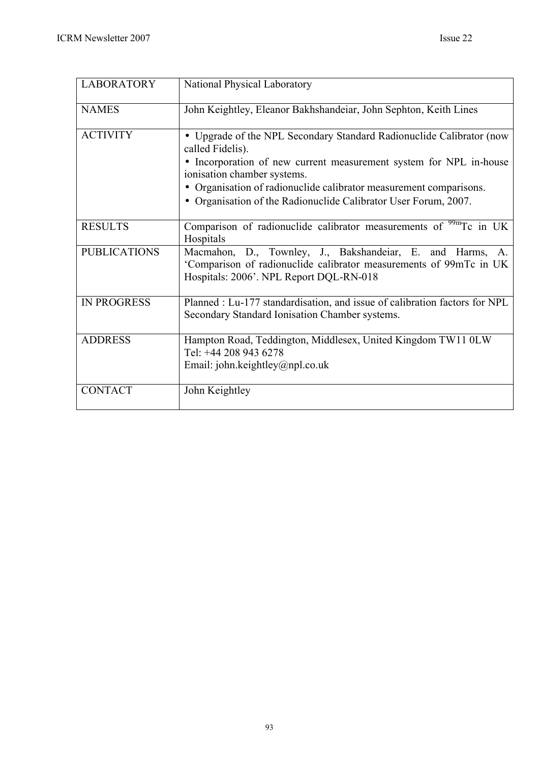| | |
|---|---|
| LABORATORY | National Physical Laboratory |
| NAMES | John Keightley, Eleanor Bakhshandeiar, John Sephton, Keith Lines |
| ACTIVITY | • Upgrade of the NPL Secondary Standard Radionuclide Calibrator (now called Fidelis).<br>• Incorporation of new current measurement system for NPL in-house ionisation chamber systems.<br>• Organisation of radionuclide calibrator measurement comparisons.<br>• Organisation of the Radionuclide Calibrator User Forum, 2007. |
| RESULTS | Comparison of radionuclide calibrator measurements of $^{99m}$Tc in UK Hospitals |
| PUBLICATIONS | Macmahon, D., Townley, J., Bakshandeiar, E. and Harms, A. 'Comparison of radionuclide calibrator measurements of 99mTc in UK Hospitals: 2006'. NPL Report DQL-RN-018 |
| IN PROGRESS | Planned : Lu-177 standardisation, and issue of calibration factors for NPL Secondary Standard Ionisation Chamber systems. |
| ADDRESS | Hampton Road, Teddington, Middlesex, United Kingdom TW11 0LW<br>Tel: +44 208 943 6278<br>Email: john.keightley@npl.co.uk |
| CONTACT | John Keightley |